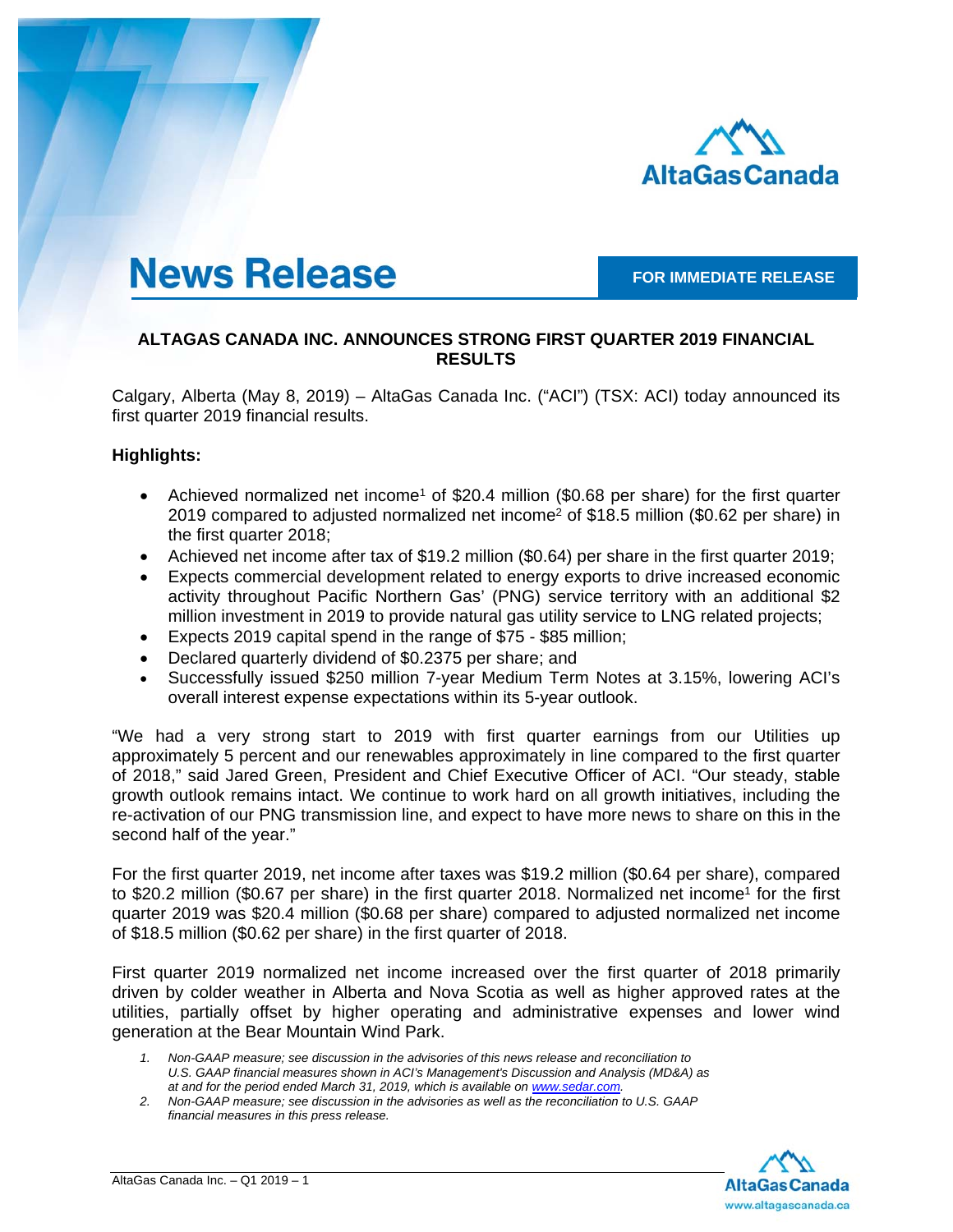# News Release

**FOR IMMEDIATE RELEASE**

## ALTAGAS CANADA INC. ANNOUNCES STRONG FIRST QUARTER 2019 FINANCIAL RESULTS

Calgary, Alberta (May 8, 2019) – AltaGas Canada Inc. ("ACI") (TSX: ACI) today announced its first quarter 2019 financial results.

**Highlights:**

- Achieved normalized net income[1] of $20.4 million ($0.68 per share) for the first quarter 2019 compared to adjusted normalized net income[2] of $18.5 million ($0.62 per share) in the first quarter 2018;
- Achieved net income after tax of $19.2 million ($0.64) per share in the first quarter 2019;
- Expects commercial development related to energy exports to drive increased economic activity throughout Pacific Northern Gas' (PNG) service territory with an additional $2 million investment in 2019 to provide natural gas utility service to LNG related projects;
- Expects 2019 capital spend in the range of $75 - $85 million;
- Declared quarterly dividend of $0.2375 per share; and
- Successfully issued $250 million 7-year Medium Term Notes at 3.15%, lowering ACI's overall interest expense expectations within its 5-year outlook.

"We had a very strong start to 2019 with first quarter earnings from our Utilities up approximately 5 percent and our renewables approximately in line compared to the first quarter of 2018," said Jared Green, President and Chief Executive Officer of ACI. "Our steady, stable growth outlook remains intact. We continue to work hard on all growth initiatives, including the re-activation of our PNG transmission line, and expect to have more news to share on this in the second half of the year."

For the first quarter 2019, net income after taxes was $19.2 million ($0.64 per share), compared to $20.2 million ($0.67 per share) in the first quarter 2018. Normalized net income[1] for the first quarter 2019 was $20.4 million ($0.68 per share) compared to adjusted normalized net income of $18.5 million ($0.62 per share) in the first quarter of 2018.

First quarter 2019 normalized net income increased over the first quarter of 2018 primarily driven by colder weather in Alberta and Nova Scotia as well as higher approved rates at the utilities, partially offset by higher operating and administrative expenses and lower wind generation at the Bear Mountain Wind Park.

1. *Non-GAAP measure; see discussion in the advisories of this news release and reconciliation to U.S. GAAP financial measures shown in ACI's Management's Discussion and Analysis (MD&A) as at and for the period ended March 31, 2019, which is available on www.sedar.com.*
2. *Non-GAAP measure; see discussion in the advisories as well as the reconciliation to U.S. GAAP financial measures in this press release.*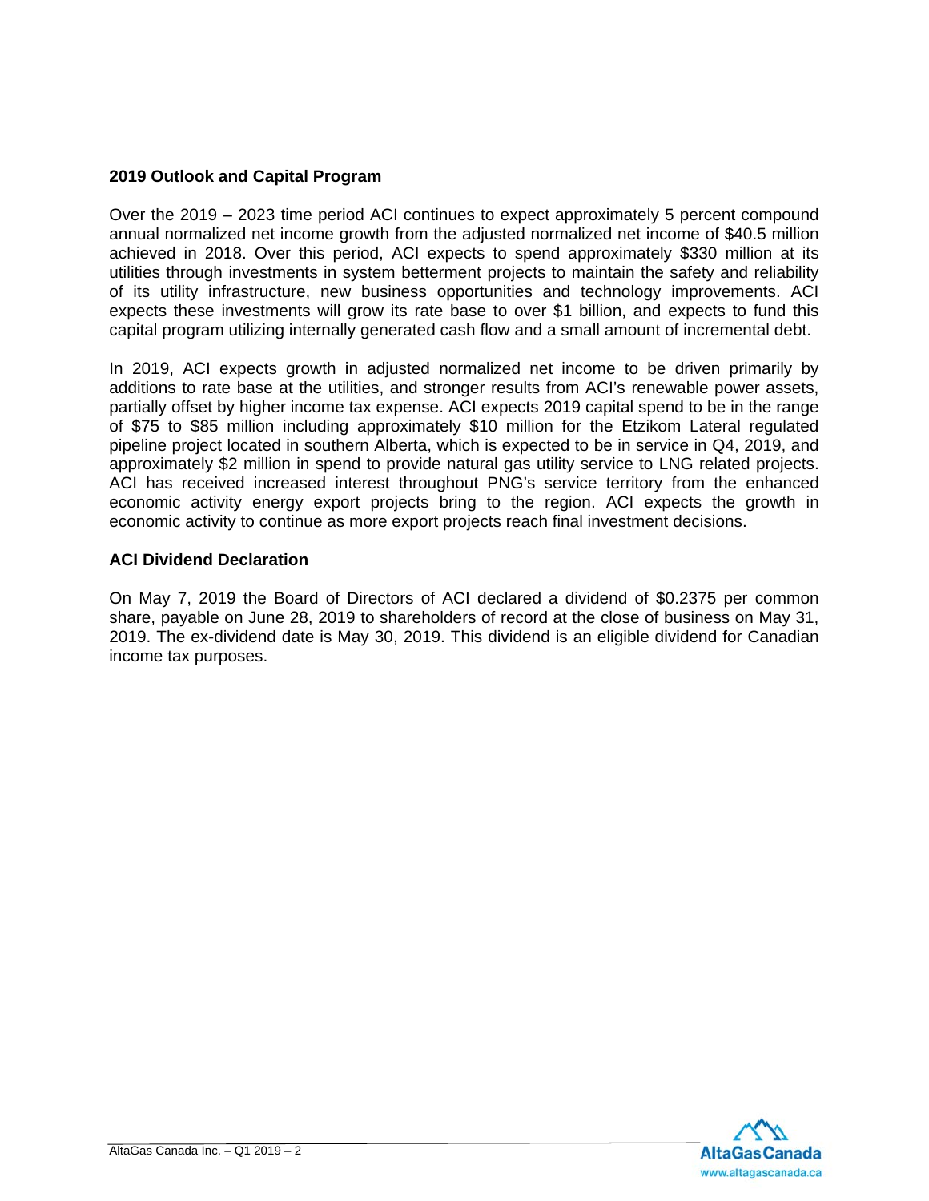## 2019 Outlook and Capital Program

Over the 2019 – 2023 time period ACI continues to expect approximately 5 percent compound annual normalized net income growth from the adjusted normalized net income of $40.5 million achieved in 2018. Over this period, ACI expects to spend approximately $330 million at its utilities through investments in system betterment projects to maintain the safety and reliability of its utility infrastructure, new business opportunities and technology improvements. ACI expects these investments will grow its rate base to over $1 billion, and expects to fund this capital program utilizing internally generated cash flow and a small amount of incremental debt.

In 2019, ACI expects growth in adjusted normalized net income to be driven primarily by additions to rate base at the utilities, and stronger results from ACI's renewable power assets, partially offset by higher income tax expense. ACI expects 2019 capital spend to be in the range of $75 to $85 million including approximately $10 million for the Etzikom Lateral regulated pipeline project located in southern Alberta, which is expected to be in service in Q4, 2019, and approximately $2 million in spend to provide natural gas utility service to LNG related projects. ACI has received increased interest throughout PNG's service territory from the enhanced economic activity energy export projects bring to the region. ACI expects the growth in economic activity to continue as more export projects reach final investment decisions.

## ACI Dividend Declaration

On May 7, 2019 the Board of Directors of ACI declared a dividend of $0.2375 per common share, payable on June 28, 2019 to shareholders of record at the close of business on May 31, 2019. The ex-dividend date is May 30, 2019. This dividend is an eligible dividend for Canadian income tax purposes.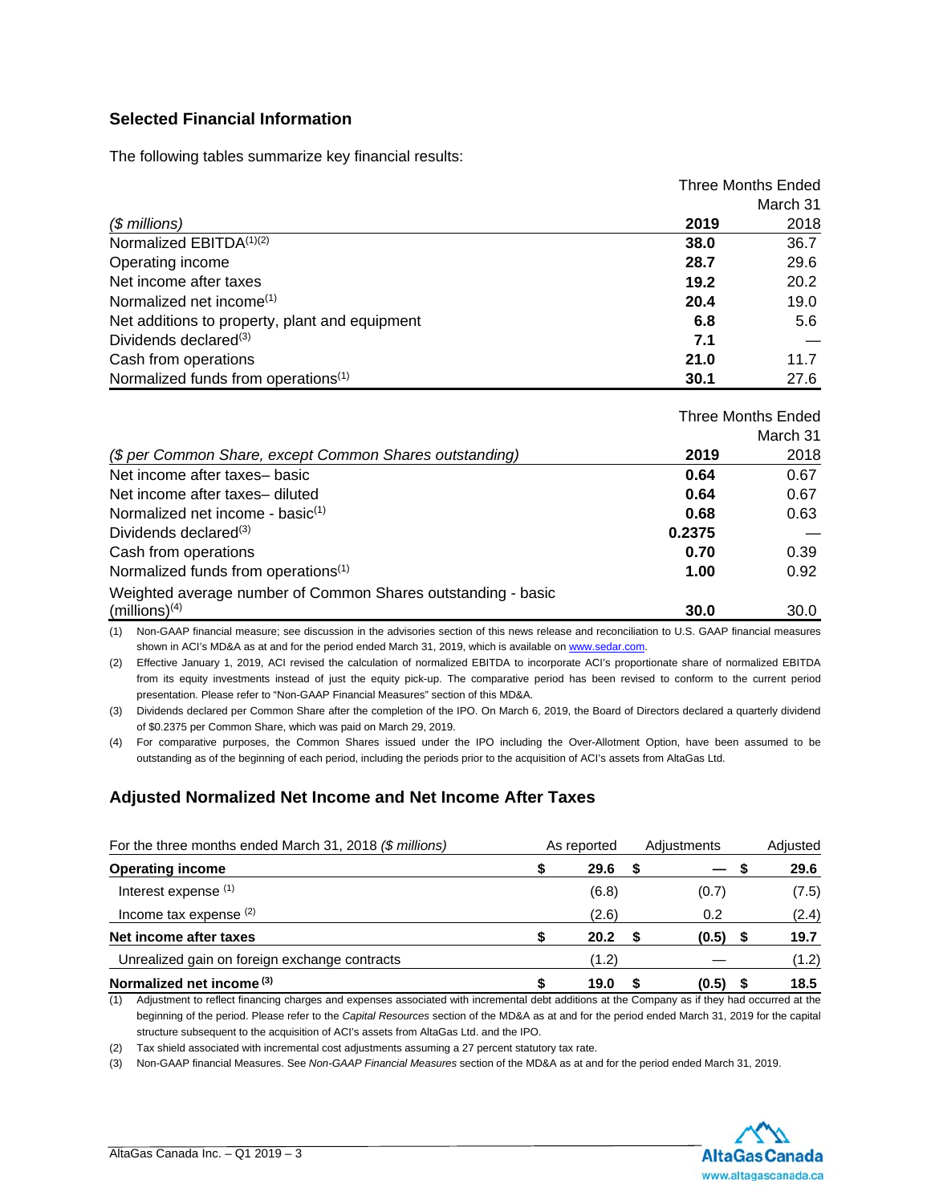## Selected Financial Information

The following tables summarize key financial results:

| | Three Months Ended March 31 | |
|---|---|---|
| *($ millions)* | **2019** | 2018 |
| Normalized EBITDA[(1)(2)] | **38.0** | 36.7 |
| Operating income | **28.7** | 29.6 |
| Net income after taxes | **19.2** | 20.2 |
| Normalized net income[(1)] | **20.4** | 19.0 |
| Net additions to property, plant and equipment | **6.8** | 5.6 |
| Dividends declared[(3)] | **7.1** | — |
| Cash from operations | **21.0** | 11.7 |
| Normalized funds from operations[(1)] | **30.1** | 27.6 |

| | Three Months Ended March 31 | |
|---|---|---|
| *($ per Common Share, except Common Shares outstanding)* | **2019** | 2018 |
| Net income after taxes– basic | **0.64** | 0.67 |
| Net income after taxes– diluted | **0.64** | 0.67 |
| Normalized net income - basic[(1)] | **0.68** | 0.63 |
| Dividends declared[(3)] | **0.2375** | — |
| Cash from operations | **0.70** | 0.39 |
| Normalized funds from operations[(1)] | **1.00** | 0.92 |
| Weighted average number of Common Shares outstanding - basic (millions)[(4)] | **30.0** | 30.0 |

(1) Non-GAAP financial measure; see discussion in the advisories section of this news release and reconciliation to U.S. GAAP financial measures shown in ACI's MD&A as at and for the period ended March 31, 2019, which is available on www.sedar.com.

(2) Effective January 1, 2019, ACI revised the calculation of normalized EBITDA to incorporate ACI's proportionate share of normalized EBITDA from its equity investments instead of just the equity pick-up. The comparative period has been revised to conform to the current period presentation. Please refer to "Non-GAAP Financial Measures" section of this MD&A.

(3) Dividends declared per Common Share after the completion of the IPO. On March 6, 2019, the Board of Directors declared a quarterly dividend of $0.2375 per Common Share, which was paid on March 29, 2019.

(4) For comparative purposes, the Common Shares issued under the IPO including the Over-Allotment Option, have been assumed to be outstanding as of the beginning of each period, including the periods prior to the acquisition of ACI's assets from AltaGas Ltd.

## Adjusted Normalized Net Income and Net Income After Taxes

| For the three months ended March 31, 2018 *($ millions)* | As reported | Adjustments | Adjusted |
|---|---|---|---|
| **Operating income** | **$ 29.6** | **$ —** | **$ 29.6** |
| Interest expense [(1)] | (6.8) | (0.7) | (7.5) |
| Income tax expense [(2)] | (2.6) | 0.2 | (2.4) |
| **Net income after taxes** | **$ 20.2** | **$ (0.5)** | **$ 19.7** |
| Unrealized gain on foreign exchange contracts | (1.2) | — | (1.2) |
| **Normalized net income [(3)]** | **$ 19.0** | **$ (0.5)** | **$ 18.5** |

(1) Adjustment to reflect financing charges and expenses associated with incremental debt additions at the Company as if they had occurred at the beginning of the period. Please refer to the *Capital Resources* section of the MD&A as at and for the period ended March 31, 2019 for the capital structure subsequent to the acquisition of ACI's assets from AltaGas Ltd. and the IPO.

(2) Tax shield associated with incremental cost adjustments assuming a 27 percent statutory tax rate.

(3) Non-GAAP financial Measures. See *Non-GAAP Financial Measures* section of the MD&A as at and for the period ended March 31, 2019.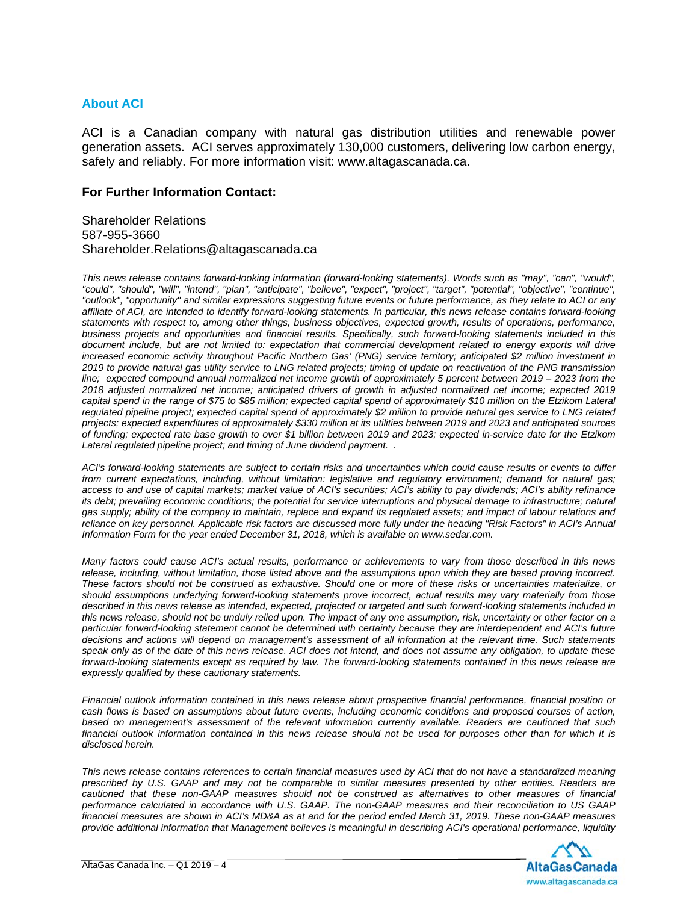## About ACI

ACI is a Canadian company with natural gas distribution utilities and renewable power generation assets. ACI serves approximately 130,000 customers, delivering low carbon energy, safely and reliably. For more information visit: www.altagascanada.ca.

**For Further Information Contact:**

Shareholder Relations
587-955-3660
Shareholder.Relations@altagascanada.ca

*This news release contains forward-looking information (forward-looking statements). Words such as "may", "can", "would", "could", "should", "will", "intend", "plan", "anticipate", "believe", "expect", "project", "target", "potential", "objective", "continue", "outlook", "opportunity" and similar expressions suggesting future events or future performance, as they relate to ACI or any affiliate of ACI, are intended to identify forward-looking statements. In particular, this news release contains forward-looking statements with respect to, among other things, business objectives, expected growth, results of operations, performance, business projects and opportunities and financial results. Specifically, such forward-looking statements included in this document include, but are not limited to: expectation that commercial development related to energy exports will drive increased economic activity throughout Pacific Northern Gas' (PNG) service territory; anticipated $2 million investment in 2019 to provide natural gas utility service to LNG related projects; timing of update on reactivation of the PNG transmission line; expected compound annual normalized net income growth of approximately 5 percent between 2019 – 2023 from the 2018 adjusted normalized net income; anticipated drivers of growth in adjusted normalized net income; expected 2019 capital spend in the range of $75 to $85 million; expected capital spend of approximately $10 million on the Etzikom Lateral regulated pipeline project; expected capital spend of approximately $2 million to provide natural gas service to LNG related projects; expected expenditures of approximately $330 million at its utilities between 2019 and 2023 and anticipated sources of funding; expected rate base growth to over $1 billion between 2019 and 2023; expected in-service date for the Etzikom Lateral regulated pipeline project; and timing of June dividend payment. .*

*ACI's forward-looking statements are subject to certain risks and uncertainties which could cause results or events to differ from current expectations, including, without limitation: legislative and regulatory environment; demand for natural gas; access to and use of capital markets; market value of ACI's securities; ACI's ability to pay dividends; ACI's ability refinance its debt; prevailing economic conditions; the potential for service interruptions and physical damage to infrastructure; natural gas supply; ability of the company to maintain, replace and expand its regulated assets; and impact of labour relations and reliance on key personnel. Applicable risk factors are discussed more fully under the heading "Risk Factors" in ACI's Annual Information Form for the year ended December 31, 2018, which is available on www.sedar.com.*

*Many factors could cause ACI's actual results, performance or achievements to vary from those described in this news release, including, without limitation, those listed above and the assumptions upon which they are based proving incorrect. These factors should not be construed as exhaustive. Should one or more of these risks or uncertainties materialize, or should assumptions underlying forward-looking statements prove incorrect, actual results may vary materially from those described in this news release as intended, expected, projected or targeted and such forward-looking statements included in this news release, should not be unduly relied upon. The impact of any one assumption, risk, uncertainty or other factor on a particular forward-looking statement cannot be determined with certainty because they are interdependent and ACI's future decisions and actions will depend on management's assessment of all information at the relevant time. Such statements speak only as of the date of this news release. ACI does not intend, and does not assume any obligation, to update these forward-looking statements except as required by law. The forward-looking statements contained in this news release are expressly qualified by these cautionary statements.*

*Financial outlook information contained in this news release about prospective financial performance, financial position or cash flows is based on assumptions about future events, including economic conditions and proposed courses of action, based on management's assessment of the relevant information currently available. Readers are cautioned that such financial outlook information contained in this news release should not be used for purposes other than for which it is disclosed herein.*

*This news release contains references to certain financial measures used by ACI that do not have a standardized meaning prescribed by U.S. GAAP and may not be comparable to similar measures presented by other entities. Readers are cautioned that these non-GAAP measures should not be construed as alternatives to other measures of financial performance calculated in accordance with U.S. GAAP. The non-GAAP measures and their reconciliation to US GAAP financial measures are shown in ACI's MD&A as at and for the period ended March 31, 2019. These non-GAAP measures provide additional information that Management believes is meaningful in describing ACI's operational performance, liquidity*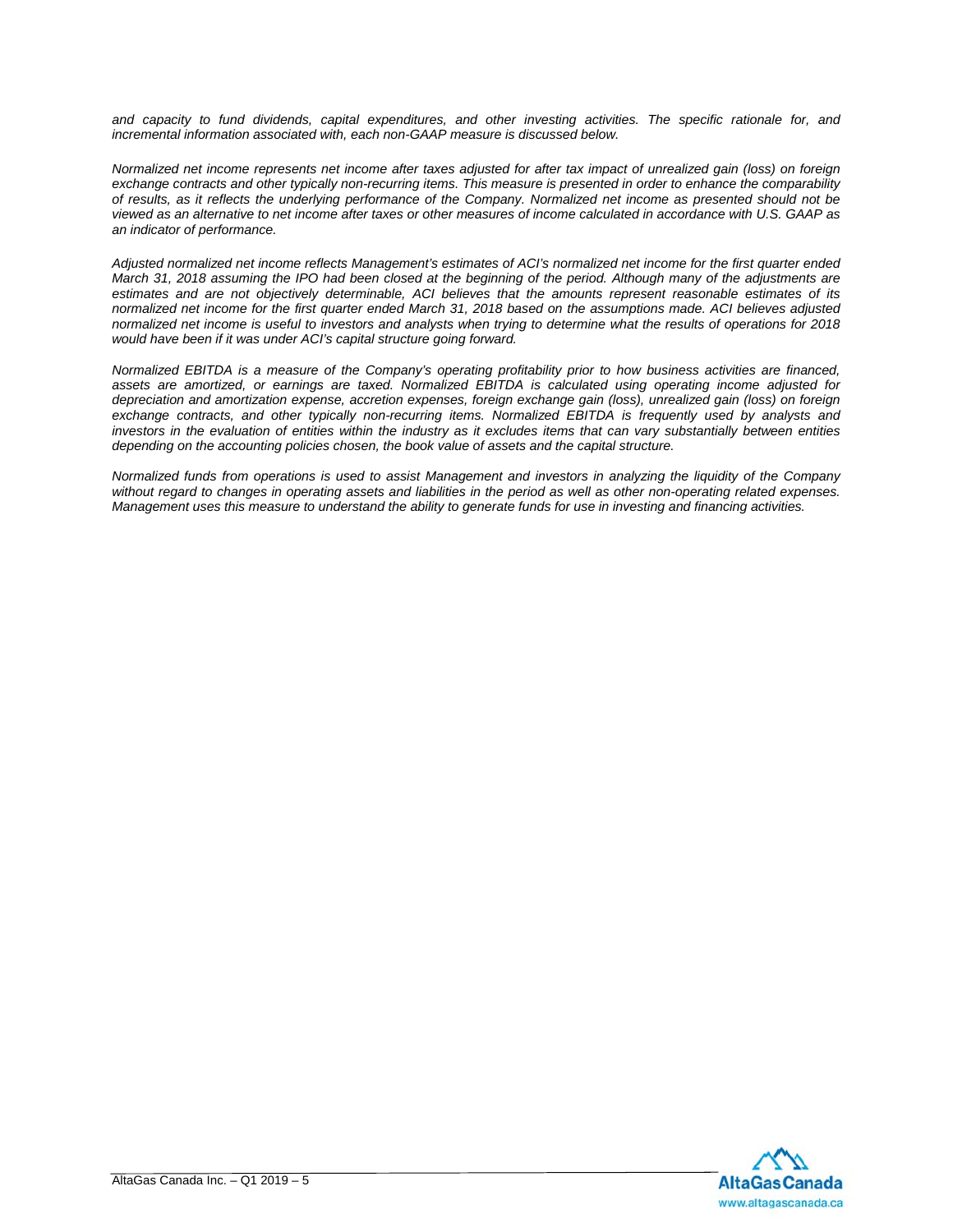*and capacity to fund dividends, capital expenditures, and other investing activities. The specific rationale for, and incremental information associated with, each non-GAAP measure is discussed below.*

*Normalized net income represents net income after taxes adjusted for after tax impact of unrealized gain (loss) on foreign exchange contracts and other typically non-recurring items. This measure is presented in order to enhance the comparability of results, as it reflects the underlying performance of the Company. Normalized net income as presented should not be viewed as an alternative to net income after taxes or other measures of income calculated in accordance with U.S. GAAP as an indicator of performance.*

*Adjusted normalized net income reflects Management's estimates of ACI's normalized net income for the first quarter ended March 31, 2018 assuming the IPO had been closed at the beginning of the period. Although many of the adjustments are estimates and are not objectively determinable, ACI believes that the amounts represent reasonable estimates of its normalized net income for the first quarter ended March 31, 2018 based on the assumptions made. ACI believes adjusted normalized net income is useful to investors and analysts when trying to determine what the results of operations for 2018 would have been if it was under ACI's capital structure going forward.*

*Normalized EBITDA is a measure of the Company's operating profitability prior to how business activities are financed, assets are amortized, or earnings are taxed. Normalized EBITDA is calculated using operating income adjusted for depreciation and amortization expense, accretion expenses, foreign exchange gain (loss), unrealized gain (loss) on foreign exchange contracts, and other typically non-recurring items. Normalized EBITDA is frequently used by analysts and investors in the evaluation of entities within the industry as it excludes items that can vary substantially between entities depending on the accounting policies chosen, the book value of assets and the capital structure.*

*Normalized funds from operations is used to assist Management and investors in analyzing the liquidity of the Company without regard to changes in operating assets and liabilities in the period as well as other non-operating related expenses. Management uses this measure to understand the ability to generate funds for use in investing and financing activities.*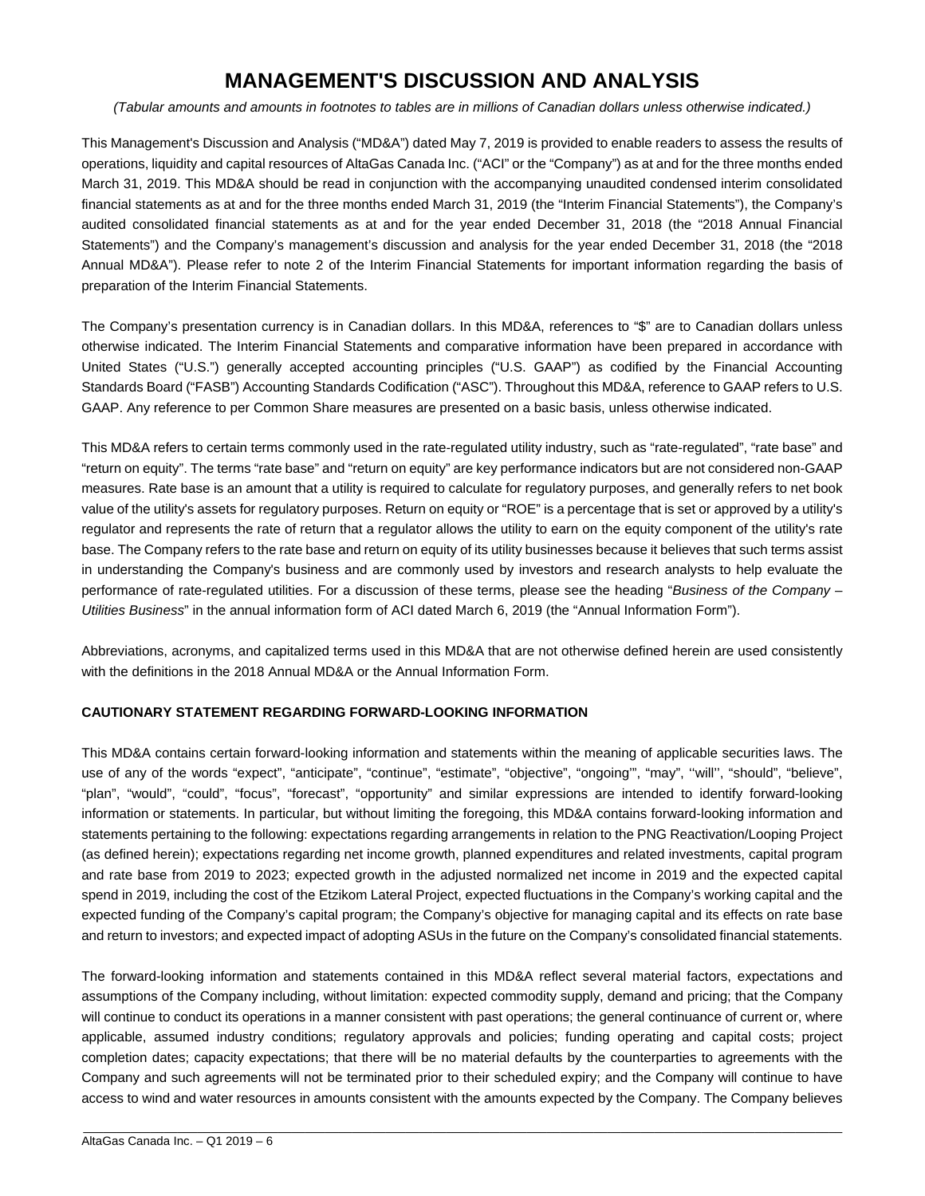# MANAGEMENT'S DISCUSSION AND ANALYSIS

*(Tabular amounts and amounts in footnotes to tables are in millions of Canadian dollars unless otherwise indicated.)*

This Management's Discussion and Analysis ("MD&A") dated May 7, 2019 is provided to enable readers to assess the results of operations, liquidity and capital resources of AltaGas Canada Inc. ("ACI" or the "Company") as at and for the three months ended March 31, 2019. This MD&A should be read in conjunction with the accompanying unaudited condensed interim consolidated financial statements as at and for the three months ended March 31, 2019 (the "Interim Financial Statements"), the Company's audited consolidated financial statements as at and for the year ended December 31, 2018 (the "2018 Annual Financial Statements") and the Company's management's discussion and analysis for the year ended December 31, 2018 (the "2018 Annual MD&A"). Please refer to note 2 of the Interim Financial Statements for important information regarding the basis of preparation of the Interim Financial Statements.

The Company's presentation currency is in Canadian dollars. In this MD&A, references to "$" are to Canadian dollars unless otherwise indicated. The Interim Financial Statements and comparative information have been prepared in accordance with United States ("U.S.") generally accepted accounting principles ("U.S. GAAP") as codified by the Financial Accounting Standards Board ("FASB") Accounting Standards Codification ("ASC"). Throughout this MD&A, reference to GAAP refers to U.S. GAAP. Any reference to per Common Share measures are presented on a basic basis, unless otherwise indicated.

This MD&A refers to certain terms commonly used in the rate-regulated utility industry, such as "rate-regulated", "rate base" and "return on equity". The terms "rate base" and "return on equity" are key performance indicators but are not considered non-GAAP measures. Rate base is an amount that a utility is required to calculate for regulatory purposes, and generally refers to net book value of the utility's assets for regulatory purposes. Return on equity or "ROE" is a percentage that is set or approved by a utility's regulator and represents the rate of return that a regulator allows the utility to earn on the equity component of the utility's rate base. The Company refers to the rate base and return on equity of its utility businesses because it believes that such terms assist in understanding the Company's business and are commonly used by investors and research analysts to help evaluate the performance of rate-regulated utilities. For a discussion of these terms, please see the heading "*Business of the Company – Utilities Business*" in the annual information form of ACI dated March 6, 2019 (the "Annual Information Form").

Abbreviations, acronyms, and capitalized terms used in this MD&A that are not otherwise defined herein are used consistently with the definitions in the 2018 Annual MD&A or the Annual Information Form.

**CAUTIONARY STATEMENT REGARDING FORWARD-LOOKING INFORMATION**

This MD&A contains certain forward-looking information and statements within the meaning of applicable securities laws. The use of any of the words "expect", "anticipate", "continue", "estimate", "objective", "ongoing'", "may", ''will'', "should", "believe", "plan", "would", "could", "focus", "forecast", "opportunity" and similar expressions are intended to identify forward-looking information or statements. In particular, but without limiting the foregoing, this MD&A contains forward-looking information and statements pertaining to the following: expectations regarding arrangements in relation to the PNG Reactivation/Looping Project (as defined herein); expectations regarding net income growth, planned expenditures and related investments, capital program and rate base from 2019 to 2023; expected growth in the adjusted normalized net income in 2019 and the expected capital spend in 2019, including the cost of the Etzikom Lateral Project, expected fluctuations in the Company's working capital and the expected funding of the Company's capital program; the Company's objective for managing capital and its effects on rate base and return to investors; and expected impact of adopting ASUs in the future on the Company's consolidated financial statements.

The forward-looking information and statements contained in this MD&A reflect several material factors, expectations and assumptions of the Company including, without limitation: expected commodity supply, demand and pricing; that the Company will continue to conduct its operations in a manner consistent with past operations; the general continuance of current or, where applicable, assumed industry conditions; regulatory approvals and policies; funding operating and capital costs; project completion dates; capacity expectations; that there will be no material defaults by the counterparties to agreements with the Company and such agreements will not be terminated prior to their scheduled expiry; and the Company will continue to have access to wind and water resources in amounts consistent with the amounts expected by the Company. The Company believes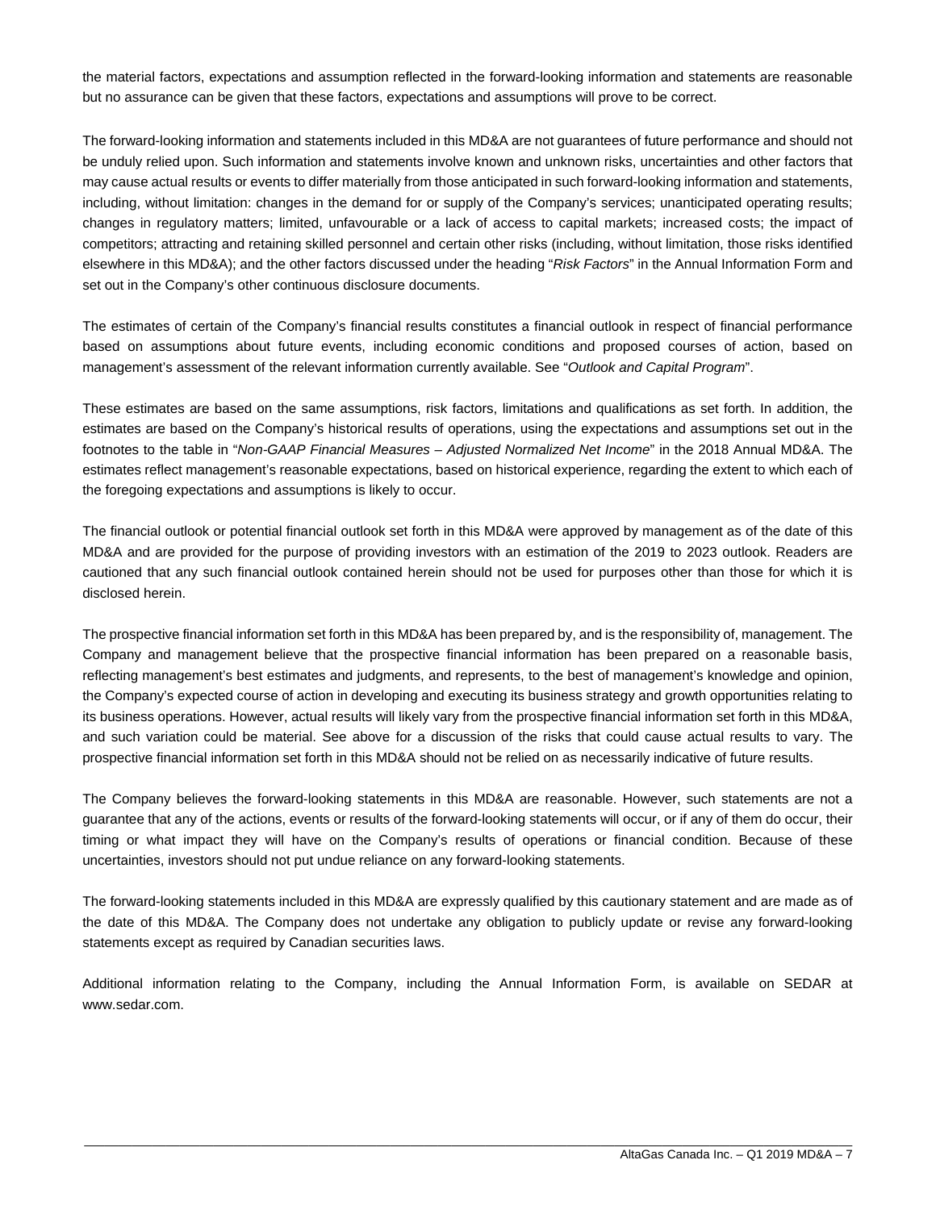the material factors, expectations and assumption reflected in the forward-looking information and statements are reasonable but no assurance can be given that these factors, expectations and assumptions will prove to be correct.

The forward-looking information and statements included in this MD&A are not guarantees of future performance and should not be unduly relied upon. Such information and statements involve known and unknown risks, uncertainties and other factors that may cause actual results or events to differ materially from those anticipated in such forward-looking information and statements, including, without limitation: changes in the demand for or supply of the Company's services; unanticipated operating results; changes in regulatory matters; limited, unfavourable or a lack of access to capital markets; increased costs; the impact of competitors; attracting and retaining skilled personnel and certain other risks (including, without limitation, those risks identified elsewhere in this MD&A); and the other factors discussed under the heading "*Risk Factors*" in the Annual Information Form and set out in the Company's other continuous disclosure documents.

The estimates of certain of the Company's financial results constitutes a financial outlook in respect of financial performance based on assumptions about future events, including economic conditions and proposed courses of action, based on management's assessment of the relevant information currently available. See "*Outlook and Capital Program*".

These estimates are based on the same assumptions, risk factors, limitations and qualifications as set forth. In addition, the estimates are based on the Company's historical results of operations, using the expectations and assumptions set out in the footnotes to the table in "*Non-GAAP Financial Measures – Adjusted Normalized Net Income*" in the 2018 Annual MD&A. The estimates reflect management's reasonable expectations, based on historical experience, regarding the extent to which each of the foregoing expectations and assumptions is likely to occur.

The financial outlook or potential financial outlook set forth in this MD&A were approved by management as of the date of this MD&A and are provided for the purpose of providing investors with an estimation of the 2019 to 2023 outlook. Readers are cautioned that any such financial outlook contained herein should not be used for purposes other than those for which it is disclosed herein.

The prospective financial information set forth in this MD&A has been prepared by, and is the responsibility of, management. The Company and management believe that the prospective financial information has been prepared on a reasonable basis, reflecting management's best estimates and judgments, and represents, to the best of management's knowledge and opinion, the Company's expected course of action in developing and executing its business strategy and growth opportunities relating to its business operations. However, actual results will likely vary from the prospective financial information set forth in this MD&A, and such variation could be material. See above for a discussion of the risks that could cause actual results to vary. The prospective financial information set forth in this MD&A should not be relied on as necessarily indicative of future results.

The Company believes the forward-looking statements in this MD&A are reasonable. However, such statements are not a guarantee that any of the actions, events or results of the forward-looking statements will occur, or if any of them do occur, their timing or what impact they will have on the Company's results of operations or financial condition. Because of these uncertainties, investors should not put undue reliance on any forward-looking statements.

The forward-looking statements included in this MD&A are expressly qualified by this cautionary statement and are made as of the date of this MD&A. The Company does not undertake any obligation to publicly update or revise any forward-looking statements except as required by Canadian securities laws.

Additional information relating to the Company, including the Annual Information Form, is available on SEDAR at www.sedar.com.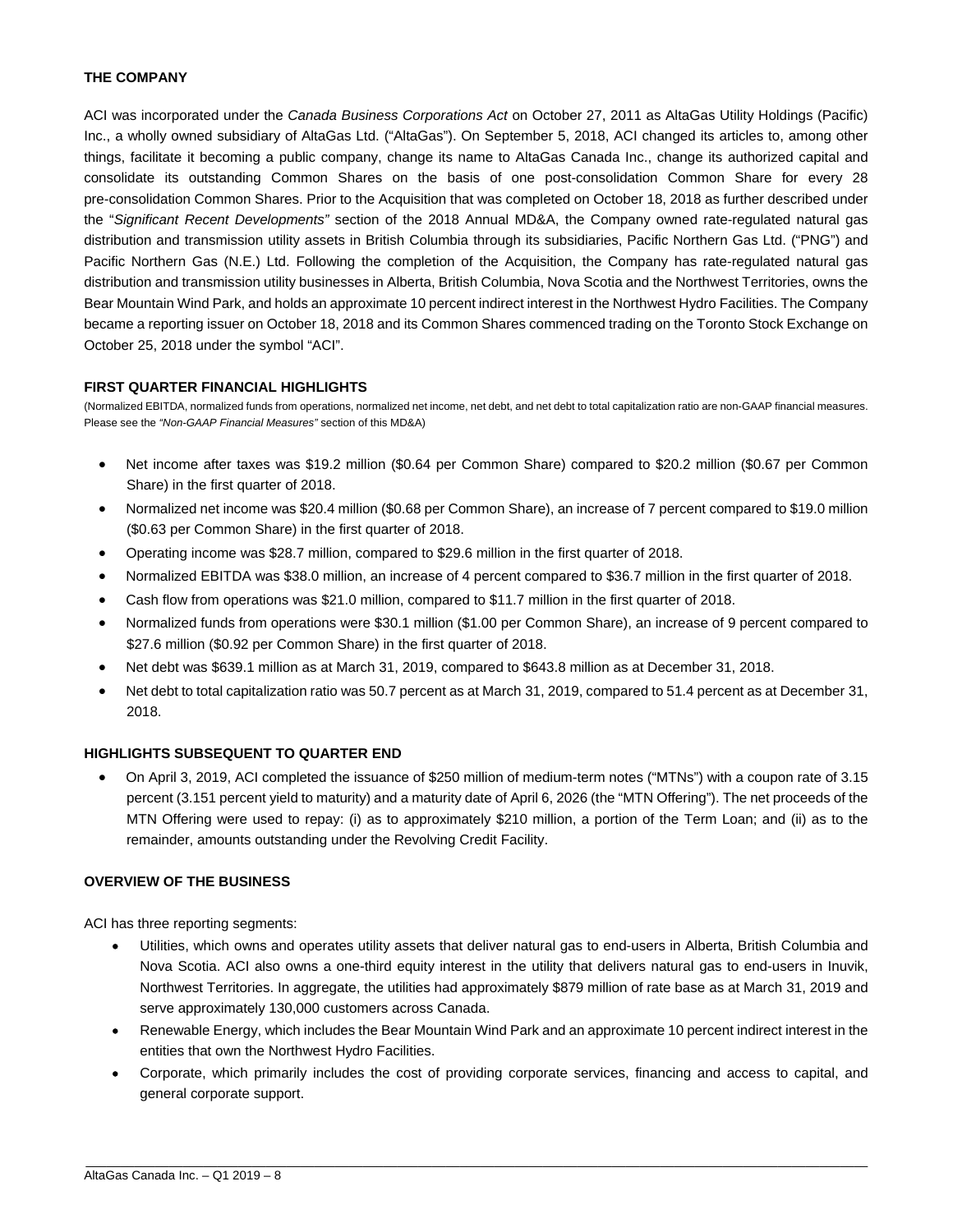### THE COMPANY

ACI was incorporated under the *Canada Business Corporations Act* on October 27, 2011 as AltaGas Utility Holdings (Pacific) Inc., a wholly owned subsidiary of AltaGas Ltd. ("AltaGas"). On September 5, 2018, ACI changed its articles to, among other things, facilitate it becoming a public company, change its name to AltaGas Canada Inc., change its authorized capital and consolidate its outstanding Common Shares on the basis of one post-consolidation Common Share for every 28 pre-consolidation Common Shares. Prior to the Acquisition that was completed on October 18, 2018 as further described under the "*Significant Recent Developments"* section of the 2018 Annual MD&A, the Company owned rate-regulated natural gas distribution and transmission utility assets in British Columbia through its subsidiaries, Pacific Northern Gas Ltd. ("PNG") and Pacific Northern Gas (N.E.) Ltd. Following the completion of the Acquisition, the Company has rate-regulated natural gas distribution and transmission utility businesses in Alberta, British Columbia, Nova Scotia and the Northwest Territories, owns the Bear Mountain Wind Park, and holds an approximate 10 percent indirect interest in the Northwest Hydro Facilities. The Company became a reporting issuer on October 18, 2018 and its Common Shares commenced trading on the Toronto Stock Exchange on October 25, 2018 under the symbol "ACI".

### FIRST QUARTER FINANCIAL HIGHLIGHTS

(Normalized EBITDA, normalized funds from operations, normalized net income, net debt, and net debt to total capitalization ratio are non-GAAP financial measures. Please see the *"Non-GAAP Financial Measures"* section of this MD&A)

- Net income after taxes was $19.2 million ($0.64 per Common Share) compared to $20.2 million ($0.67 per Common Share) in the first quarter of 2018.
- Normalized net income was $20.4 million ($0.68 per Common Share), an increase of 7 percent compared to $19.0 million ($0.63 per Common Share) in the first quarter of 2018.
- Operating income was $28.7 million, compared to $29.6 million in the first quarter of 2018.
- Normalized EBITDA was $38.0 million, an increase of 4 percent compared to $36.7 million in the first quarter of 2018.
- Cash flow from operations was $21.0 million, compared to $11.7 million in the first quarter of 2018.
- Normalized funds from operations were $30.1 million ($1.00 per Common Share), an increase of 9 percent compared to $27.6 million ($0.92 per Common Share) in the first quarter of 2018.
- Net debt was $639.1 million as at March 31, 2019, compared to $643.8 million as at December 31, 2018.
- Net debt to total capitalization ratio was 50.7 percent as at March 31, 2019, compared to 51.4 percent as at December 31, 2018.

### HIGHLIGHTS SUBSEQUENT TO QUARTER END

- On April 3, 2019, ACI completed the issuance of $250 million of medium-term notes ("MTNs") with a coupon rate of 3.15 percent (3.151 percent yield to maturity) and a maturity date of April 6, 2026 (the "MTN Offering"). The net proceeds of the MTN Offering were used to repay: (i) as to approximately $210 million, a portion of the Term Loan; and (ii) as to the remainder, amounts outstanding under the Revolving Credit Facility.

### OVERVIEW OF THE BUSINESS

ACI has three reporting segments:

- Utilities, which owns and operates utility assets that deliver natural gas to end-users in Alberta, British Columbia and Nova Scotia. ACI also owns a one-third equity interest in the utility that delivers natural gas to end-users in Inuvik, Northwest Territories. In aggregate, the utilities had approximately $879 million of rate base as at March 31, 2019 and serve approximately 130,000 customers across Canada.
- Renewable Energy, which includes the Bear Mountain Wind Park and an approximate 10 percent indirect interest in the entities that own the Northwest Hydro Facilities.
- Corporate, which primarily includes the cost of providing corporate services, financing and access to capital, and general corporate support.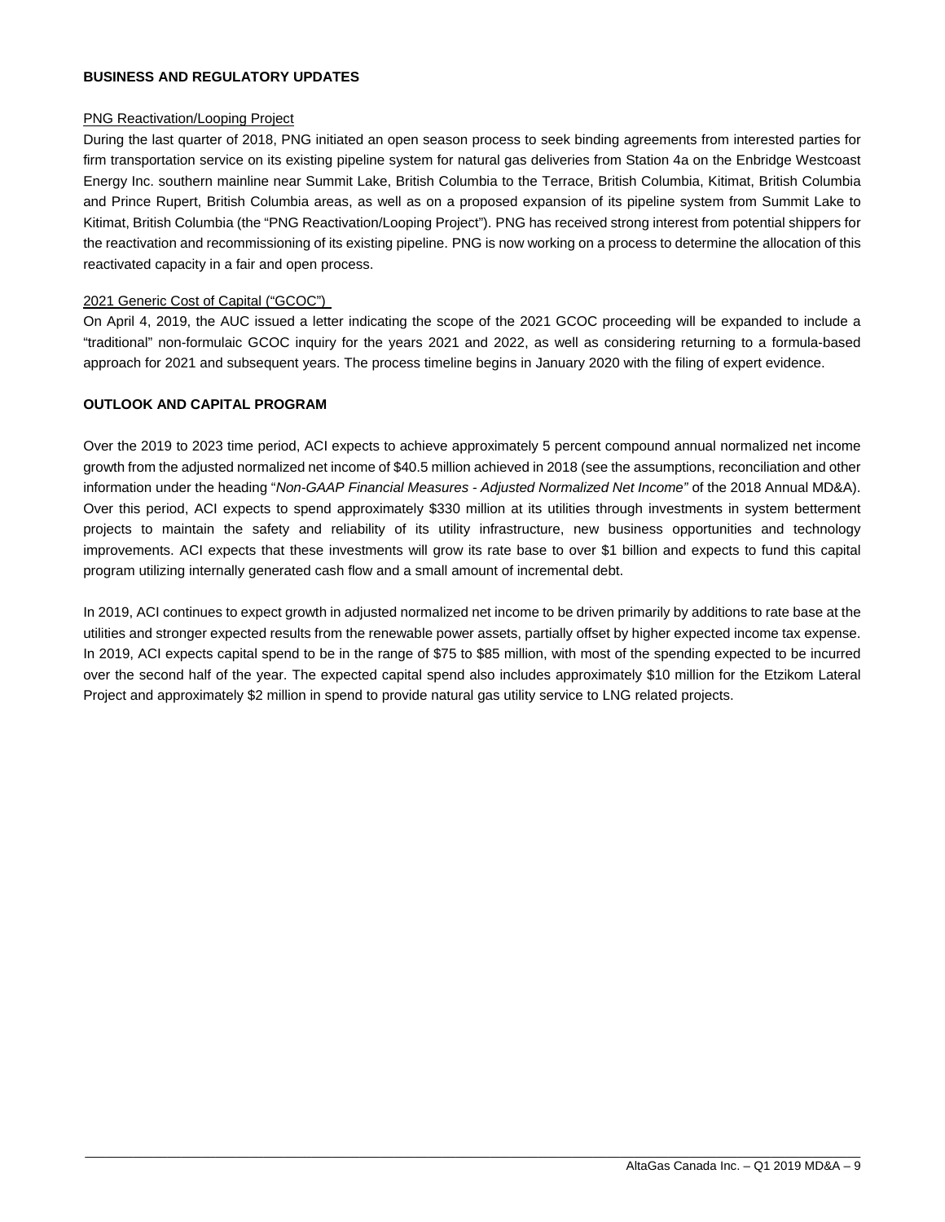## BUSINESS AND REGULATORY UPDATES

PNG Reactivation/Looping Project

During the last quarter of 2018, PNG initiated an open season process to seek binding agreements from interested parties for firm transportation service on its existing pipeline system for natural gas deliveries from Station 4a on the Enbridge Westcoast Energy Inc. southern mainline near Summit Lake, British Columbia to the Terrace, British Columbia, Kitimat, British Columbia and Prince Rupert, British Columbia areas, as well as on a proposed expansion of its pipeline system from Summit Lake to Kitimat, British Columbia (the "PNG Reactivation/Looping Project"). PNG has received strong interest from potential shippers for the reactivation and recommissioning of its existing pipeline. PNG is now working on a process to determine the allocation of this reactivated capacity in a fair and open process.

2021 Generic Cost of Capital ("GCOC")

On April 4, 2019, the AUC issued a letter indicating the scope of the 2021 GCOC proceeding will be expanded to include a "traditional" non-formulaic GCOC inquiry for the years 2021 and 2022, as well as considering returning to a formula-based approach for 2021 and subsequent years. The process timeline begins in January 2020 with the filing of expert evidence.

## OUTLOOK AND CAPITAL PROGRAM

Over the 2019 to 2023 time period, ACI expects to achieve approximately 5 percent compound annual normalized net income growth from the adjusted normalized net income of $40.5 million achieved in 2018 (see the assumptions, reconciliation and other information under the heading "*Non-GAAP Financial Measures - Adjusted Normalized Net Income*" of the 2018 Annual MD&A). Over this period, ACI expects to spend approximately $330 million at its utilities through investments in system betterment projects to maintain the safety and reliability of its utility infrastructure, new business opportunities and technology improvements. ACI expects that these investments will grow its rate base to over $1 billion and expects to fund this capital program utilizing internally generated cash flow and a small amount of incremental debt.

In 2019, ACI continues to expect growth in adjusted normalized net income to be driven primarily by additions to rate base at the utilities and stronger expected results from the renewable power assets, partially offset by higher expected income tax expense. In 2019, ACI expects capital spend to be in the range of $75 to $85 million, with most of the spending expected to be incurred over the second half of the year. The expected capital spend also includes approximately $10 million for the Etzikom Lateral Project and approximately $2 million in spend to provide natural gas utility service to LNG related projects.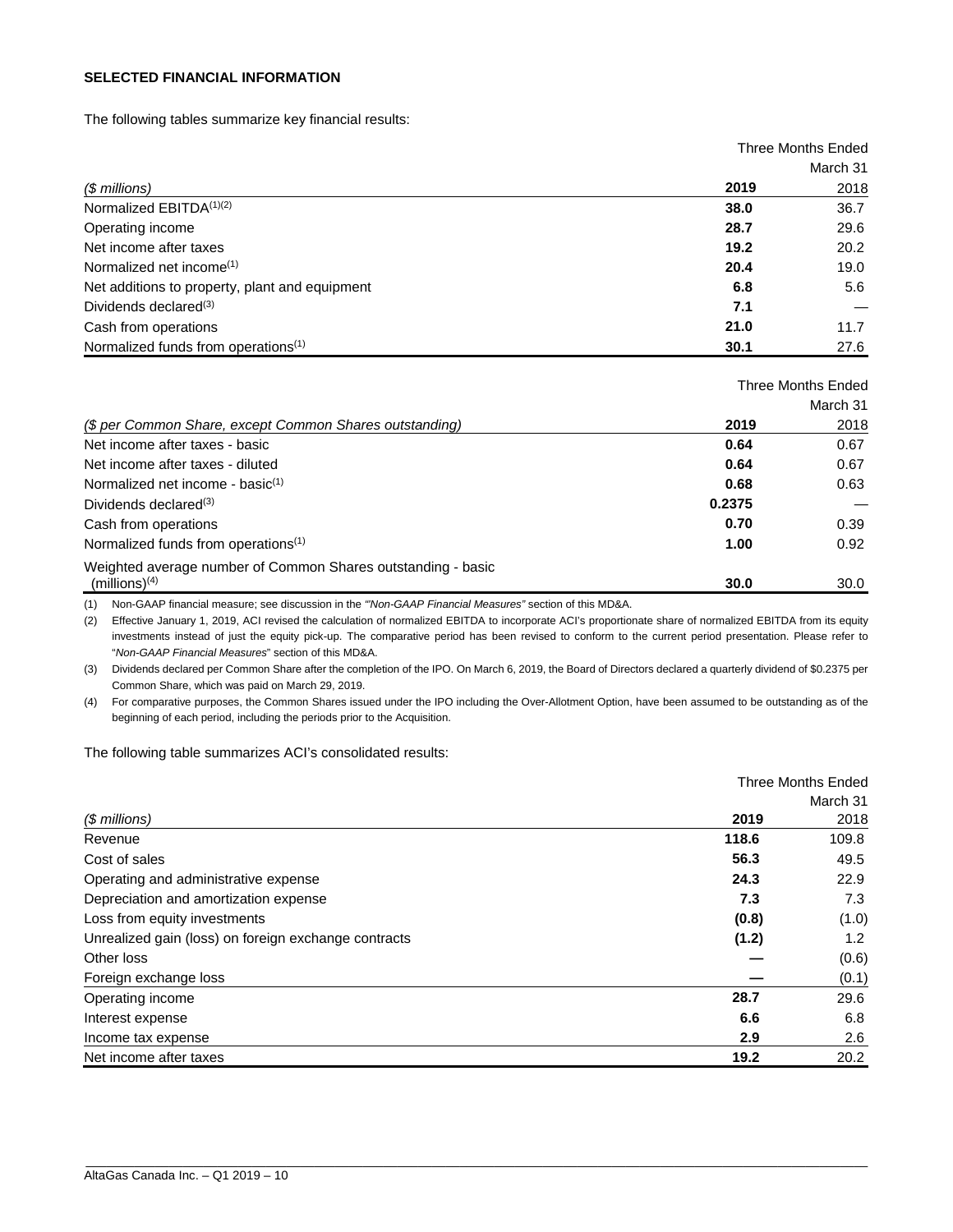**SELECTED FINANCIAL INFORMATION**

The following tables summarize key financial results:

| | Three Months Ended March 31 | |
|---|---|---|
| *($ millions)* | **2019** | 2018 |
| Normalized EBITDA[(1)(2)] | **38.0** | 36.7 |
| Operating income | **28.7** | 29.6 |
| Net income after taxes | **19.2** | 20.2 |
| Normalized net income[(1)] | **20.4** | 19.0 |
| Net additions to property, plant and equipment | **6.8** | 5.6 |
| Dividends declared[(3)] | **7.1** | — |
| Cash from operations | **21.0** | 11.7 |
| Normalized funds from operations[(1)] | **30.1** | 27.6 |

| | Three Months Ended March 31 | |
|---|---|---|
| *($ per Common Share, except Common Shares outstanding)* | **2019** | 2018 |
| Net income after taxes - basic | **0.64** | 0.67 |
| Net income after taxes - diluted | **0.64** | 0.67 |
| Normalized net income - basic[(1)] | **0.68** | 0.63 |
| Dividends declared[(3)] | **0.2375** | — |
| Cash from operations | **0.70** | 0.39 |
| Normalized funds from operations[(1)] | **1.00** | 0.92 |
| Weighted average number of Common Shares outstanding - basic (millions)[(4)] | **30.0** | 30.0 |

(1) Non-GAAP financial measure; see discussion in the *"Non-GAAP Financial Measures"* section of this MD&A.

(2) Effective January 1, 2019, ACI revised the calculation of normalized EBITDA to incorporate ACI's proportionate share of normalized EBITDA from its equity investments instead of just the equity pick-up. The comparative period has been revised to conform to the current period presentation. Please refer to "*Non-GAAP Financial Measures*" section of this MD&A.

(3) Dividends declared per Common Share after the completion of the IPO. On March 6, 2019, the Board of Directors declared a quarterly dividend of $0.2375 per Common Share, which was paid on March 29, 2019.

(4) For comparative purposes, the Common Shares issued under the IPO including the Over-Allotment Option, have been assumed to be outstanding as of the beginning of each period, including the periods prior to the Acquisition.

The following table summarizes ACI's consolidated results:

| | Three Months Ended March 31 | |
|---|---|---|
| *($ millions)* | **2019** | 2018 |
| Revenue | **118.6** | 109.8 |
| Cost of sales | **56.3** | 49.5 |
| Operating and administrative expense | **24.3** | 22.9 |
| Depreciation and amortization expense | **7.3** | 7.3 |
| Loss from equity investments | **(0.8)** | (1.0) |
| Unrealized gain (loss) on foreign exchange contracts | **(1.2)** | 1.2 |
| Other loss | **—** | (0.6) |
| Foreign exchange loss | **—** | (0.1) |
| Operating income | **28.7** | 29.6 |
| Interest expense | **6.6** | 6.8 |
| Income tax expense | **2.9** | 2.6 |
| Net income after taxes | **19.2** | 20.2 |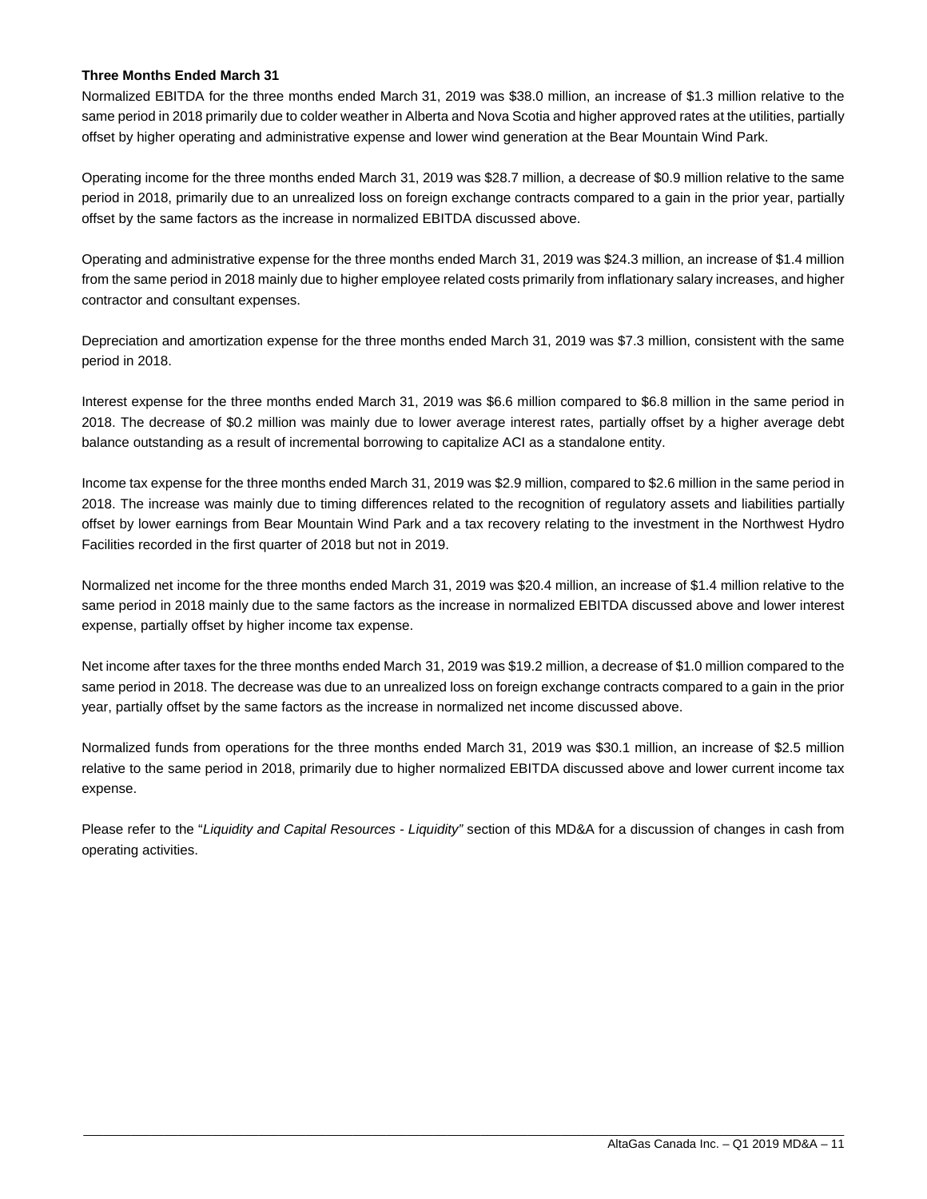**Three Months Ended March 31**

Normalized EBITDA for the three months ended March 31, 2019 was $38.0 million, an increase of $1.3 million relative to the same period in 2018 primarily due to colder weather in Alberta and Nova Scotia and higher approved rates at the utilities, partially offset by higher operating and administrative expense and lower wind generation at the Bear Mountain Wind Park.

Operating income for the three months ended March 31, 2019 was $28.7 million, a decrease of $0.9 million relative to the same period in 2018, primarily due to an unrealized loss on foreign exchange contracts compared to a gain in the prior year, partially offset by the same factors as the increase in normalized EBITDA discussed above.

Operating and administrative expense for the three months ended March 31, 2019 was $24.3 million, an increase of $1.4 million from the same period in 2018 mainly due to higher employee related costs primarily from inflationary salary increases, and higher contractor and consultant expenses.

Depreciation and amortization expense for the three months ended March 31, 2019 was $7.3 million, consistent with the same period in 2018.

Interest expense for the three months ended March 31, 2019 was $6.6 million compared to $6.8 million in the same period in 2018. The decrease of $0.2 million was mainly due to lower average interest rates, partially offset by a higher average debt balance outstanding as a result of incremental borrowing to capitalize ACI as a standalone entity.

Income tax expense for the three months ended March 31, 2019 was $2.9 million, compared to $2.6 million in the same period in 2018. The increase was mainly due to timing differences related to the recognition of regulatory assets and liabilities partially offset by lower earnings from Bear Mountain Wind Park and a tax recovery relating to the investment in the Northwest Hydro Facilities recorded in the first quarter of 2018 but not in 2019.

Normalized net income for the three months ended March 31, 2019 was $20.4 million, an increase of $1.4 million relative to the same period in 2018 mainly due to the same factors as the increase in normalized EBITDA discussed above and lower interest expense, partially offset by higher income tax expense.

Net income after taxes for the three months ended March 31, 2019 was $19.2 million, a decrease of $1.0 million compared to the same period in 2018. The decrease was due to an unrealized loss on foreign exchange contracts compared to a gain in the prior year, partially offset by the same factors as the increase in normalized net income discussed above.

Normalized funds from operations for the three months ended March 31, 2019 was $30.1 million, an increase of $2.5 million relative to the same period in 2018, primarily due to higher normalized EBITDA discussed above and lower current income tax expense.

Please refer to the "*Liquidity and Capital Resources - Liquidity"* section of this MD&A for a discussion of changes in cash from operating activities.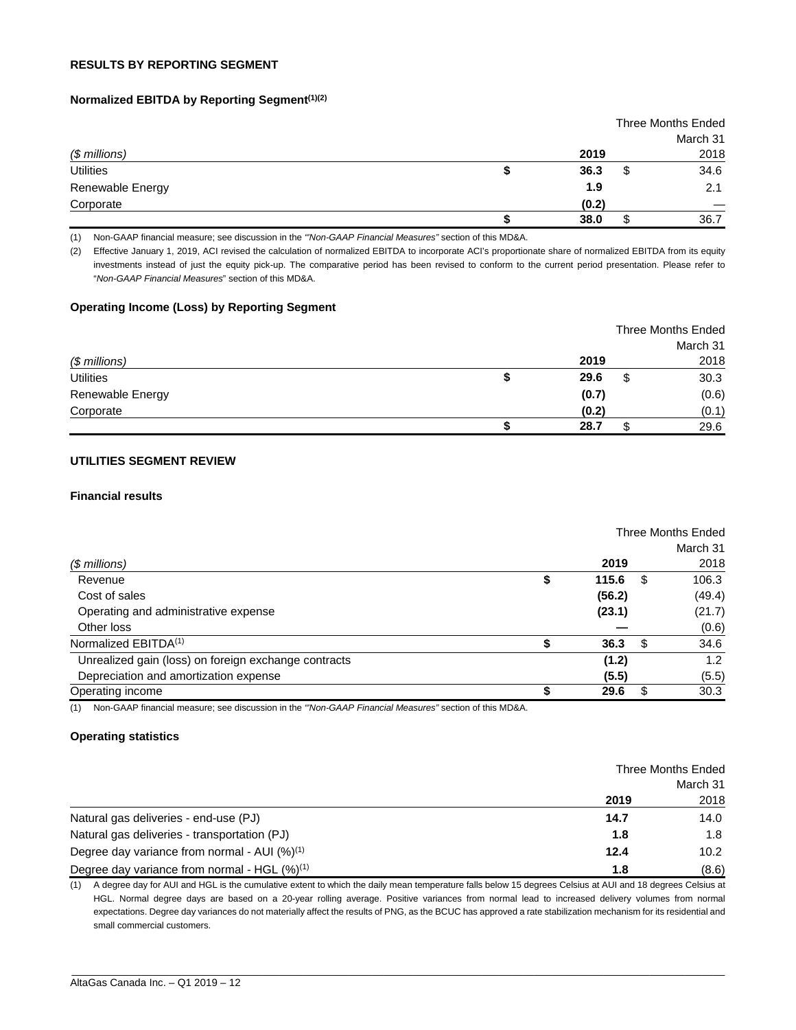## RESULTS BY REPORTING SEGMENT

### Normalized EBITDA by Reporting Segment[(1)(2)]

| ($ millions) | Three Months Ended March 31 2019 | 2018 |
|---|---|---|
| Utilities | $ 36.3 | $ 34.6 |
| Renewable Energy | 1.9 | 2.1 |
| Corporate | (0.2) | — |
| | $ 38.0 | $ 36.7 |

(1) Non-GAAP financial measure; see discussion in the *"Non-GAAP Financial Measures"* section of this MD&A.

(2) Effective January 1, 2019, ACI revised the calculation of normalized EBITDA to incorporate ACI's proportionate share of normalized EBITDA from its equity investments instead of just the equity pick-up. The comparative period has been revised to conform to the current period presentation. Please refer to "*Non-GAAP Financial Measures*" section of this MD&A.

### Operating Income (Loss) by Reporting Segment

| ($ millions) | Three Months Ended March 31 2019 | 2018 |
|---|---|---|
| Utilities | $ 29.6 | $ 30.3 |
| Renewable Energy | (0.7) | (0.6) |
| Corporate | (0.2) | (0.1) |
| | $ 28.7 | $ 29.6 |

## UTILITIES SEGMENT REVIEW

### Financial results

| ($ millions) | Three Months Ended March 31 2019 | 2018 |
|---|---|---|
| Revenue | $ 115.6 | $ 106.3 |
| Cost of sales | (56.2) | (49.4) |
| Operating and administrative expense | (23.1) | (21.7) |
| Other loss | — | (0.6) |
| Normalized EBITDA[(1)] | $ 36.3 | $ 34.6 |
| Unrealized gain (loss) on foreign exchange contracts | (1.2) | 1.2 |
| Depreciation and amortization expense | (5.5) | (5.5) |
| Operating income | $ 29.6 | $ 30.3 |

(1) Non-GAAP financial measure; see discussion in the *"Non-GAAP Financial Measures"* section of this MD&A.

### Operating statistics

| | Three Months Ended March 31 2019 | 2018 |
|---|---|---|
| Natural gas deliveries - end-use (PJ) | 14.7 | 14.0 |
| Natural gas deliveries - transportation (PJ) | 1.8 | 1.8 |
| Degree day variance from normal - AUI (%)[(1)] | 12.4 | 10.2 |
| Degree day variance from normal - HGL (%)[(1)] | 1.8 | (8.6) |

(1) A degree day for AUI and HGL is the cumulative extent to which the daily mean temperature falls below 15 degrees Celsius at AUI and 18 degrees Celsius at HGL. Normal degree days are based on a 20-year rolling average. Positive variances from normal lead to increased delivery volumes from normal expectations. Degree day variances do not materially affect the results of PNG, as the BCUC has approved a rate stabilization mechanism for its residential and small commercial customers.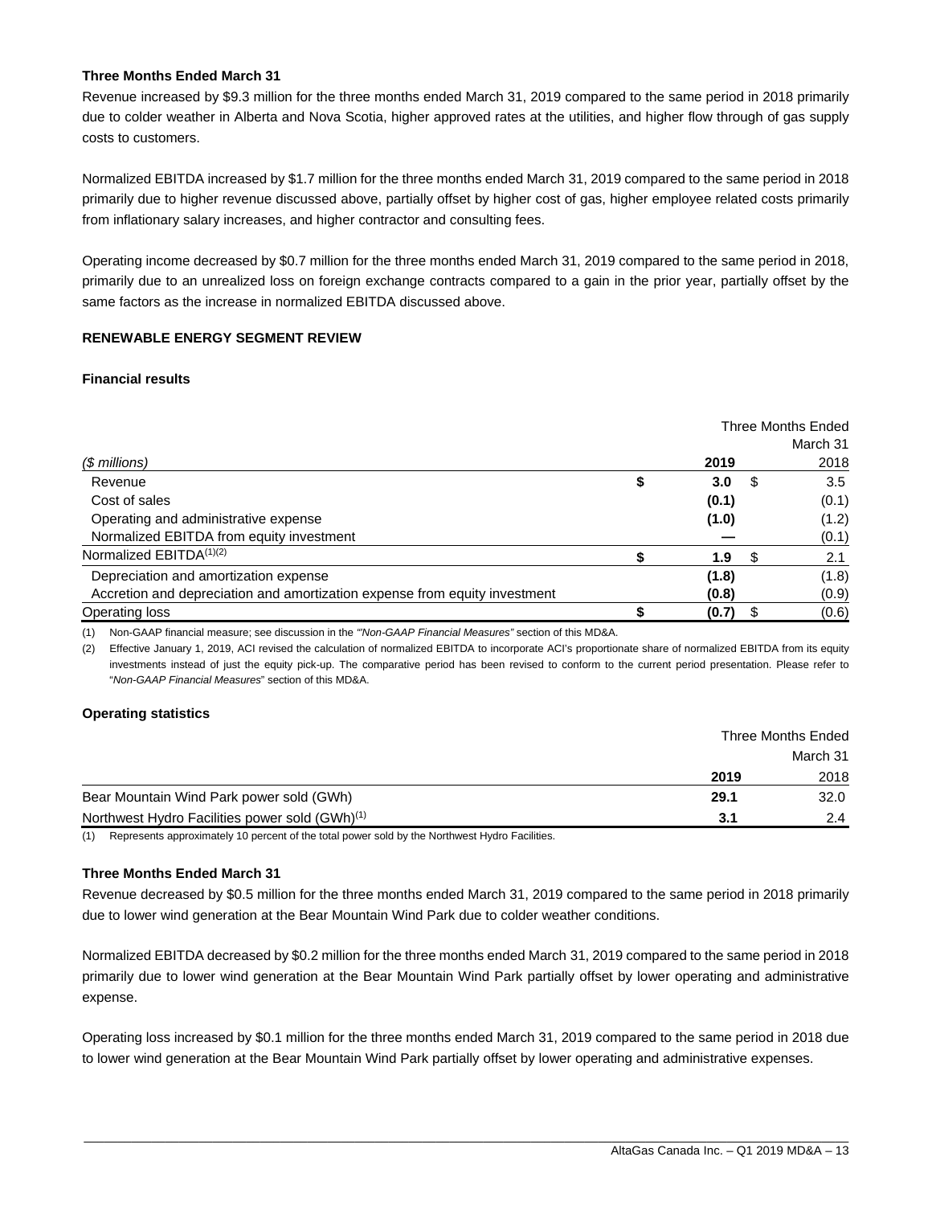**Three Months Ended March 31**

Revenue increased by $9.3 million for the three months ended March 31, 2019 compared to the same period in 2018 primarily due to colder weather in Alberta and Nova Scotia, higher approved rates at the utilities, and higher flow through of gas supply costs to customers.

Normalized EBITDA increased by $1.7 million for the three months ended March 31, 2019 compared to the same period in 2018 primarily due to higher revenue discussed above, partially offset by higher cost of gas, higher employee related costs primarily from inflationary salary increases, and higher contractor and consulting fees.

Operating income decreased by $0.7 million for the three months ended March 31, 2019 compared to the same period in 2018, primarily due to an unrealized loss on foreign exchange contracts compared to a gain in the prior year, partially offset by the same factors as the increase in normalized EBITDA discussed above.

## RENEWABLE ENERGY SEGMENT REVIEW

### Financial results

| | Three Months Ended March 31 | |
|---|---|---|
| *($ millions)* | **2019** | 2018 |
| Revenue | **$ 3.0** | $ 3.5 |
| Cost of sales | **(0.1)** | (0.1) |
| Operating and administrative expense | **(1.0)** | (1.2) |
| Normalized EBITDA from equity investment | **—** | (0.1) |
| Normalized EBITDA(1)(2) | **$ 1.9** | $ 2.1 |
| Depreciation and amortization expense | **(1.8)** | (1.8) |
| Accretion and depreciation and amortization expense from equity investment | **(0.8)** | (0.9) |
| Operating loss | **$ (0.7)** | $ (0.6) |

(1) Non-GAAP financial measure; see discussion in the *"Non-GAAP Financial Measures"* section of this MD&A.

(2) Effective January 1, 2019, ACI revised the calculation of normalized EBITDA to incorporate ACI's proportionate share of normalized EBITDA from its equity investments instead of just the equity pick-up. The comparative period has been revised to conform to the current period presentation. Please refer to "*Non-GAAP Financial Measures*" section of this MD&A.

### Operating statistics

| | Three Months Ended March 31 | |
|---|---|---|
| | **2019** | 2018 |
| Bear Mountain Wind Park power sold (GWh) | **29.1** | 32.0 |
| Northwest Hydro Facilities power sold (GWh)(1) | **3.1** | 2.4 |

(1) Represents approximately 10 percent of the total power sold by the Northwest Hydro Facilities.

**Three Months Ended March 31**

Revenue decreased by $0.5 million for the three months ended March 31, 2019 compared to the same period in 2018 primarily due to lower wind generation at the Bear Mountain Wind Park due to colder weather conditions.

Normalized EBITDA decreased by $0.2 million for the three months ended March 31, 2019 compared to the same period in 2018 primarily due to lower wind generation at the Bear Mountain Wind Park partially offset by lower operating and administrative expense.

Operating loss increased by $0.1 million for the three months ended March 31, 2019 compared to the same period in 2018 due to lower wind generation at the Bear Mountain Wind Park partially offset by lower operating and administrative expenses.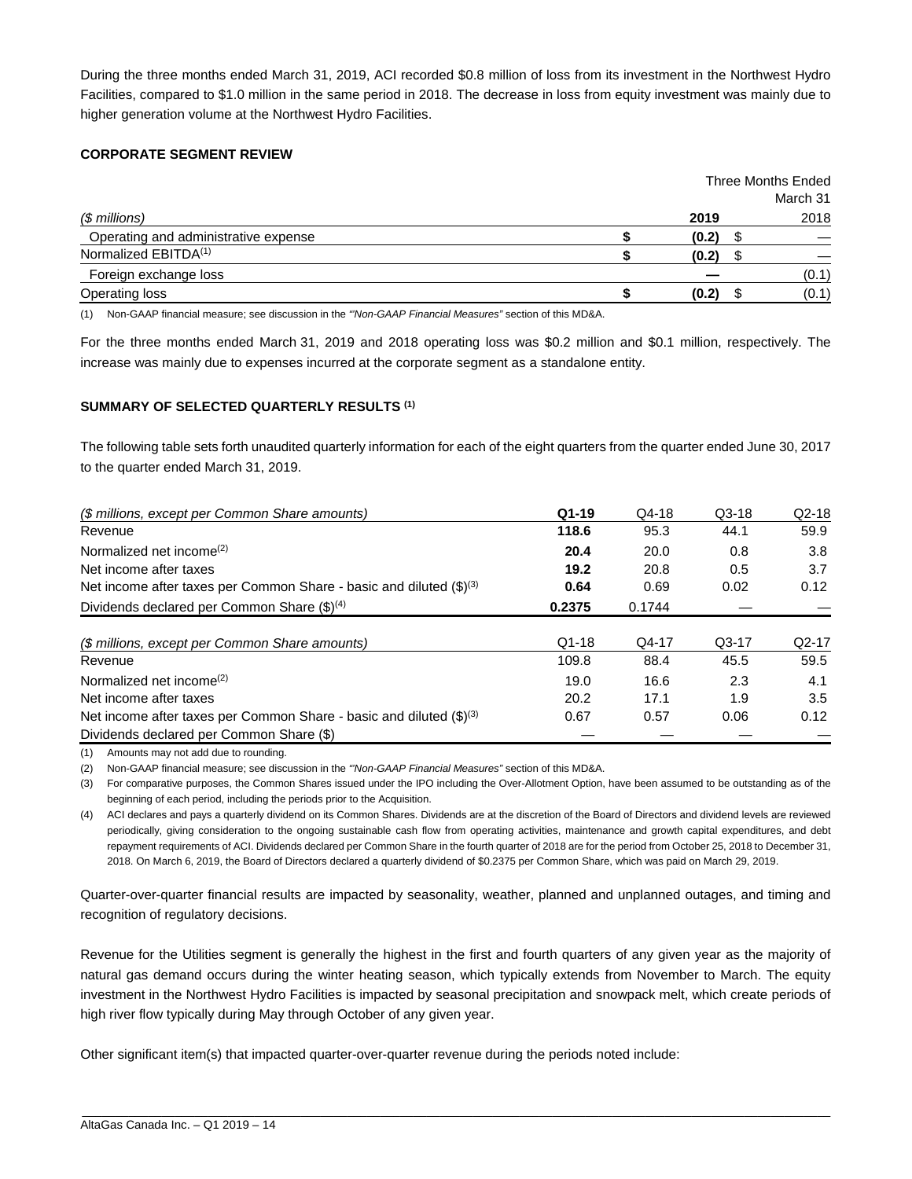During the three months ended March 31, 2019, ACI recorded $0.8 million of loss from its investment in the Northwest Hydro Facilities, compared to $1.0 million in the same period in 2018. The decrease in loss from equity investment was mainly due to higher generation volume at the Northwest Hydro Facilities.

**CORPORATE SEGMENT REVIEW**

| | Three Months Ended March 31 | |
|---|---|---|
| *($ millions)* | **2019** | 2018 |
| Operating and administrative expense | **$ (0.2)** | $ — |
| Normalized EBITDA[1] | **$ (0.2)** | $ — |
| Foreign exchange loss | **—** | (0.1) |
| Operating loss | **$ (0.2)** | $ (0.1) |

(1) Non-GAAP financial measure; see discussion in the *"Non-GAAP Financial Measures"* section of this MD&A.

For the three months ended March 31, 2019 and 2018 operating loss was $0.2 million and $0.1 million, respectively. The increase was mainly due to expenses incurred at the corporate segment as a standalone entity.

**SUMMARY OF SELECTED QUARTERLY RESULTS [1]**

The following table sets forth unaudited quarterly information for each of the eight quarters from the quarter ended June 30, 2017 to the quarter ended March 31, 2019.

| *($ millions, except per Common Share amounts)* | **Q1-19** | Q4-18 | Q3-18 | Q2-18 |
|---|---|---|---|---|
| Revenue | **118.6** | 95.3 | 44.1 | 59.9 |
| Normalized net income[2] | **20.4** | 20.0 | 0.8 | 3.8 |
| Net income after taxes | **19.2** | 20.8 | 0.5 | 3.7 |
| Net income after taxes per Common Share - basic and diluted ($)[3] | **0.64** | 0.69 | 0.02 | 0.12 |
| Dividends declared per Common Share ($)[4] | **0.2375** | 0.1744 | — | — |

| *($ millions, except per Common Share amounts)* | Q1-18 | Q4-17 | Q3-17 | Q2-17 |
|---|---|---|---|---|
| Revenue | 109.8 | 88.4 | 45.5 | 59.5 |
| Normalized net income[2] | 19.0 | 16.6 | 2.3 | 4.1 |
| Net income after taxes | 20.2 | 17.1 | 1.9 | 3.5 |
| Net income after taxes per Common Share - basic and diluted ($)[3] | 0.67 | 0.57 | 0.06 | 0.12 |
| Dividends declared per Common Share ($) | — | — | — | — |

(1) Amounts may not add due to rounding.

(2) Non-GAAP financial measure; see discussion in the *"Non-GAAP Financial Measures"* section of this MD&A.

(3) For comparative purposes, the Common Shares issued under the IPO including the Over-Allotment Option, have been assumed to be outstanding as of the beginning of each period, including the periods prior to the Acquisition.

(4) ACI declares and pays a quarterly dividend on its Common Shares. Dividends are at the discretion of the Board of Directors and dividend levels are reviewed periodically, giving consideration to the ongoing sustainable cash flow from operating activities, maintenance and growth capital expenditures, and debt repayment requirements of ACI. Dividends declared per Common Share in the fourth quarter of 2018 are for the period from October 25, 2018 to December 31, 2018. On March 6, 2019, the Board of Directors declared a quarterly dividend of $0.2375 per Common Share, which was paid on March 29, 2019.

Quarter-over-quarter financial results are impacted by seasonality, weather, planned and unplanned outages, and timing and recognition of regulatory decisions.

Revenue for the Utilities segment is generally the highest in the first and fourth quarters of any given year as the majority of natural gas demand occurs during the winter heating season, which typically extends from November to March. The equity investment in the Northwest Hydro Facilities is impacted by seasonal precipitation and snowpack melt, which create periods of high river flow typically during May through October of any given year.

Other significant item(s) that impacted quarter-over-quarter revenue during the periods noted include: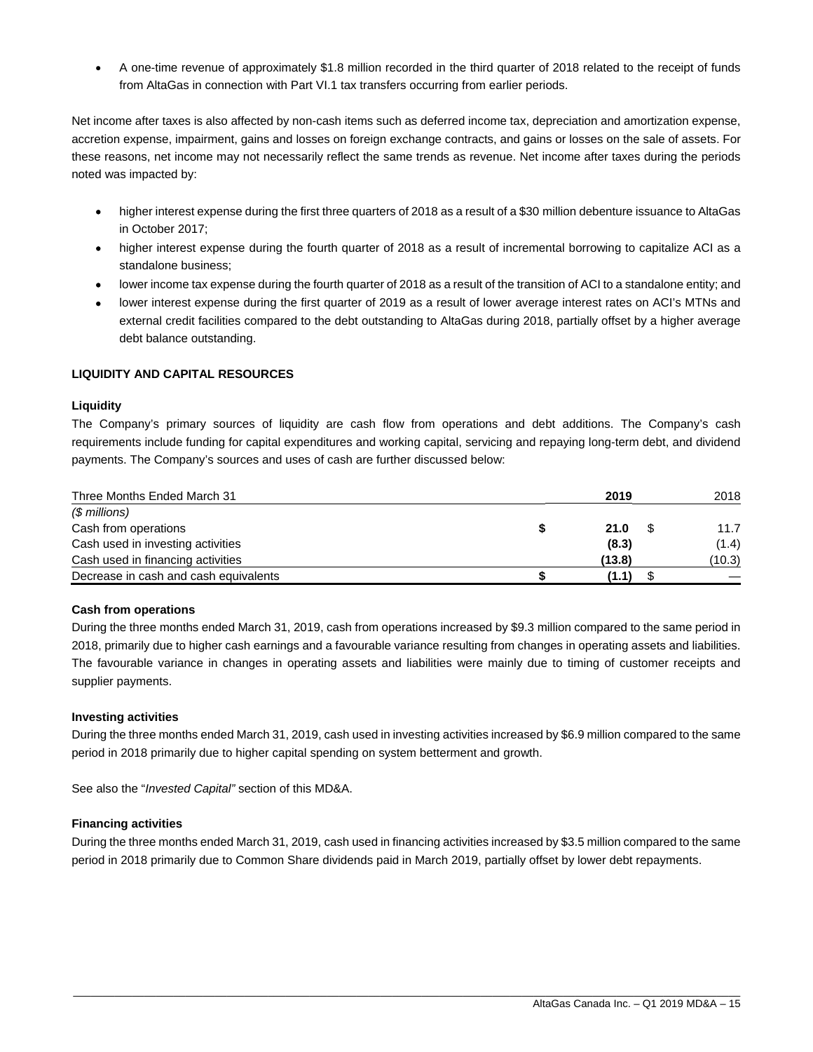- A one-time revenue of approximately $1.8 million recorded in the third quarter of 2018 related to the receipt of funds from AltaGas in connection with Part VI.1 tax transfers occurring from earlier periods.

Net income after taxes is also affected by non-cash items such as deferred income tax, depreciation and amortization expense, accretion expense, impairment, gains and losses on foreign exchange contracts, and gains or losses on the sale of assets. For these reasons, net income may not necessarily reflect the same trends as revenue. Net income after taxes during the periods noted was impacted by:

- higher interest expense during the first three quarters of 2018 as a result of a $30 million debenture issuance to AltaGas in October 2017;
- higher interest expense during the fourth quarter of 2018 as a result of incremental borrowing to capitalize ACI as a standalone business;
- lower income tax expense during the fourth quarter of 2018 as a result of the transition of ACI to a standalone entity; and
- lower interest expense during the first quarter of 2019 as a result of lower average interest rates on ACI's MTNs and external credit facilities compared to the debt outstanding to AltaGas during 2018, partially offset by a higher average debt balance outstanding.

## LIQUIDITY AND CAPITAL RESOURCES

### Liquidity

The Company's primary sources of liquidity are cash flow from operations and debt additions. The Company's cash requirements include funding for capital expenditures and working capital, servicing and repaying long-term debt, and dividend payments. The Company's sources and uses of cash are further discussed below:

| Three Months Ended March 31 | 2019 | 2018 |
|---|---|---|
| *($ millions)* | | |
| Cash from operations | $ **21.0** | $ 11.7 |
| Cash used in investing activities | **(8.3)** | (1.4) |
| Cash used in financing activities | **(13.8)** | (10.3) |
| Decrease in cash and cash equivalents | $ **(1.1)** | $ — |

### Cash from operations

During the three months ended March 31, 2019, cash from operations increased by $9.3 million compared to the same period in 2018, primarily due to higher cash earnings and a favourable variance resulting from changes in operating assets and liabilities. The favourable variance in changes in operating assets and liabilities were mainly due to timing of customer receipts and supplier payments.

### Investing activities

During the three months ended March 31, 2019, cash used in investing activities increased by $6.9 million compared to the same period in 2018 primarily due to higher capital spending on system betterment and growth.

See also the "*Invested Capital"* section of this MD&A.

### Financing activities

During the three months ended March 31, 2019, cash used in financing activities increased by $3.5 million compared to the same period in 2018 primarily due to Common Share dividends paid in March 2019, partially offset by lower debt repayments.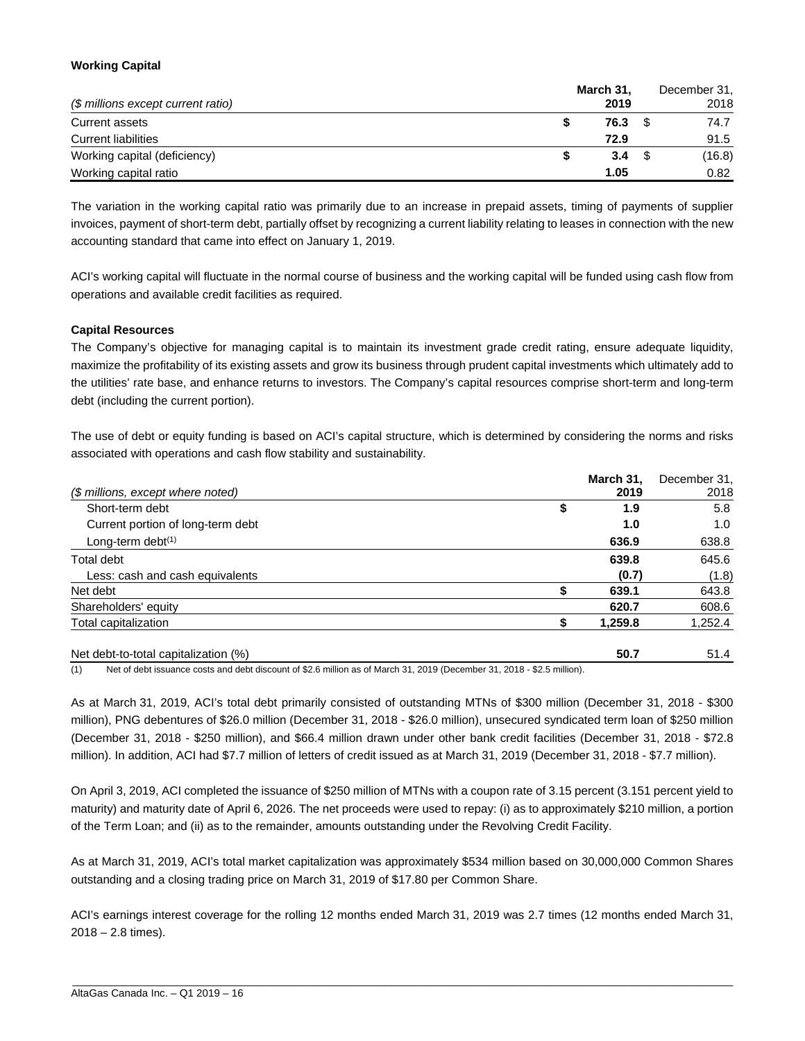**Working Capital**

| *($ millions except current ratio)* | **March 31, 2019** | December 31, 2018 |
|---|---|---|
| Current assets | **$ 76.3** | $ 74.7 |
| Current liabilities | **72.9** | 91.5 |
| Working capital (deficiency) | **$ 3.4** | $ (16.8) |
| Working capital ratio | **1.05** | 0.82 |

The variation in the working capital ratio was primarily due to an increase in prepaid assets, timing of payments of supplier invoices, payment of short-term debt, partially offset by recognizing a current liability relating to leases in connection with the new accounting standard that came into effect on January 1, 2019.

ACI's working capital will fluctuate in the normal course of business and the working capital will be funded using cash flow from operations and available credit facilities as required.

**Capital Resources**

The Company's objective for managing capital is to maintain its investment grade credit rating, ensure adequate liquidity, maximize the profitability of its existing assets and grow its business through prudent capital investments which ultimately add to the utilities' rate base, and enhance returns to investors. The Company's capital resources comprise short-term and long-term debt (including the current portion).

The use of debt or equity funding is based on ACI's capital structure, which is determined by considering the norms and risks associated with operations and cash flow stability and sustainability.

| *($ millions, except where noted)* | **March 31, 2019** | December 31, 2018 |
|---|---|---|
| Short-term debt | **$ 1.9** | 5.8 |
| Current portion of long-term debt | **1.0** | 1.0 |
| Long-term debt[(1)] | **636.9** | 638.8 |
| Total debt | **639.8** | 645.6 |
| Less: cash and cash equivalents | **(0.7)** | (1.8) |
| Net debt | **$ 639.1** | 643.8 |
| Shareholders' equity | **620.7** | 608.6 |
| Total capitalization | **$ 1,259.8** | 1,252.4 |
| | | |
| Net debt-to-total capitalization (%) | **50.7** | 51.4 |

(1) Net of debt issuance costs and debt discount of $2.6 million as of March 31, 2019 (December 31, 2018 - $2.5 million).

As at March 31, 2019, ACI's total debt primarily consisted of outstanding MTNs of $300 million (December 31, 2018 - $300 million), PNG debentures of $26.0 million (December 31, 2018 - $26.0 million), unsecured syndicated term loan of $250 million (December 31, 2018 - $250 million), and $66.4 million drawn under other bank credit facilities (December 31, 2018 - $72.8 million). In addition, ACI had $7.7 million of letters of credit issued as at March 31, 2019 (December 31, 2018 - $7.7 million).

On April 3, 2019, ACI completed the issuance of $250 million of MTNs with a coupon rate of 3.15 percent (3.151 percent yield to maturity) and maturity date of April 6, 2026. The net proceeds were used to repay: (i) as to approximately $210 million, a portion of the Term Loan; and (ii) as to the remainder, amounts outstanding under the Revolving Credit Facility.

As at March 31, 2019, ACI's total market capitalization was approximately $534 million based on 30,000,000 Common Shares outstanding and a closing trading price on March 31, 2019 of $17.80 per Common Share.

ACI's earnings interest coverage for the rolling 12 months ended March 31, 2019 was 2.7 times (12 months ended March 31, 2018 – 2.8 times).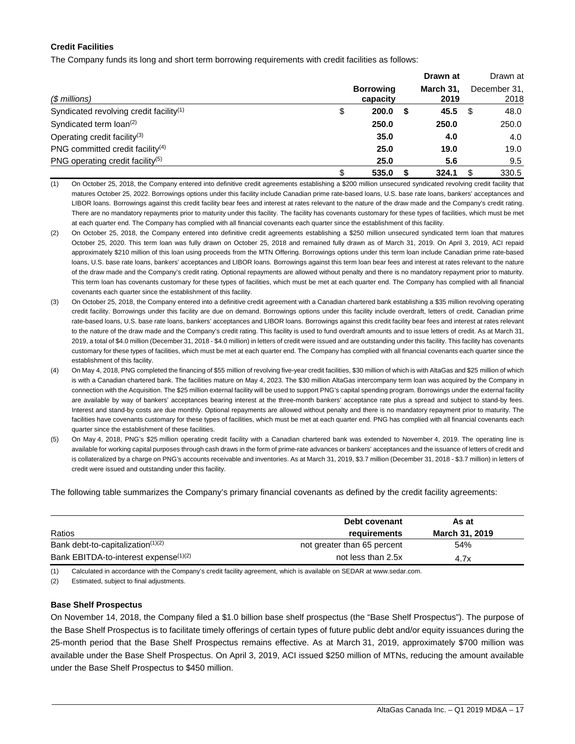**Credit Facilities**

The Company funds its long and short term borrowing requirements with credit facilities as follows:

| ($ millions) | Borrowing capacity | Drawn at March 31, 2019 | Drawn at December 31, 2018 |
|---|---|---|---|
| Syndicated revolving credit facility[1] | $ 200.0 | $ 45.5 | $ 48.0 |
| Syndicated term loan[2] | 250.0 | 250.0 | 250.0 |
| Operating credit facility[3] | 35.0 | 4.0 | 4.0 |
| PNG committed credit facility[4] | 25.0 | 19.0 | 19.0 |
| PNG operating credit facility[5] | 25.0 | 5.6 | 9.5 |
| | $ 535.0 | $ 324.1 | $ 330.5 |

(1) On October 25, 2018, the Company entered into definitive credit agreements establishing a $200 million unsecured syndicated revolving credit facility that matures October 25, 2022. Borrowings options under this facility include Canadian prime rate-based loans, U.S. base rate loans, bankers' acceptances and LIBOR loans. Borrowings against this credit facility bear fees and interest at rates relevant to the nature of the draw made and the Company's credit rating. There are no mandatory repayments prior to maturity under this facility. The facility has covenants customary for these types of facilities, which must be met at each quarter end. The Company has complied with all financial covenants each quarter since the establishment of this facility.

(2) On October 25, 2018, the Company entered into definitive credit agreements establishing a $250 million unsecured syndicated term loan that matures October 25, 2020. This term loan was fully drawn on October 25, 2018 and remained fully drawn as of March 31, 2019. On April 3, 2019, ACI repaid approximately $210 million of this loan using proceeds from the MTN Offering. Borrowings options under this term loan include Canadian prime rate-based loans, U.S. base rate loans, bankers' acceptances and LIBOR loans. Borrowings against this term loan bear fees and interest at rates relevant to the nature of the draw made and the Company's credit rating. Optional repayments are allowed without penalty and there is no mandatory repayment prior to maturity. This term loan has covenants customary for these types of facilities, which must be met at each quarter end. The Company has complied with all financial covenants each quarter since the establishment of this facility.

(3) On October 25, 2018, the Company entered into a definitive credit agreement with a Canadian chartered bank establishing a $35 million revolving operating credit facility. Borrowings under this facility are due on demand. Borrowings options under this facility include overdraft, letters of credit, Canadian prime rate-based loans, U.S. base rate loans, bankers' acceptances and LIBOR loans. Borrowings against this credit facility bear fees and interest at rates relevant to the nature of the draw made and the Company's credit rating. This facility is used to fund overdraft amounts and to issue letters of credit. As at March 31, 2019, a total of $4.0 million (December 31, 2018 - $4.0 million) in letters of credit were issued and are outstanding under this facility. This facility has covenants customary for these types of facilities, which must be met at each quarter end. The Company has complied with all financial covenants each quarter since the establishment of this facility.

(4) On May 4, 2018, PNG completed the financing of $55 million of revolving five-year credit facilities, $30 million of which is with AltaGas and $25 million of which is with a Canadian chartered bank. The facilities mature on May 4, 2023. The $30 million AltaGas intercompany term loan was acquired by the Company in connection with the Acquisition. The $25 million external facility will be used to support PNG's capital spending program. Borrowings under the external facility are available by way of bankers' acceptances bearing interest at the three-month bankers' acceptance rate plus a spread and subject to stand-by fees. Interest and stand-by costs are due monthly. Optional repayments are allowed without penalty and there is no mandatory repayment prior to maturity. The facilities have covenants customary for these types of facilities, which must be met at each quarter end. PNG has complied with all financial covenants each quarter since the establishment of these facilities.

(5) On May 4, 2018, PNG's $25 million operating credit facility with a Canadian chartered bank was extended to November 4, 2019. The operating line is available for working capital purposes through cash draws in the form of prime-rate advances or bankers' acceptances and the issuance of letters of credit and is collateralized by a charge on PNG's accounts receivable and inventories. As at March 31, 2019, $3.7 million (December 31, 2018 - $3.7 million) in letters of credit were issued and outstanding under this facility.

The following table summarizes the Company's primary financial covenants as defined by the credit facility agreements:

| Ratios | Debt covenant requirements | As at March 31, 2019 |
|---|---|---|
| Bank debt-to-capitalization[1][2] | not greater than 65 percent | 54% |
| Bank EBITDA-to-interest expense[1][2] | not less than 2.5x | 4.7x |

(1) Calculated in accordance with the Company's credit facility agreement, which is available on SEDAR at www.sedar.com.

(2) Estimated, subject to final adjustments.

**Base Shelf Prospectus**

On November 14, 2018, the Company filed a $1.0 billion base shelf prospectus (the "Base Shelf Prospectus"). The purpose of the Base Shelf Prospectus is to facilitate timely offerings of certain types of future public debt and/or equity issuances during the 25-month period that the Base Shelf Prospectus remains effective. As at March 31, 2019, approximately $700 million was available under the Base Shelf Prospectus. On April 3, 2019, ACI issued $250 million of MTNs, reducing the amount available under the Base Shelf Prospectus to $450 million.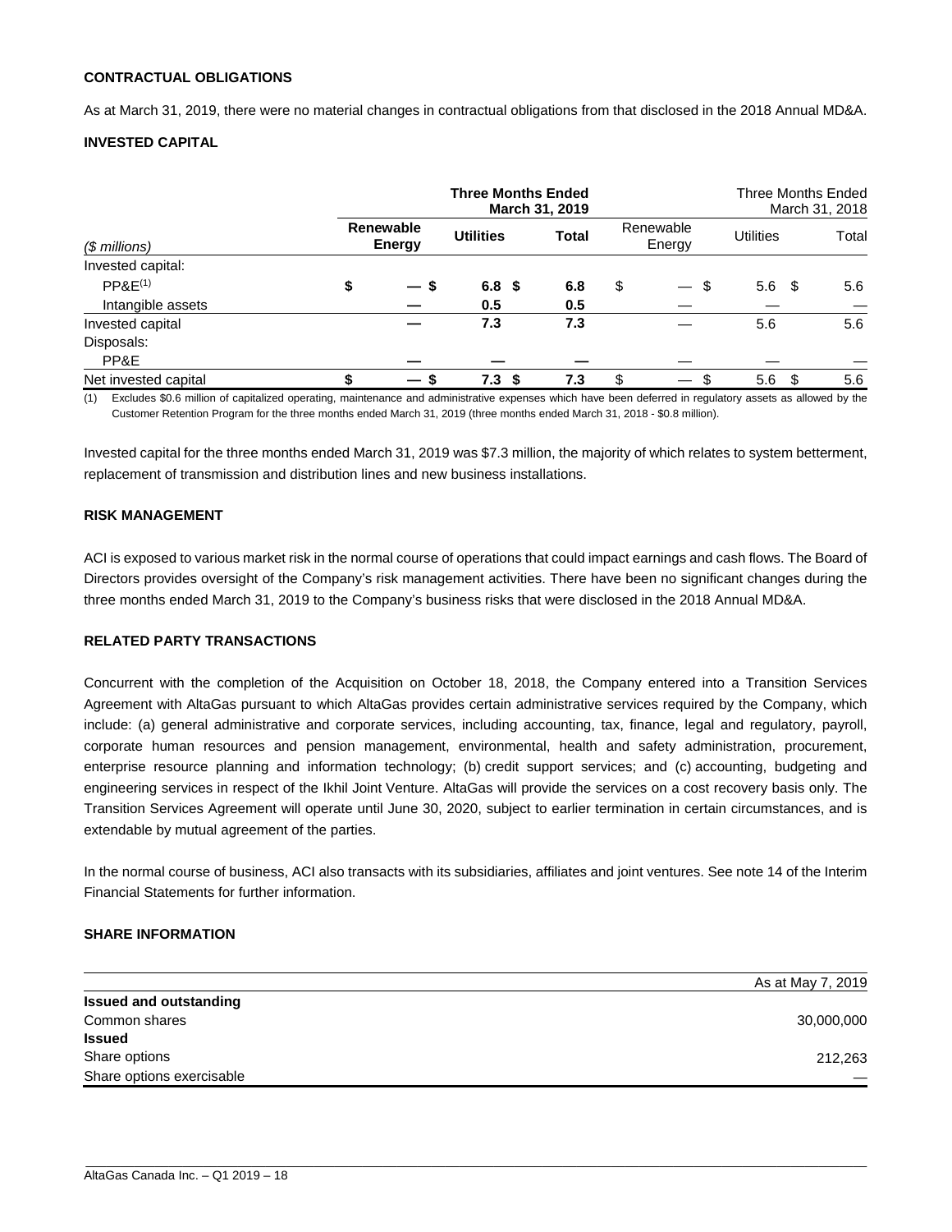## CONTRACTUAL OBLIGATIONS

As at March 31, 2019, there were no material changes in contractual obligations from that disclosed in the 2018 Annual MD&A.

## INVESTED CAPITAL

| | **Three Months Ended March 31, 2019** | | | Three Months Ended March 31, 2018 | | |
|---|---|---|---|---|---|---|
| *($ millions)* | **Renewable Energy** | **Utilities** | **Total** | Renewable Energy | Utilities | Total |
| Invested capital: | | | | | | |
| PP&E[(1)] | **$ —** | **$ 6.8** | **$ 6.8** | $ — | $ 5.6 | $ 5.6 |
| Intangible assets | **—** | **0.5** | **0.5** | — | — | — |
| Invested capital | **—** | **7.3** | **7.3** | — | 5.6 | 5.6 |
| Disposals: | | | | | | |
| PP&E | **—** | **—** | **—** | — | — | — |
| Net invested capital | **$ —** | **$ 7.3** | **$ 7.3** | $ — | $ 5.6 | $ 5.6 |

(1) Excludes $0.6 million of capitalized operating, maintenance and administrative expenses which have been deferred in regulatory assets as allowed by the Customer Retention Program for the three months ended March 31, 2019 (three months ended March 31, 2018 - $0.8 million).

Invested capital for the three months ended March 31, 2019 was $7.3 million, the majority of which relates to system betterment, replacement of transmission and distribution lines and new business installations.

## RISK MANAGEMENT

ACI is exposed to various market risk in the normal course of operations that could impact earnings and cash flows. The Board of Directors provides oversight of the Company's risk management activities. There have been no significant changes during the three months ended March 31, 2019 to the Company's business risks that were disclosed in the 2018 Annual MD&A.

## RELATED PARTY TRANSACTIONS

Concurrent with the completion of the Acquisition on October 18, 2018, the Company entered into a Transition Services Agreement with AltaGas pursuant to which AltaGas provides certain administrative services required by the Company, which include: (a) general administrative and corporate services, including accounting, tax, finance, legal and regulatory, payroll, corporate human resources and pension management, environmental, health and safety administration, procurement, enterprise resource planning and information technology; (b) credit support services; and (c) accounting, budgeting and engineering services in respect of the Ikhil Joint Venture. AltaGas will provide the services on a cost recovery basis only. The Transition Services Agreement will operate until June 30, 2020, subject to earlier termination in certain circumstances, and is extendable by mutual agreement of the parties.

In the normal course of business, ACI also transacts with its subsidiaries, affiliates and joint ventures. See note 14 of the Interim Financial Statements for further information.

## SHARE INFORMATION

| | As at May 7, 2019 |
|---|---|
| **Issued and outstanding** | |
| Common shares | 30,000,000 |
| **Issued** | |
| Share options | 212,263 |
| Share options exercisable | — |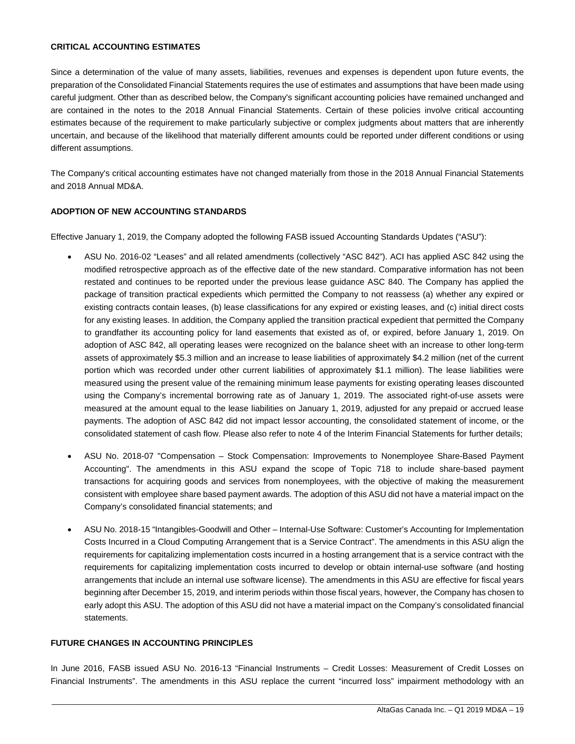## CRITICAL ACCOUNTING ESTIMATES

Since a determination of the value of many assets, liabilities, revenues and expenses is dependent upon future events, the preparation of the Consolidated Financial Statements requires the use of estimates and assumptions that have been made using careful judgment. Other than as described below, the Company's significant accounting policies have remained unchanged and are contained in the notes to the 2018 Annual Financial Statements. Certain of these policies involve critical accounting estimates because of the requirement to make particularly subjective or complex judgments about matters that are inherently uncertain, and because of the likelihood that materially different amounts could be reported under different conditions or using different assumptions.

The Company's critical accounting estimates have not changed materially from those in the 2018 Annual Financial Statements and 2018 Annual MD&A.

## ADOPTION OF NEW ACCOUNTING STANDARDS

Effective January 1, 2019, the Company adopted the following FASB issued Accounting Standards Updates ("ASU"):

- ASU No. 2016-02 "Leases" and all related amendments (collectively "ASC 842"). ACI has applied ASC 842 using the modified retrospective approach as of the effective date of the new standard. Comparative information has not been restated and continues to be reported under the previous lease guidance ASC 840. The Company has applied the package of transition practical expedients which permitted the Company to not reassess (a) whether any expired or existing contracts contain leases, (b) lease classifications for any expired or existing leases, and (c) initial direct costs for any existing leases. In addition, the Company applied the transition practical expedient that permitted the Company to grandfather its accounting policy for land easements that existed as of, or expired, before January 1, 2019. On adoption of ASC 842, all operating leases were recognized on the balance sheet with an increase to other long-term assets of approximately $5.3 million and an increase to lease liabilities of approximately $4.2 million (net of the current portion which was recorded under other current liabilities of approximately $1.1 million). The lease liabilities were measured using the present value of the remaining minimum lease payments for existing operating leases discounted using the Company's incremental borrowing rate as of January 1, 2019. The associated right-of-use assets were measured at the amount equal to the lease liabilities on January 1, 2019, adjusted for any prepaid or accrued lease payments. The adoption of ASC 842 did not impact lessor accounting, the consolidated statement of income, or the consolidated statement of cash flow. Please also refer to note 4 of the Interim Financial Statements for further details;
- ASU No. 2018-07 "Compensation – Stock Compensation: Improvements to Nonemployee Share-Based Payment Accounting". The amendments in this ASU expand the scope of Topic 718 to include share-based payment transactions for acquiring goods and services from nonemployees, with the objective of making the measurement consistent with employee share based payment awards. The adoption of this ASU did not have a material impact on the Company's consolidated financial statements; and
- ASU No. 2018-15 "Intangibles-Goodwill and Other – Internal-Use Software: Customer's Accounting for Implementation Costs Incurred in a Cloud Computing Arrangement that is a Service Contract". The amendments in this ASU align the requirements for capitalizing implementation costs incurred in a hosting arrangement that is a service contract with the requirements for capitalizing implementation costs incurred to develop or obtain internal-use software (and hosting arrangements that include an internal use software license). The amendments in this ASU are effective for fiscal years beginning after December 15, 2019, and interim periods within those fiscal years, however, the Company has chosen to early adopt this ASU. The adoption of this ASU did not have a material impact on the Company's consolidated financial statements.

## FUTURE CHANGES IN ACCOUNTING PRINCIPLES

In June 2016, FASB issued ASU No. 2016-13 "Financial Instruments – Credit Losses: Measurement of Credit Losses on Financial Instruments". The amendments in this ASU replace the current "incurred loss" impairment methodology with an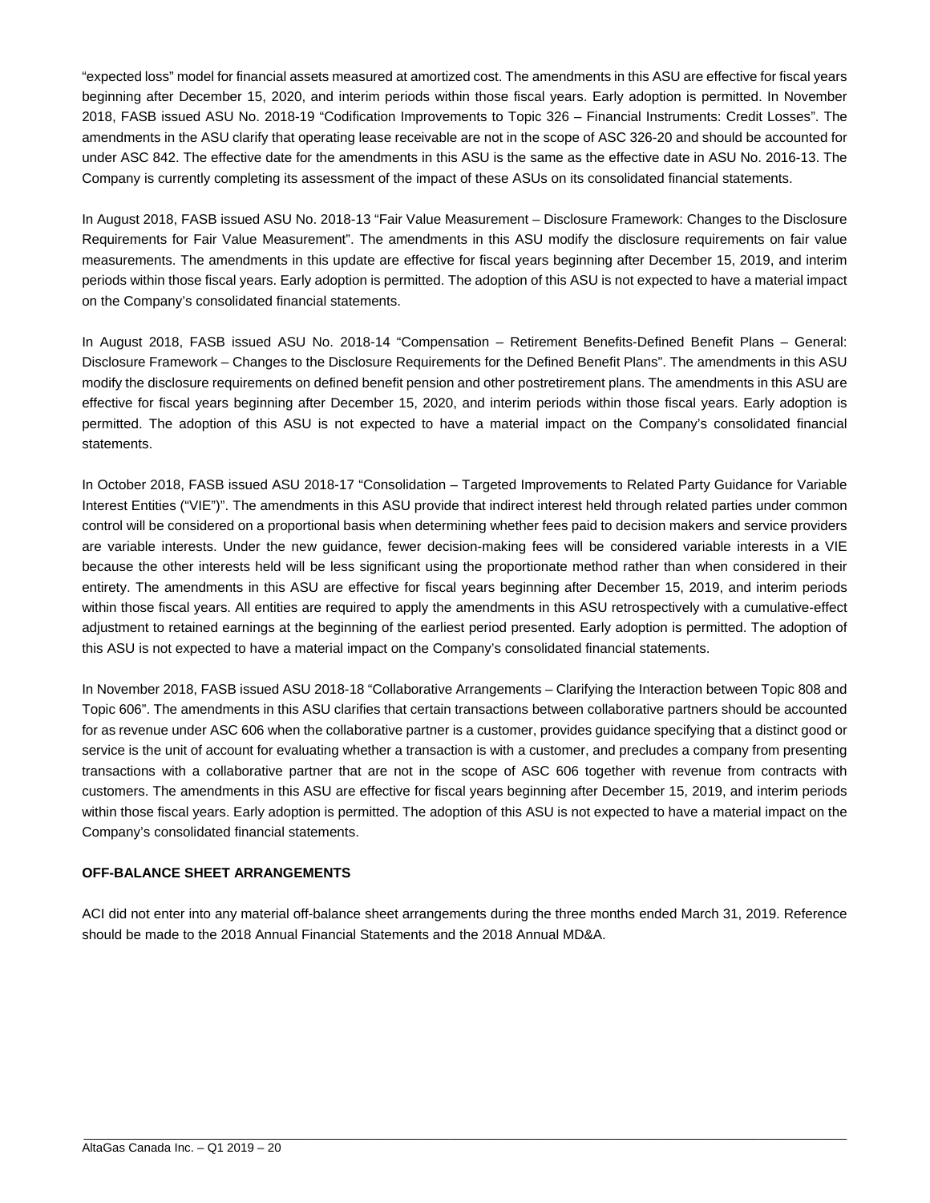“expected loss” model for financial assets measured at amortized cost. The amendments in this ASU are effective for fiscal years beginning after December 15, 2020, and interim periods within those fiscal years. Early adoption is permitted. In November 2018, FASB issued ASU No. 2018-19 “Codification Improvements to Topic 326 – Financial Instruments: Credit Losses”. The amendments in the ASU clarify that operating lease receivable are not in the scope of ASC 326-20 and should be accounted for under ASC 842. The effective date for the amendments in this ASU is the same as the effective date in ASU No. 2016-13. The Company is currently completing its assessment of the impact of these ASUs on its consolidated financial statements.

In August 2018, FASB issued ASU No. 2018-13 “Fair Value Measurement – Disclosure Framework: Changes to the Disclosure Requirements for Fair Value Measurement”. The amendments in this ASU modify the disclosure requirements on fair value measurements. The amendments in this update are effective for fiscal years beginning after December 15, 2019, and interim periods within those fiscal years. Early adoption is permitted. The adoption of this ASU is not expected to have a material impact on the Company’s consolidated financial statements.

In August 2018, FASB issued ASU No. 2018-14 “Compensation – Retirement Benefits-Defined Benefit Plans – General: Disclosure Framework – Changes to the Disclosure Requirements for the Defined Benefit Plans”. The amendments in this ASU modify the disclosure requirements on defined benefit pension and other postretirement plans. The amendments in this ASU are effective for fiscal years beginning after December 15, 2020, and interim periods within those fiscal years. Early adoption is permitted. The adoption of this ASU is not expected to have a material impact on the Company’s consolidated financial statements.

In October 2018, FASB issued ASU 2018-17 “Consolidation – Targeted Improvements to Related Party Guidance for Variable Interest Entities (“VIE”)”. The amendments in this ASU provide that indirect interest held through related parties under common control will be considered on a proportional basis when determining whether fees paid to decision makers and service providers are variable interests. Under the new guidance, fewer decision-making fees will be considered variable interests in a VIE because the other interests held will be less significant using the proportionate method rather than when considered in their entirety. The amendments in this ASU are effective for fiscal years beginning after December 15, 2019, and interim periods within those fiscal years. All entities are required to apply the amendments in this ASU retrospectively with a cumulative-effect adjustment to retained earnings at the beginning of the earliest period presented. Early adoption is permitted. The adoption of this ASU is not expected to have a material impact on the Company’s consolidated financial statements.

In November 2018, FASB issued ASU 2018-18 “Collaborative Arrangements – Clarifying the Interaction between Topic 808 and Topic 606”. The amendments in this ASU clarifies that certain transactions between collaborative partners should be accounted for as revenue under ASC 606 when the collaborative partner is a customer, provides guidance specifying that a distinct good or service is the unit of account for evaluating whether a transaction is with a customer, and precludes a company from presenting transactions with a collaborative partner that are not in the scope of ASC 606 together with revenue from contracts with customers. The amendments in this ASU are effective for fiscal years beginning after December 15, 2019, and interim periods within those fiscal years. Early adoption is permitted. The adoption of this ASU is not expected to have a material impact on the Company’s consolidated financial statements.

**OFF-BALANCE SHEET ARRANGEMENTS**

ACI did not enter into any material off-balance sheet arrangements during the three months ended March 31, 2019. Reference should be made to the 2018 Annual Financial Statements and the 2018 Annual MD&A.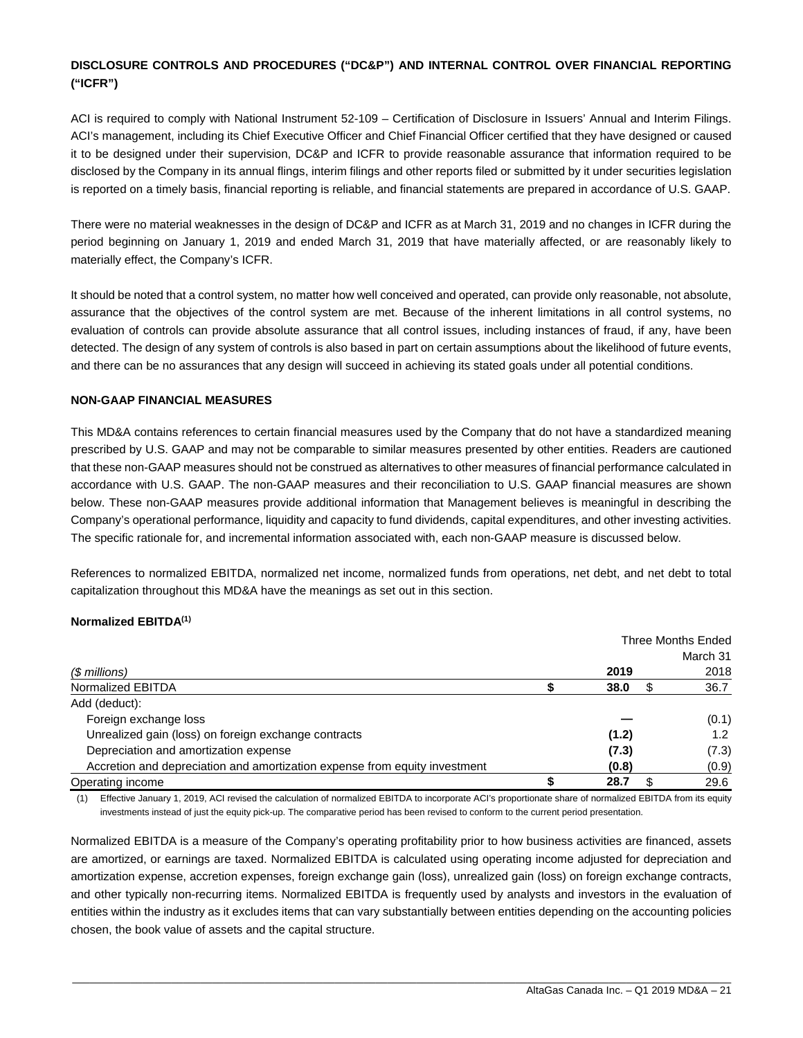## DISCLOSURE CONTROLS AND PROCEDURES ("DC&P") AND INTERNAL CONTROL OVER FINANCIAL REPORTING ("ICFR")

ACI is required to comply with National Instrument 52-109 – Certification of Disclosure in Issuers' Annual and Interim Filings. ACI's management, including its Chief Executive Officer and Chief Financial Officer certified that they have designed or caused it to be designed under their supervision, DC&P and ICFR to provide reasonable assurance that information required to be disclosed by the Company in its annual flings, interim filings and other reports filed or submitted by it under securities legislation is reported on a timely basis, financial reporting is reliable, and financial statements are prepared in accordance of U.S. GAAP.

There were no material weaknesses in the design of DC&P and ICFR as at March 31, 2019 and no changes in ICFR during the period beginning on January 1, 2019 and ended March 31, 2019 that have materially affected, or are reasonably likely to materially effect, the Company's ICFR.

It should be noted that a control system, no matter how well conceived and operated, can provide only reasonable, not absolute, assurance that the objectives of the control system are met. Because of the inherent limitations in all control systems, no evaluation of controls can provide absolute assurance that all control issues, including instances of fraud, if any, have been detected. The design of any system of controls is also based in part on certain assumptions about the likelihood of future events, and there can be no assurances that any design will succeed in achieving its stated goals under all potential conditions.

## NON-GAAP FINANCIAL MEASURES

This MD&A contains references to certain financial measures used by the Company that do not have a standardized meaning prescribed by U.S. GAAP and may not be comparable to similar measures presented by other entities. Readers are cautioned that these non-GAAP measures should not be construed as alternatives to other measures of financial performance calculated in accordance with U.S. GAAP. The non-GAAP measures and their reconciliation to U.S. GAAP financial measures are shown below. These non-GAAP measures provide additional information that Management believes is meaningful in describing the Company's operational performance, liquidity and capacity to fund dividends, capital expenditures, and other investing activities. The specific rationale for, and incremental information associated with, each non-GAAP measure is discussed below.

References to normalized EBITDA, normalized net income, normalized funds from operations, net debt, and net debt to total capitalization throughout this MD&A have the meanings as set out in this section.

### Normalized EBITDA[(1)]

| | Three Months Ended March 31 | |
|---|---|---|
| *($ millions)* | **2019** | 2018 |
| Normalized EBITDA | **$ 38.0** | $ 36.7 |
| Add (deduct): | | |
| Foreign exchange loss | **—** | (0.1) |
| Unrealized gain (loss) on foreign exchange contracts | **(1.2)** | 1.2 |
| Depreciation and amortization expense | **(7.3)** | (7.3) |
| Accretion and depreciation and amortization expense from equity investment | **(0.8)** | (0.9) |
| Operating income | **$ 28.7** | $ 29.6 |

(1) Effective January 1, 2019, ACI revised the calculation of normalized EBITDA to incorporate ACI's proportionate share of normalized EBITDA from its equity investments instead of just the equity pick-up. The comparative period has been revised to conform to the current period presentation.

Normalized EBITDA is a measure of the Company's operating profitability prior to how business activities are financed, assets are amortized, or earnings are taxed. Normalized EBITDA is calculated using operating income adjusted for depreciation and amortization expense, accretion expenses, foreign exchange gain (loss), unrealized gain (loss) on foreign exchange contracts, and other typically non-recurring items. Normalized EBITDA is frequently used by analysts and investors in the evaluation of entities within the industry as it excludes items that can vary substantially between entities depending on the accounting policies chosen, the book value of assets and the capital structure.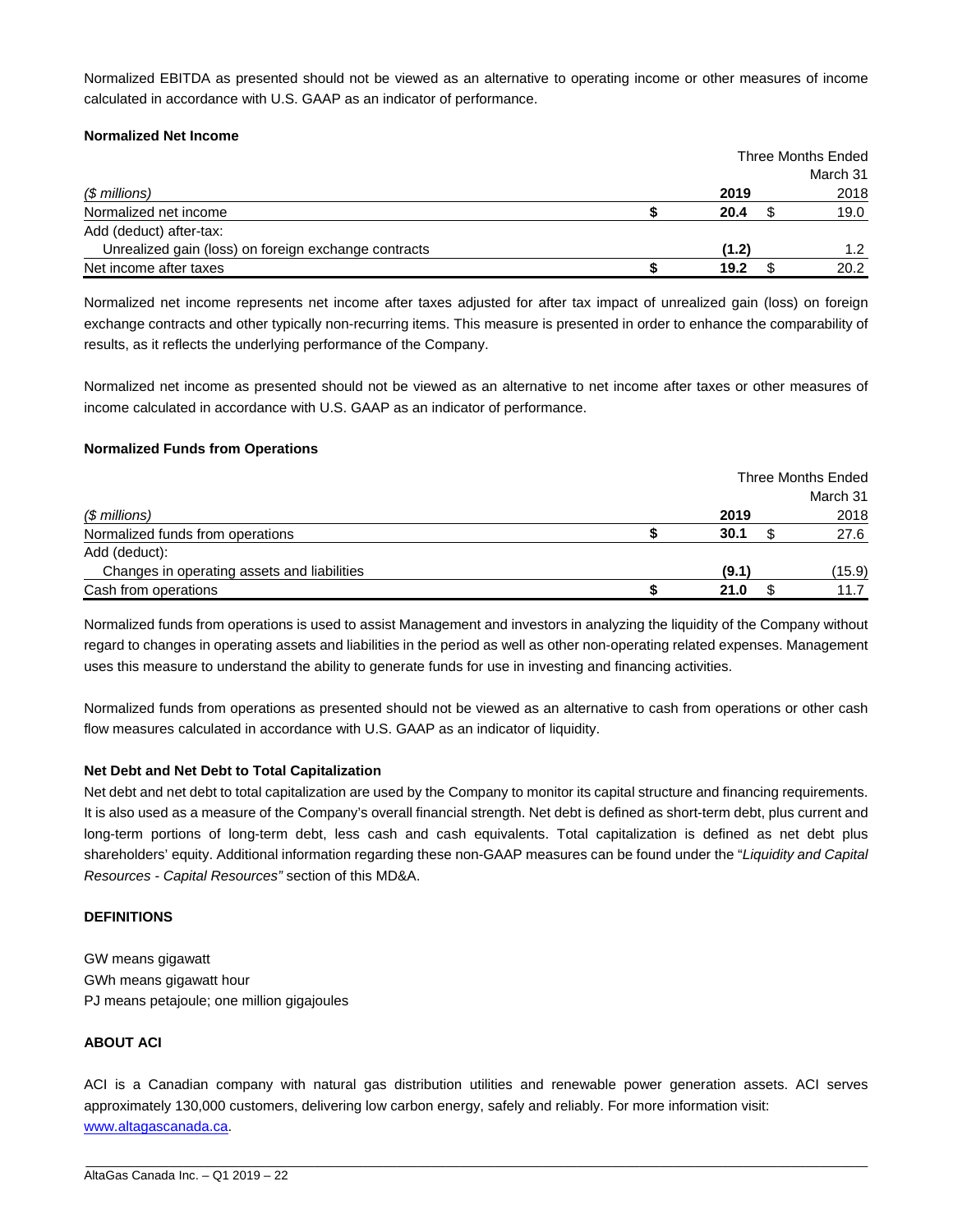Normalized EBITDA as presented should not be viewed as an alternative to operating income or other measures of income calculated in accordance with U.S. GAAP as an indicator of performance.

**Normalized Net Income**

| | Three Months Ended March 31 | |
|---|---|---|
| *($ millions)* | **2019** | 2018 |
| Normalized net income | **$ 20.4** | $ 19.0 |
| Add (deduct) after-tax: | | |
| Unrealized gain (loss) on foreign exchange contracts | **(1.2)** | 1.2 |
| Net income after taxes | **$ 19.2** | $ 20.2 |

Normalized net income represents net income after taxes adjusted for after tax impact of unrealized gain (loss) on foreign exchange contracts and other typically non-recurring items. This measure is presented in order to enhance the comparability of results, as it reflects the underlying performance of the Company.

Normalized net income as presented should not be viewed as an alternative to net income after taxes or other measures of income calculated in accordance with U.S. GAAP as an indicator of performance.

**Normalized Funds from Operations**

| | Three Months Ended March 31 | |
|---|---|---|
| *($ millions)* | **2019** | 2018 |
| Normalized funds from operations | **$ 30.1** | $ 27.6 |
| Add (deduct): | | |
| Changes in operating assets and liabilities | **(9.1)** | (15.9) |
| Cash from operations | **$ 21.0** | $ 11.7 |

Normalized funds from operations is used to assist Management and investors in analyzing the liquidity of the Company without regard to changes in operating assets and liabilities in the period as well as other non-operating related expenses. Management uses this measure to understand the ability to generate funds for use in investing and financing activities.

Normalized funds from operations as presented should not be viewed as an alternative to cash from operations or other cash flow measures calculated in accordance with U.S. GAAP as an indicator of liquidity.

**Net Debt and Net Debt to Total Capitalization**

Net debt and net debt to total capitalization are used by the Company to monitor its capital structure and financing requirements. It is also used as a measure of the Company's overall financial strength. Net debt is defined as short-term debt, plus current and long-term portions of long-term debt, less cash and cash equivalents. Total capitalization is defined as net debt plus shareholders' equity. Additional information regarding these non-GAAP measures can be found under the "*Liquidity and Capital Resources - Capital Resources"* section of this MD&A.

## DEFINITIONS

GW means gigawatt
GWh means gigawatt hour
PJ means petajoule; one million gigajoules

## ABOUT ACI

ACI is a Canadian company with natural gas distribution utilities and renewable power generation assets. ACI serves approximately 130,000 customers, delivering low carbon energy, safely and reliably. For more information visit: www.altagascanada.ca.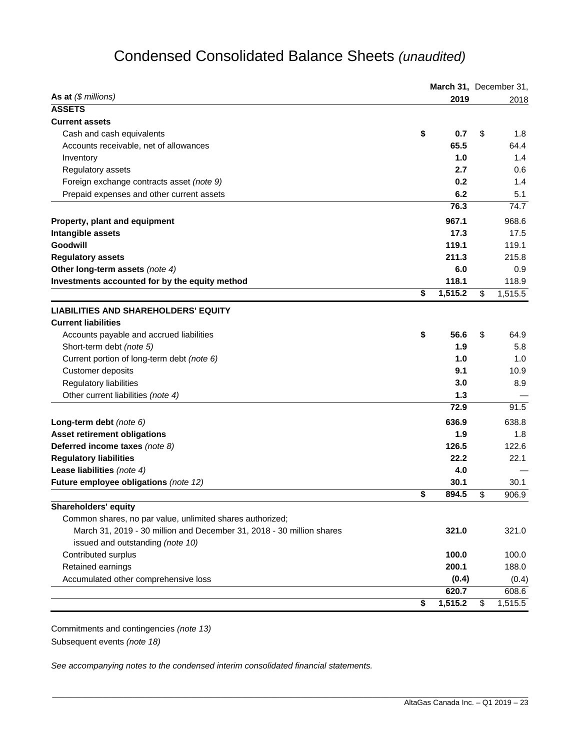# Condensed Consolidated Balance Sheets *(unaudited)*

| As at *($ millions)* | March 31, 2019 | December 31, 2018 |
|---|---|---|
| **ASSETS** | | |
| **Current assets** | | |
| Cash and cash equivalents | **$ 0.7** | $ 1.8 |
| Accounts receivable, net of allowances | **65.5** | 64.4 |
| Inventory | **1.0** | 1.4 |
| Regulatory assets | **2.7** | 0.6 |
| Foreign exchange contracts asset *(note 9)* | **0.2** | 1.4 |
| Prepaid expenses and other current assets | **6.2** | 5.1 |
| | **76.3** | 74.7 |
| **Property, plant and equipment** | **967.1** | 968.6 |
| **Intangible assets** | **17.3** | 17.5 |
| **Goodwill** | **119.1** | 119.1 |
| **Regulatory assets** | **211.3** | 215.8 |
| **Other long-term assets** *(note 4)* | **6.0** | 0.9 |
| **Investments accounted for by the equity method** | **118.1** | 118.9 |
| | **$ 1,515.2** | $ 1,515.5 |
| **LIABILITIES AND SHAREHOLDERS' EQUITY** | | |
| **Current liabilities** | | |
| Accounts payable and accrued liabilities | **$ 56.6** | $ 64.9 |
| Short-term debt *(note 5)* | **1.9** | 5.8 |
| Current portion of long-term debt *(note 6)* | **1.0** | 1.0 |
| Customer deposits | **9.1** | 10.9 |
| Regulatory liabilities | **3.0** | 8.9 |
| Other current liabilities *(note 4)* | **1.3** | — |
| | **72.9** | 91.5 |
| **Long-term debt** *(note 6)* | **636.9** | 638.8 |
| **Asset retirement obligations** | **1.9** | 1.8 |
| **Deferred income taxes** *(note 8)* | **126.5** | 122.6 |
| **Regulatory liabilities** | **22.2** | 22.1 |
| **Lease liabilities** *(note 4)* | **4.0** | — |
| **Future employee obligations** *(note 12)* | **30.1** | 30.1 |
| | **$ 894.5** | $ 906.9 |
| **Shareholders' equity** | | |
| Common shares, no par value, unlimited shares authorized; March 31, 2019 - 30 million and December 31, 2018 - 30 million shares issued and outstanding *(note 10)* | **321.0** | 321.0 |
| Contributed surplus | **100.0** | 100.0 |
| Retained earnings | **200.1** | 188.0 |
| Accumulated other comprehensive loss | **(0.4)** | (0.4) |
| | **620.7** | 608.6 |
| | **$ 1,515.2** | $ 1,515.5 |

Commitments and contingencies *(note 13)*

Subsequent events *(note 18)*

*See accompanying notes to the condensed interim consolidated financial statements.*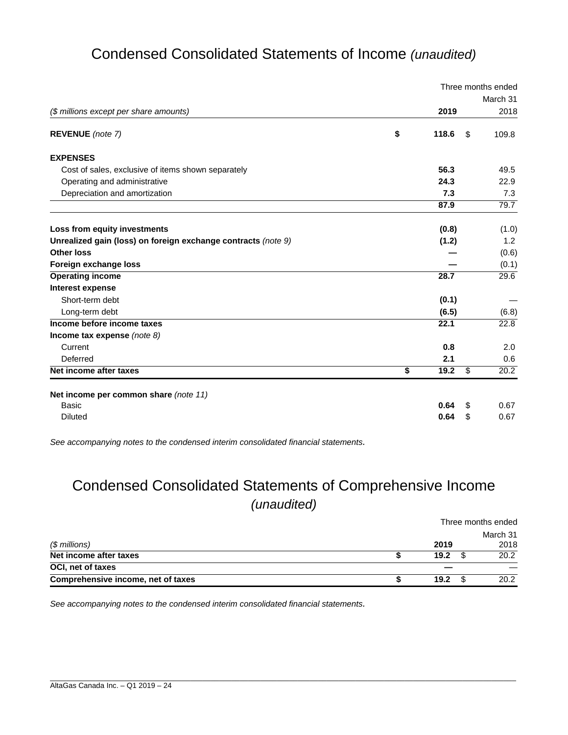# Condensed Consolidated Statements of Income *(unaudited)*

| *($ millions except per share amounts)* | Three months ended March 31 **2019** | 2018 |
|---|---|---|
| **REVENUE** *(note 7)* | **$ 118.6** | $ 109.8 |
| **EXPENSES** | | |
| Cost of sales, exclusive of items shown separately | **56.3** | 49.5 |
| Operating and administrative | **24.3** | 22.9 |
| Depreciation and amortization | **7.3** | 7.3 |
| | **87.9** | 79.7 |
| **Loss from equity investments** | **(0.8)** | (1.0) |
| **Unrealized gain (loss) on foreign exchange contracts** *(note 9)* | **(1.2)** | 1.2 |
| **Other loss** | **—** | (0.6) |
| **Foreign exchange loss** | **—** | (0.1) |
| **Operating income** | **28.7** | 29.6 |
| **Interest expense** | | |
| Short-term debt | **(0.1)** | — |
| Long-term debt | **(6.5)** | (6.8) |
| **Income before income taxes** | **22.1** | 22.8 |
| **Income tax expense** *(note 8)* | | |
| Current | **0.8** | 2.0 |
| Deferred | **2.1** | 0.6 |
| **Net income after taxes** | **$ 19.2** | $ 20.2 |
| **Net income per common share** *(note 11)* | | |
| Basic | **0.64** | $ 0.67 |
| Diluted | **0.64** | $ 0.67 |

*See accompanying notes to the condensed interim consolidated financial statements.*

# Condensed Consolidated Statements of Comprehensive Income *(unaudited)*

| *($ millions)* | Three months ended March 31 **2019** | 2018 |
|---|---|---|
| **Net income after taxes** | **$ 19.2** | $ 20.2 |
| **OCI, net of taxes** | **—** | — |
| **Comprehensive income, net of taxes** | **$ 19.2** | $ 20.2 |

*See accompanying notes to the condensed interim consolidated financial statements.*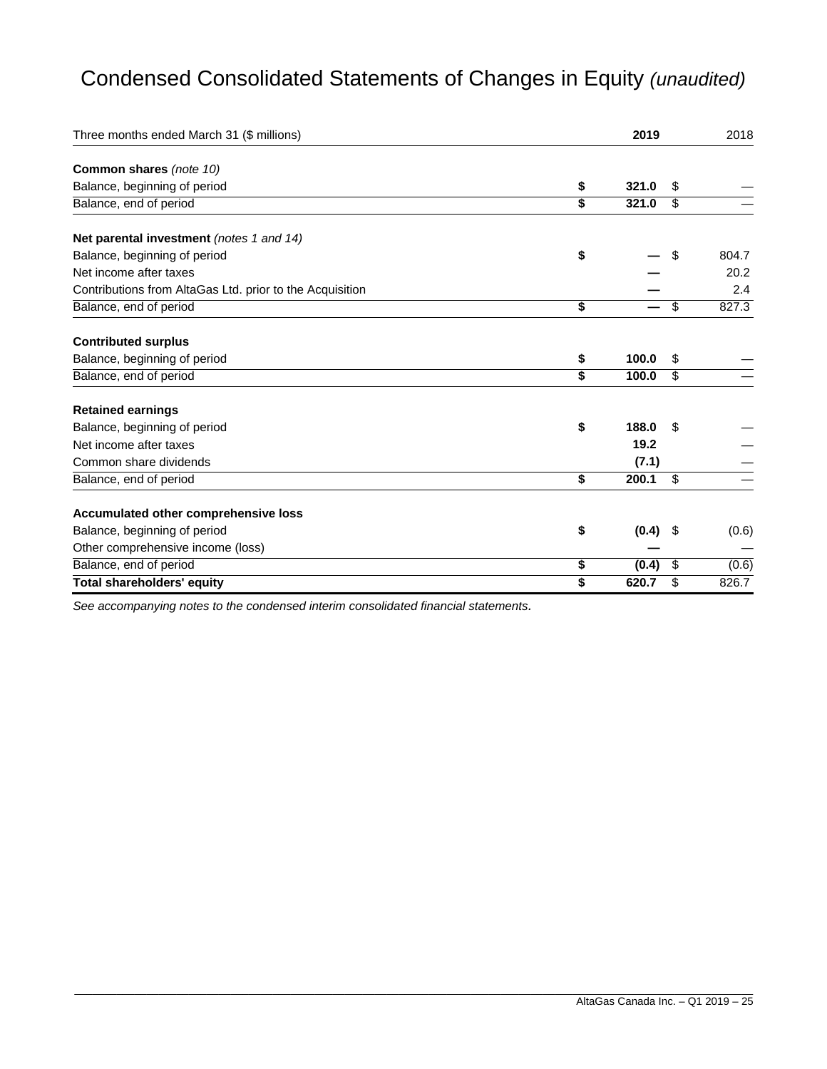# Condensed Consolidated Statements of Changes in Equity *(unaudited)*

| Three months ended March 31 ($ millions) | 2019 | 2018 |
|---|---|---|
| **Common shares** *(note 10)* | | |
| Balance, beginning of period | $ **321.0** | $ — |
| Balance, end of period | $ **321.0** | $ — |
| **Net parental investment** *(notes 1 and 14)* | | |
| Balance, beginning of period | $ **—** | $ 804.7 |
| Net income after taxes | **—** | 20.2 |
| Contributions from AltaGas Ltd. prior to the Acquisition | **—** | 2.4 |
| Balance, end of period | $ **—** | $ 827.3 |
| **Contributed surplus** | | |
| Balance, beginning of period | $ **100.0** | $ — |
| Balance, end of period | $ **100.0** | $ — |
| **Retained earnings** | | |
| Balance, beginning of period | $ **188.0** | $ — |
| Net income after taxes | **19.2** | — |
| Common share dividends | **(7.1)** | — |
| Balance, end of period | $ **200.1** | $ — |
| **Accumulated other comprehensive loss** | | |
| Balance, beginning of period | $ **(0.4)** | $ (0.6) |
| Other comprehensive income (loss) | **—** | — |
| Balance, end of period | $ **(0.4)** | $ (0.6) |
| **Total shareholders' equity** | $ **620.7** | $ 826.7 |

*See accompanying notes to the condensed interim consolidated financial statements.*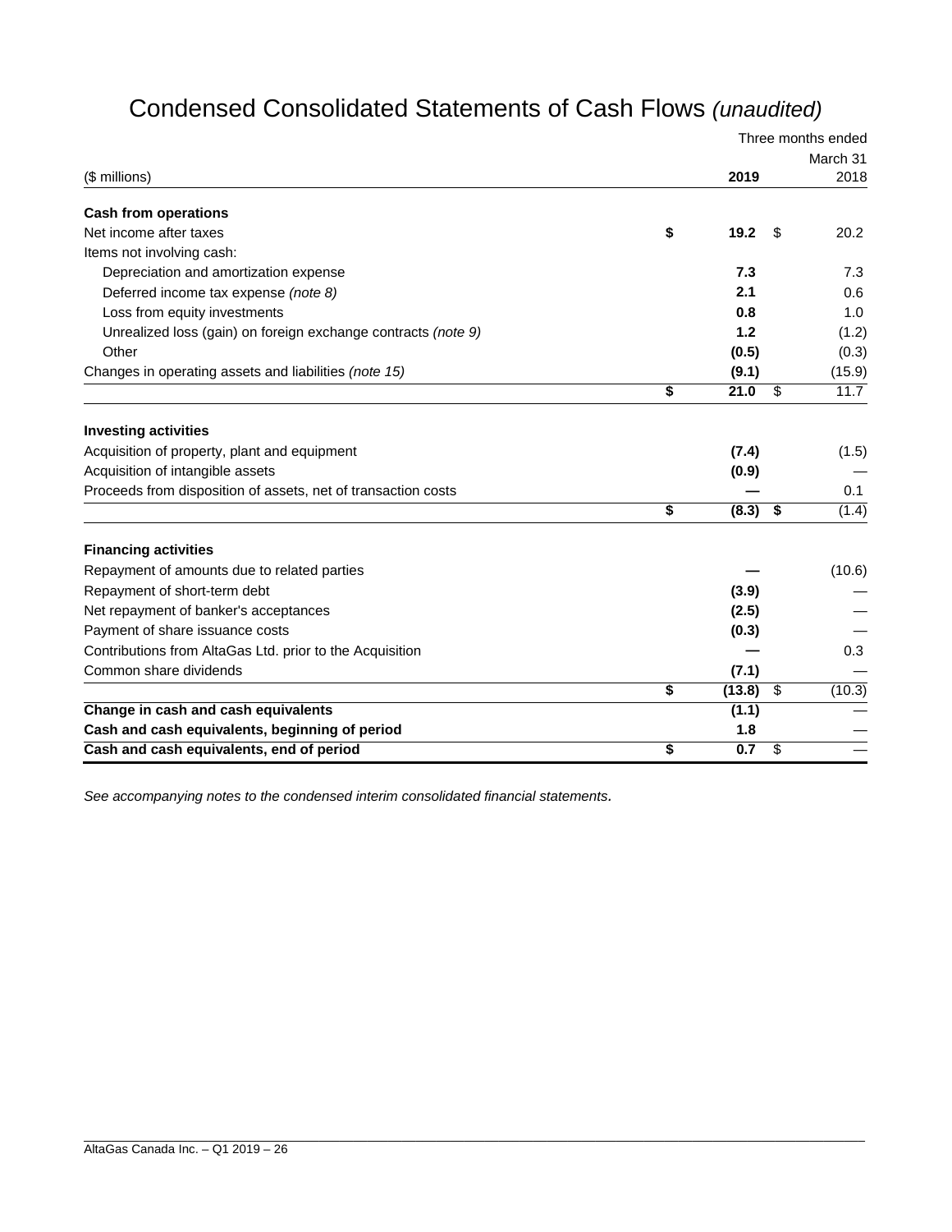# Condensed Consolidated Statements of Cash Flows *(unaudited)*

| ($ millions) | Three months ended March 31 2019 | 2018 |
|---|---|---|
| **Cash from operations** | | |
| Net income after taxes | **$ 19.2** | $ 20.2 |
| Items not involving cash: | | |
| Depreciation and amortization expense | **7.3** | 7.3 |
| Deferred income tax expense *(note 8)* | **2.1** | 0.6 |
| Loss from equity investments | **0.8** | 1.0 |
| Unrealized loss (gain) on foreign exchange contracts *(note 9)* | **1.2** | (1.2) |
| Other | **(0.5)** | (0.3) |
| Changes in operating assets and liabilities *(note 15)* | **(9.1)** | (15.9) |
| | **$ 21.0** | $ 11.7 |
| **Investing activities** | | |
| Acquisition of property, plant and equipment | **(7.4)** | (1.5) |
| Acquisition of intangible assets | **(0.9)** | — |
| Proceeds from disposition of assets, net of transaction costs | **—** | 0.1 |
| | **$ (8.3)** | **$ (1.4)** |
| **Financing activities** | | |
| Repayment of amounts due to related parties | **—** | (10.6) |
| Repayment of short-term debt | **(3.9)** | — |
| Net repayment of banker's acceptances | **(2.5)** | — |
| Payment of share issuance costs | **(0.3)** | — |
| Contributions from AltaGas Ltd. prior to the Acquisition | **—** | 0.3 |
| Common share dividends | **(7.1)** | — |
| | **$ (13.8)** | $ (10.3) |
| **Change in cash and cash equivalents** | **(1.1)** | — |
| **Cash and cash equivalents, beginning of period** | **1.8** | — |
| **Cash and cash equivalents, end of period** | **$ 0.7** | $ — |

*See accompanying notes to the condensed interim consolidated financial statements.*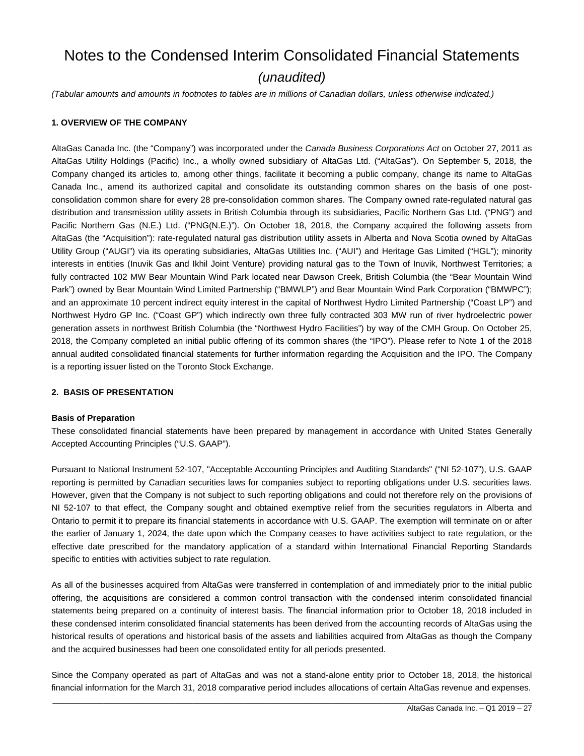# Notes to the Condensed Interim Consolidated Financial Statements

*(unaudited)*

*(Tabular amounts and amounts in footnotes to tables are in millions of Canadian dollars, unless otherwise indicated.)*

### 1. OVERVIEW OF THE COMPANY

AltaGas Canada Inc. (the "Company") was incorporated under the *Canada Business Corporations Act* on October 27, 2011 as AltaGas Utility Holdings (Pacific) Inc., a wholly owned subsidiary of AltaGas Ltd. ("AltaGas"). On September 5, 2018, the Company changed its articles to, among other things, facilitate it becoming a public company, change its name to AltaGas Canada Inc., amend its authorized capital and consolidate its outstanding common shares on the basis of one post-consolidation common share for every 28 pre-consolidation common shares. The Company owned rate-regulated natural gas distribution and transmission utility assets in British Columbia through its subsidiaries, Pacific Northern Gas Ltd. ("PNG") and Pacific Northern Gas (N.E.) Ltd. ("PNG(N.E.)"). On October 18, 2018, the Company acquired the following assets from AltaGas (the "Acquisition"): rate-regulated natural gas distribution utility assets in Alberta and Nova Scotia owned by AltaGas Utility Group ("AUGI") via its operating subsidiaries, AltaGas Utilities Inc. ("AUI") and Heritage Gas Limited ("HGL"); minority interests in entities (Inuvik Gas and Ikhil Joint Venture) providing natural gas to the Town of Inuvik, Northwest Territories; a fully contracted 102 MW Bear Mountain Wind Park located near Dawson Creek, British Columbia (the "Bear Mountain Wind Park") owned by Bear Mountain Wind Limited Partnership ("BMWLP") and Bear Mountain Wind Park Corporation ("BMWPC"); and an approximate 10 percent indirect equity interest in the capital of Northwest Hydro Limited Partnership ("Coast LP") and Northwest Hydro GP Inc. ("Coast GP") which indirectly own three fully contracted 303 MW run of river hydroelectric power generation assets in northwest British Columbia (the "Northwest Hydro Facilities") by way of the CMH Group. On October 25, 2018, the Company completed an initial public offering of its common shares (the "IPO"). Please refer to Note 1 of the 2018 annual audited consolidated financial statements for further information regarding the Acquisition and the IPO. The Company is a reporting issuer listed on the Toronto Stock Exchange.

### 2. BASIS OF PRESENTATION

**Basis of Preparation**

These consolidated financial statements have been prepared by management in accordance with United States Generally Accepted Accounting Principles ("U.S. GAAP").

Pursuant to National Instrument 52-107, "Acceptable Accounting Principles and Auditing Standards" ("NI 52-107"), U.S. GAAP reporting is permitted by Canadian securities laws for companies subject to reporting obligations under U.S. securities laws. However, given that the Company is not subject to such reporting obligations and could not therefore rely on the provisions of NI 52-107 to that effect, the Company sought and obtained exemptive relief from the securities regulators in Alberta and Ontario to permit it to prepare its financial statements in accordance with U.S. GAAP. The exemption will terminate on or after the earlier of January 1, 2024, the date upon which the Company ceases to have activities subject to rate regulation, or the effective date prescribed for the mandatory application of a standard within International Financial Reporting Standards specific to entities with activities subject to rate regulation.

As all of the businesses acquired from AltaGas were transferred in contemplation of and immediately prior to the initial public offering, the acquisitions are considered a common control transaction with the condensed interim consolidated financial statements being prepared on a continuity of interest basis. The financial information prior to October 18, 2018 included in these condensed interim consolidated financial statements has been derived from the accounting records of AltaGas using the historical results of operations and historical basis of the assets and liabilities acquired from AltaGas as though the Company and the acquired businesses had been one consolidated entity for all periods presented.

Since the Company operated as part of AltaGas and was not a stand-alone entity prior to October 18, 2018, the historical financial information for the March 31, 2018 comparative period includes allocations of certain AltaGas revenue and expenses.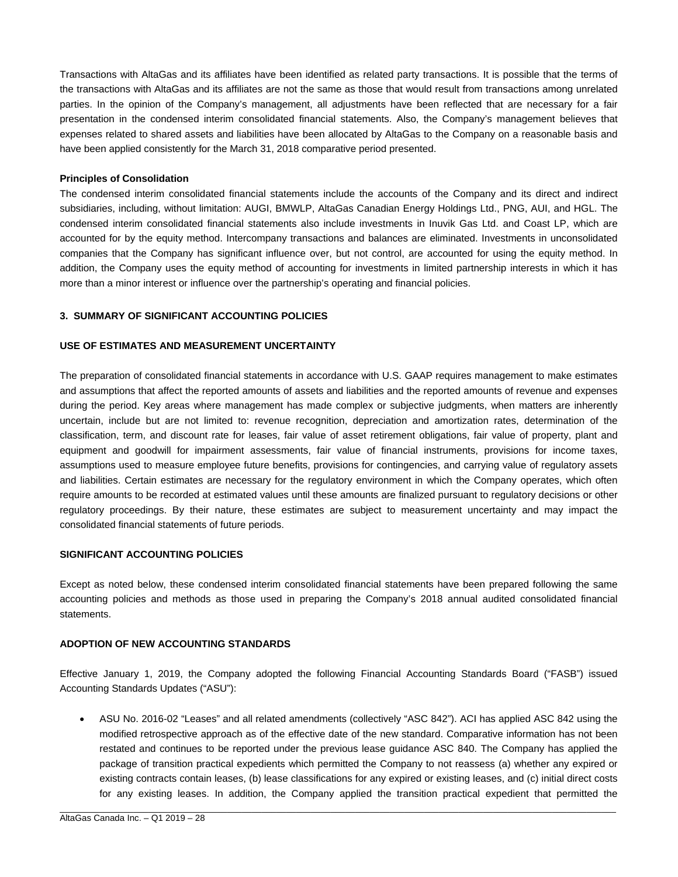Transactions with AltaGas and its affiliates have been identified as related party transactions. It is possible that the terms of the transactions with AltaGas and its affiliates are not the same as those that would result from transactions among unrelated parties. In the opinion of the Company's management, all adjustments have been reflected that are necessary for a fair presentation in the condensed interim consolidated financial statements. Also, the Company's management believes that expenses related to shared assets and liabilities have been allocated by AltaGas to the Company on a reasonable basis and have been applied consistently for the March 31, 2018 comparative period presented.

**Principles of Consolidation**

The condensed interim consolidated financial statements include the accounts of the Company and its direct and indirect subsidiaries, including, without limitation: AUGI, BMWLP, AltaGas Canadian Energy Holdings Ltd., PNG, AUI, and HGL. The condensed interim consolidated financial statements also include investments in Inuvik Gas Ltd. and Coast LP, which are accounted for by the equity method. Intercompany transactions and balances are eliminated. Investments in unconsolidated companies that the Company has significant influence over, but not control, are accounted for using the equity method. In addition, the Company uses the equity method of accounting for investments in limited partnership interests in which it has more than a minor interest or influence over the partnership's operating and financial policies.

## 3. SUMMARY OF SIGNIFICANT ACCOUNTING POLICIES

### USE OF ESTIMATES AND MEASUREMENT UNCERTAINTY

The preparation of consolidated financial statements in accordance with U.S. GAAP requires management to make estimates and assumptions that affect the reported amounts of assets and liabilities and the reported amounts of revenue and expenses during the period. Key areas where management has made complex or subjective judgments, when matters are inherently uncertain, include but are not limited to: revenue recognition, depreciation and amortization rates, determination of the classification, term, and discount rate for leases, fair value of asset retirement obligations, fair value of property, plant and equipment and goodwill for impairment assessments, fair value of financial instruments, provisions for income taxes, assumptions used to measure employee future benefits, provisions for contingencies, and carrying value of regulatory assets and liabilities. Certain estimates are necessary for the regulatory environment in which the Company operates, which often require amounts to be recorded at estimated values until these amounts are finalized pursuant to regulatory decisions or other regulatory proceedings. By their nature, these estimates are subject to measurement uncertainty and may impact the consolidated financial statements of future periods.

### SIGNIFICANT ACCOUNTING POLICIES

Except as noted below, these condensed interim consolidated financial statements have been prepared following the same accounting policies and methods as those used in preparing the Company's 2018 annual audited consolidated financial statements.

### ADOPTION OF NEW ACCOUNTING STANDARDS

Effective January 1, 2019, the Company adopted the following Financial Accounting Standards Board ("FASB") issued Accounting Standards Updates ("ASU"):

- ASU No. 2016-02 "Leases" and all related amendments (collectively "ASC 842"). ACI has applied ASC 842 using the modified retrospective approach as of the effective date of the new standard. Comparative information has not been restated and continues to be reported under the previous lease guidance ASC 840. The Company has applied the package of transition practical expedients which permitted the Company to not reassess (a) whether any expired or existing contracts contain leases, (b) lease classifications for any expired or existing leases, and (c) initial direct costs for any existing leases. In addition, the Company applied the transition practical expedient that permitted the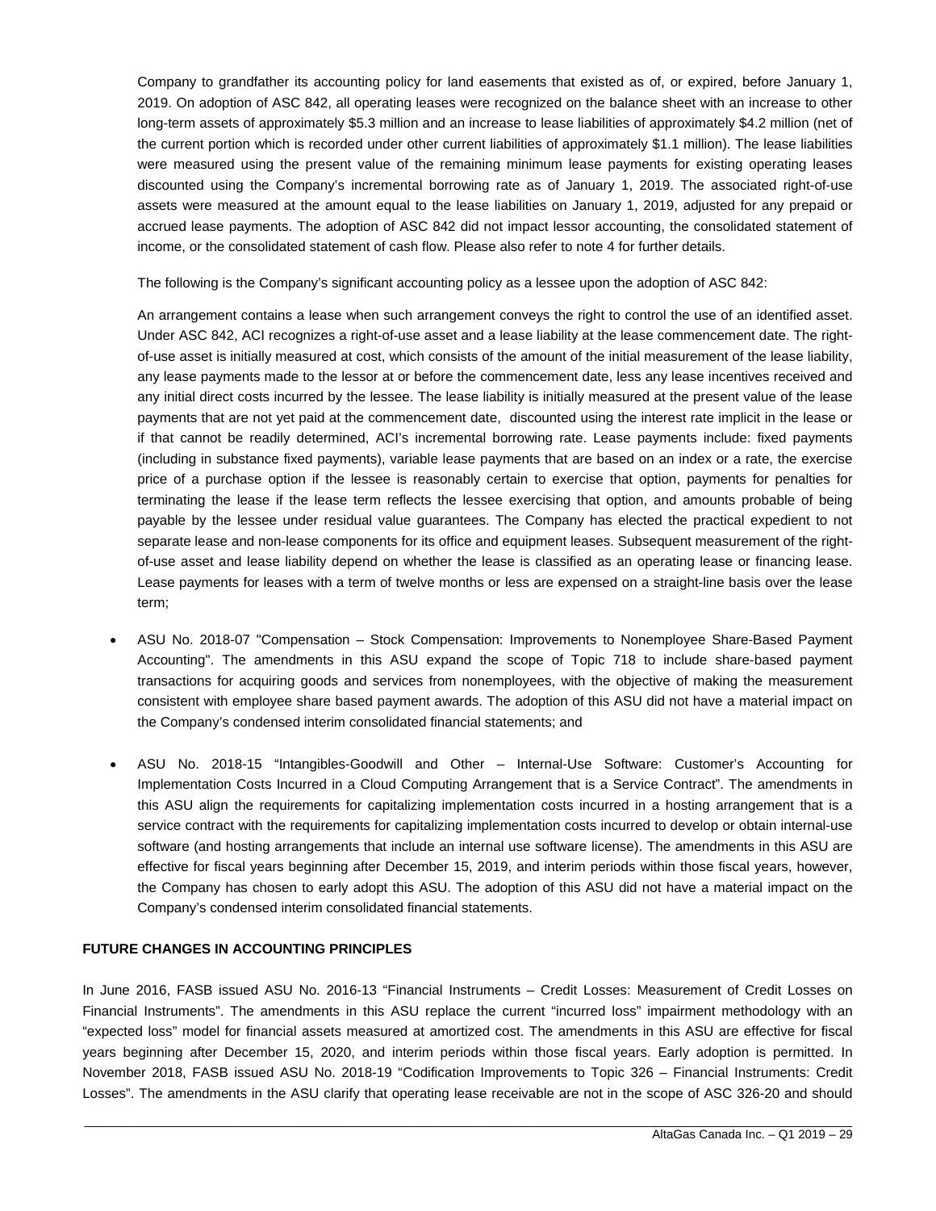Company to grandfather its accounting policy for land easements that existed as of, or expired, before January 1, 2019. On adoption of ASC 842, all operating leases were recognized on the balance sheet with an increase to other long-term assets of approximately $5.3 million and an increase to lease liabilities of approximately $4.2 million (net of the current portion which is recorded under other current liabilities of approximately $1.1 million). The lease liabilities were measured using the present value of the remaining minimum lease payments for existing operating leases discounted using the Company's incremental borrowing rate as of January 1, 2019. The associated right-of-use assets were measured at the amount equal to the lease liabilities on January 1, 2019, adjusted for any prepaid or accrued lease payments. The adoption of ASC 842 did not impact lessor accounting, the consolidated statement of income, or the consolidated statement of cash flow. Please also refer to note 4 for further details.

The following is the Company's significant accounting policy as a lessee upon the adoption of ASC 842:

An arrangement contains a lease when such arrangement conveys the right to control the use of an identified asset. Under ASC 842, ACI recognizes a right-of-use asset and a lease liability at the lease commencement date. The right-of-use asset is initially measured at cost, which consists of the amount of the initial measurement of the lease liability, any lease payments made to the lessor at or before the commencement date, less any lease incentives received and any initial direct costs incurred by the lessee. The lease liability is initially measured at the present value of the lease payments that are not yet paid at the commencement date, discounted using the interest rate implicit in the lease or if that cannot be readily determined, ACI's incremental borrowing rate. Lease payments include: fixed payments (including in substance fixed payments), variable lease payments that are based on an index or a rate, the exercise price of a purchase option if the lessee is reasonably certain to exercise that option, payments for penalties for terminating the lease if the lease term reflects the lessee exercising that option, and amounts probable of being payable by the lessee under residual value guarantees. The Company has elected the practical expedient to not separate lease and non-lease components for its office and equipment leases. Subsequent measurement of the right-of-use asset and lease liability depend on whether the lease is classified as an operating lease or financing lease. Lease payments for leases with a term of twelve months or less are expensed on a straight-line basis over the lease term;

- ASU No. 2018-07 "Compensation – Stock Compensation: Improvements to Nonemployee Share-Based Payment Accounting". The amendments in this ASU expand the scope of Topic 718 to include share-based payment transactions for acquiring goods and services from nonemployees, with the objective of making the measurement consistent with employee share based payment awards. The adoption of this ASU did not have a material impact on the Company's condensed interim consolidated financial statements; and

- ASU No. 2018-15 "Intangibles-Goodwill and Other – Internal-Use Software: Customer's Accounting for Implementation Costs Incurred in a Cloud Computing Arrangement that is a Service Contract". The amendments in this ASU align the requirements for capitalizing implementation costs incurred in a hosting arrangement that is a service contract with the requirements for capitalizing implementation costs incurred to develop or obtain internal-use software (and hosting arrangements that include an internal use software license). The amendments in this ASU are effective for fiscal years beginning after December 15, 2019, and interim periods within those fiscal years, however, the Company has chosen to early adopt this ASU. The adoption of this ASU did not have a material impact on the Company's condensed interim consolidated financial statements.

**FUTURE CHANGES IN ACCOUNTING PRINCIPLES**

In June 2016, FASB issued ASU No. 2016-13 "Financial Instruments – Credit Losses: Measurement of Credit Losses on Financial Instruments". The amendments in this ASU replace the current "incurred loss" impairment methodology with an "expected loss" model for financial assets measured at amortized cost. The amendments in this ASU are effective for fiscal years beginning after December 15, 2020, and interim periods within those fiscal years. Early adoption is permitted. In November 2018, FASB issued ASU No. 2018-19 "Codification Improvements to Topic 326 – Financial Instruments: Credit Losses". The amendments in the ASU clarify that operating lease receivable are not in the scope of ASC 326-20 and should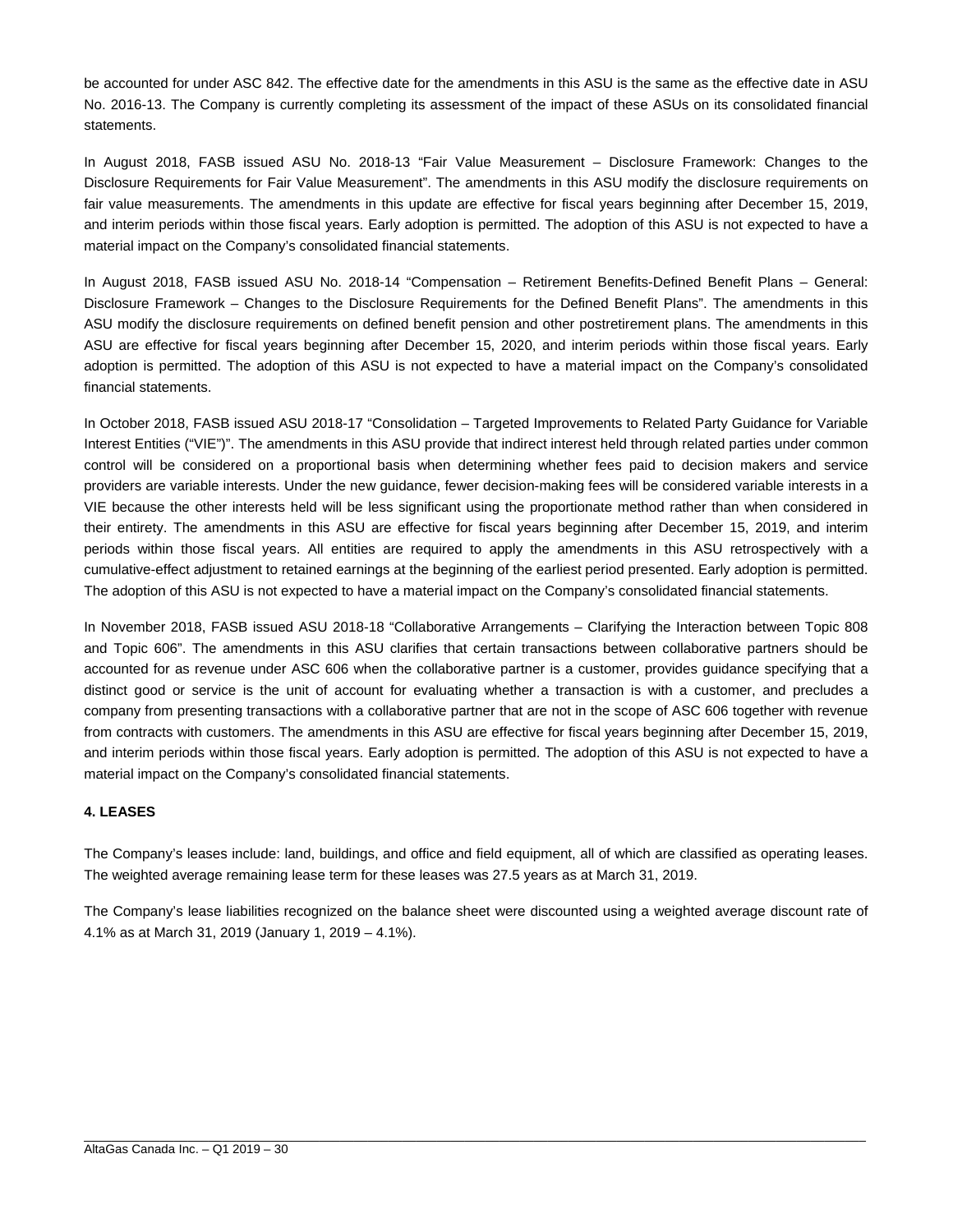be accounted for under ASC 842. The effective date for the amendments in this ASU is the same as the effective date in ASU No. 2016-13. The Company is currently completing its assessment of the impact of these ASUs on its consolidated financial statements.

In August 2018, FASB issued ASU No. 2018-13 "Fair Value Measurement – Disclosure Framework: Changes to the Disclosure Requirements for Fair Value Measurement". The amendments in this ASU modify the disclosure requirements on fair value measurements. The amendments in this update are effective for fiscal years beginning after December 15, 2019, and interim periods within those fiscal years. Early adoption is permitted. The adoption of this ASU is not expected to have a material impact on the Company's consolidated financial statements.

In August 2018, FASB issued ASU No. 2018-14 "Compensation – Retirement Benefits-Defined Benefit Plans – General: Disclosure Framework – Changes to the Disclosure Requirements for the Defined Benefit Plans". The amendments in this ASU modify the disclosure requirements on defined benefit pension and other postretirement plans. The amendments in this ASU are effective for fiscal years beginning after December 15, 2020, and interim periods within those fiscal years. Early adoption is permitted. The adoption of this ASU is not expected to have a material impact on the Company's consolidated financial statements.

In October 2018, FASB issued ASU 2018-17 "Consolidation – Targeted Improvements to Related Party Guidance for Variable Interest Entities ("VIE")". The amendments in this ASU provide that indirect interest held through related parties under common control will be considered on a proportional basis when determining whether fees paid to decision makers and service providers are variable interests. Under the new guidance, fewer decision-making fees will be considered variable interests in a VIE because the other interests held will be less significant using the proportionate method rather than when considered in their entirety. The amendments in this ASU are effective for fiscal years beginning after December 15, 2019, and interim periods within those fiscal years. All entities are required to apply the amendments in this ASU retrospectively with a cumulative-effect adjustment to retained earnings at the beginning of the earliest period presented. Early adoption is permitted. The adoption of this ASU is not expected to have a material impact on the Company's consolidated financial statements.

In November 2018, FASB issued ASU 2018-18 "Collaborative Arrangements – Clarifying the Interaction between Topic 808 and Topic 606". The amendments in this ASU clarifies that certain transactions between collaborative partners should be accounted for as revenue under ASC 606 when the collaborative partner is a customer, provides guidance specifying that a distinct good or service is the unit of account for evaluating whether a transaction is with a customer, and precludes a company from presenting transactions with a collaborative partner that are not in the scope of ASC 606 together with revenue from contracts with customers. The amendments in this ASU are effective for fiscal years beginning after December 15, 2019, and interim periods within those fiscal years. Early adoption is permitted. The adoption of this ASU is not expected to have a material impact on the Company's consolidated financial statements.

## 4. LEASES

The Company's leases include: land, buildings, and office and field equipment, all of which are classified as operating leases. The weighted average remaining lease term for these leases was 27.5 years as at March 31, 2019.

The Company's lease liabilities recognized on the balance sheet were discounted using a weighted average discount rate of 4.1% as at March 31, 2019 (January 1, 2019 – 4.1%).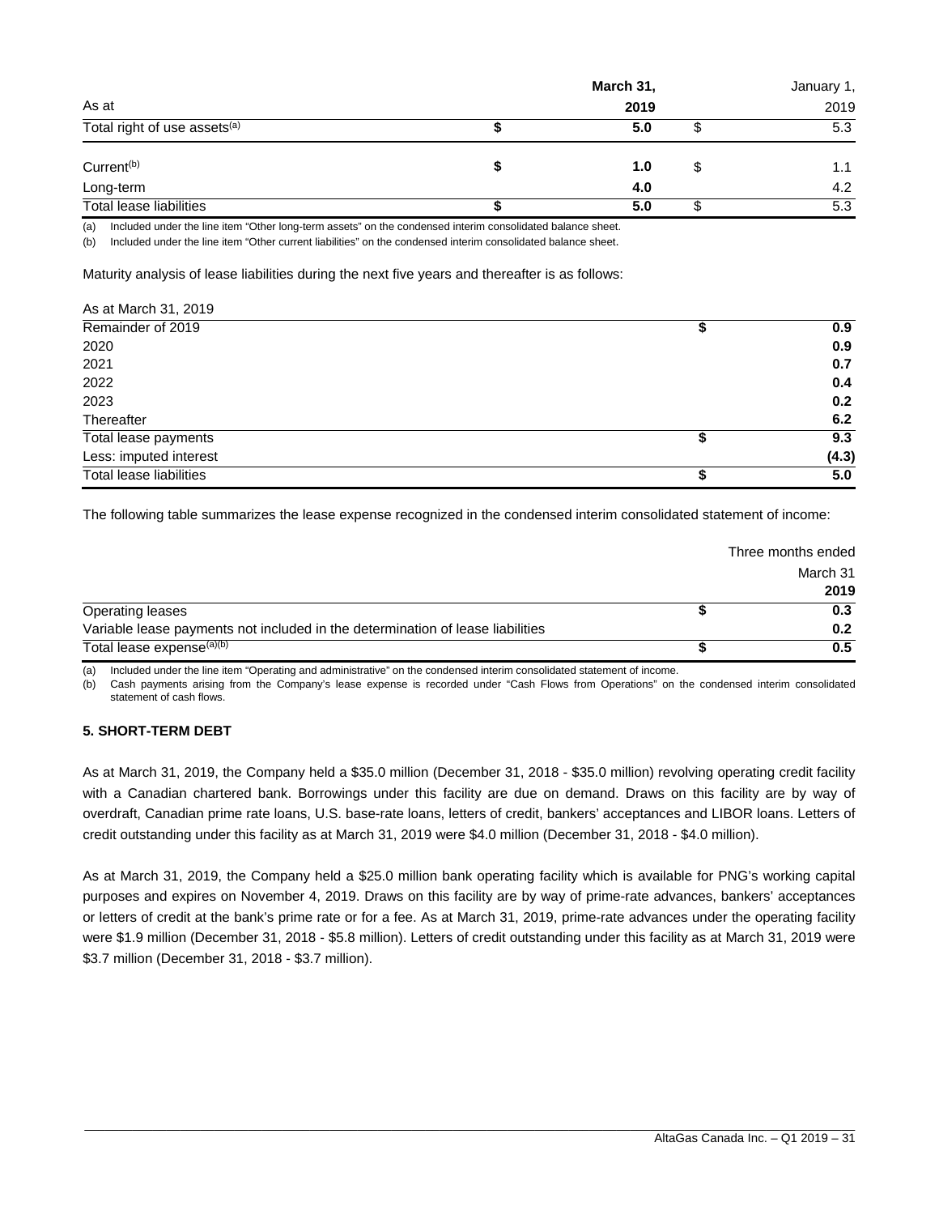| As at | March 31, 2019 | January 1, 2019 |
| --- | --- | --- |
| Total right of use assets[(a)] | $ 5.0 | $ 5.3 |
| Current[(b)] | $ 1.0 | $ 1.1 |
| Long-term | 4.0 | 4.2 |
| Total lease liabilities | $ 5.0 | $ 5.3 |

(a) Included under the line item "Other long-term assets" on the condensed interim consolidated balance sheet.
(b) Included under the line item "Other current liabilities" on the condensed interim consolidated balance sheet.

Maturity analysis of lease liabilities during the next five years and thereafter is as follows:

| As at March 31, 2019 | |
| --- | --- |
| Remainder of 2019 | $ 0.9 |
| 2020 | 0.9 |
| 2021 | 0.7 |
| 2022 | 0.4 |
| 2023 | 0.2 |
| Thereafter | 6.2 |
| Total lease payments | $ 9.3 |
| Less: imputed interest | (4.3) |
| Total lease liabilities | $ 5.0 |

The following table summarizes the lease expense recognized in the condensed interim consolidated statement of income:

| | Three months ended March 31 2019 |
| --- | --- |
| Operating leases | $ 0.3 |
| Variable lease payments not included in the determination of lease liabilities | 0.2 |
| Total lease expense[(a)(b)] | $ 0.5 |

(a) Included under the line item "Operating and administrative" on the condensed interim consolidated statement of income.
(b) Cash payments arising from the Company's lease expense is recorded under "Cash Flows from Operations" on the condensed interim consolidated statement of cash flows.

### 5. SHORT-TERM DEBT

As at March 31, 2019, the Company held a $35.0 million (December 31, 2018 - $35.0 million) revolving operating credit facility with a Canadian chartered bank. Borrowings under this facility are due on demand. Draws on this facility are by way of overdraft, Canadian prime rate loans, U.S. base-rate loans, letters of credit, bankers' acceptances and LIBOR loans. Letters of credit outstanding under this facility as at March 31, 2019 were $4.0 million (December 31, 2018 - $4.0 million).

As at March 31, 2019, the Company held a $25.0 million bank operating facility which is available for PNG's working capital purposes and expires on November 4, 2019. Draws on this facility are by way of prime-rate advances, bankers' acceptances or letters of credit at the bank's prime rate or for a fee. As at March 31, 2019, prime-rate advances under the operating facility were $1.9 million (December 31, 2018 - $5.8 million). Letters of credit outstanding under this facility as at March 31, 2019 were $3.7 million (December 31, 2018 - $3.7 million).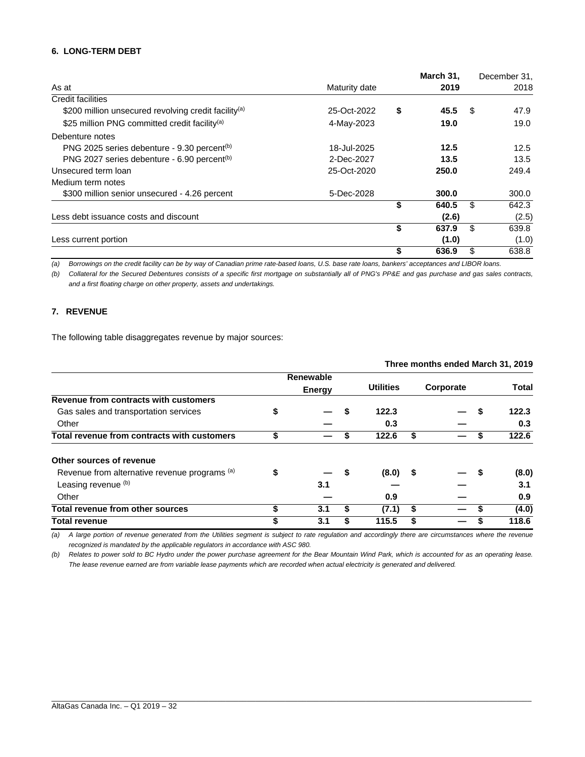## 6. LONG-TERM DEBT

| As at | Maturity date | March 31, 2019 | December 31, 2018 |
|---|---|---|---|
| Credit facilities | | | |
| $200 million unsecured revolving credit facility[(a)] | 25-Oct-2022 | $ 45.5 | $ 47.9 |
| $25 million PNG committed credit facility[(a)] | 4-May-2023 | 19.0 | 19.0 |
| Debenture notes | | | |
| PNG 2025 series debenture - 9.30 percent[(b)] | 18-Jul-2025 | 12.5 | 12.5 |
| PNG 2027 series debenture - 6.90 percent[(b)] | 2-Dec-2027 | 13.5 | 13.5 |
| Unsecured term loan | 25-Oct-2020 | 250.0 | 249.4 |
| Medium term notes | | | |
| $300 million senior unsecured - 4.26 percent | 5-Dec-2028 | 300.0 | 300.0 |
| | | $ 640.5 | $ 642.3 |
| Less debt issuance costs and discount | | (2.6) | (2.5) |
| | | $ 637.9 | $ 639.8 |
| Less current portion | | (1.0) | (1.0) |
| | | $ 636.9 | $ 638.8 |

*(a) Borrowings on the credit facility can be by way of Canadian prime rate-based loans, U.S. base rate loans, bankers' acceptances and LIBOR loans.*

*(b) Collateral for the Secured Debentures consists of a specific first mortgage on substantially all of PNG's PP&E and gas purchase and gas sales contracts, and a first floating charge on other property, assets and undertakings.*

## 7. REVENUE

The following table disaggregates revenue by major sources:

| Three months ended March 31, 2019 | Renewable Energy | Utilities | Corporate | Total |
|---|---|---|---|---|
| **Revenue from contracts with customers** | | | | |
| Gas sales and transportation services | $ — | $ 122.3 | — | $ 122.3 |
| Other | — | 0.3 | — | 0.3 |
| **Total revenue from contracts with customers** | $ — | $ 122.6 | $ — | $ 122.6 |
| | | | | |
| **Other sources of revenue** | | | | |
| Revenue from alternative revenue programs [(a)] | $ — | $ (8.0) | $ — | $ (8.0) |
| Leasing revenue [(b)] | 3.1 | — | — | 3.1 |
| Other | — | 0.9 | — | 0.9 |
| **Total revenue from other sources** | $ 3.1 | $ (7.1) | $ — | $ (4.0) |
| **Total revenue** | $ 3.1 | $ 115.5 | $ — | $ 118.6 |

*(a) A large portion of revenue generated from the Utilities segment is subject to rate regulation and accordingly there are circumstances where the revenue recognized is mandated by the applicable regulators in accordance with ASC 980.*

*(b) Relates to power sold to BC Hydro under the power purchase agreement for the Bear Mountain Wind Park, which is accounted for as an operating lease. The lease revenue earned are from variable lease payments which are recorded when actual electricity is generated and delivered.*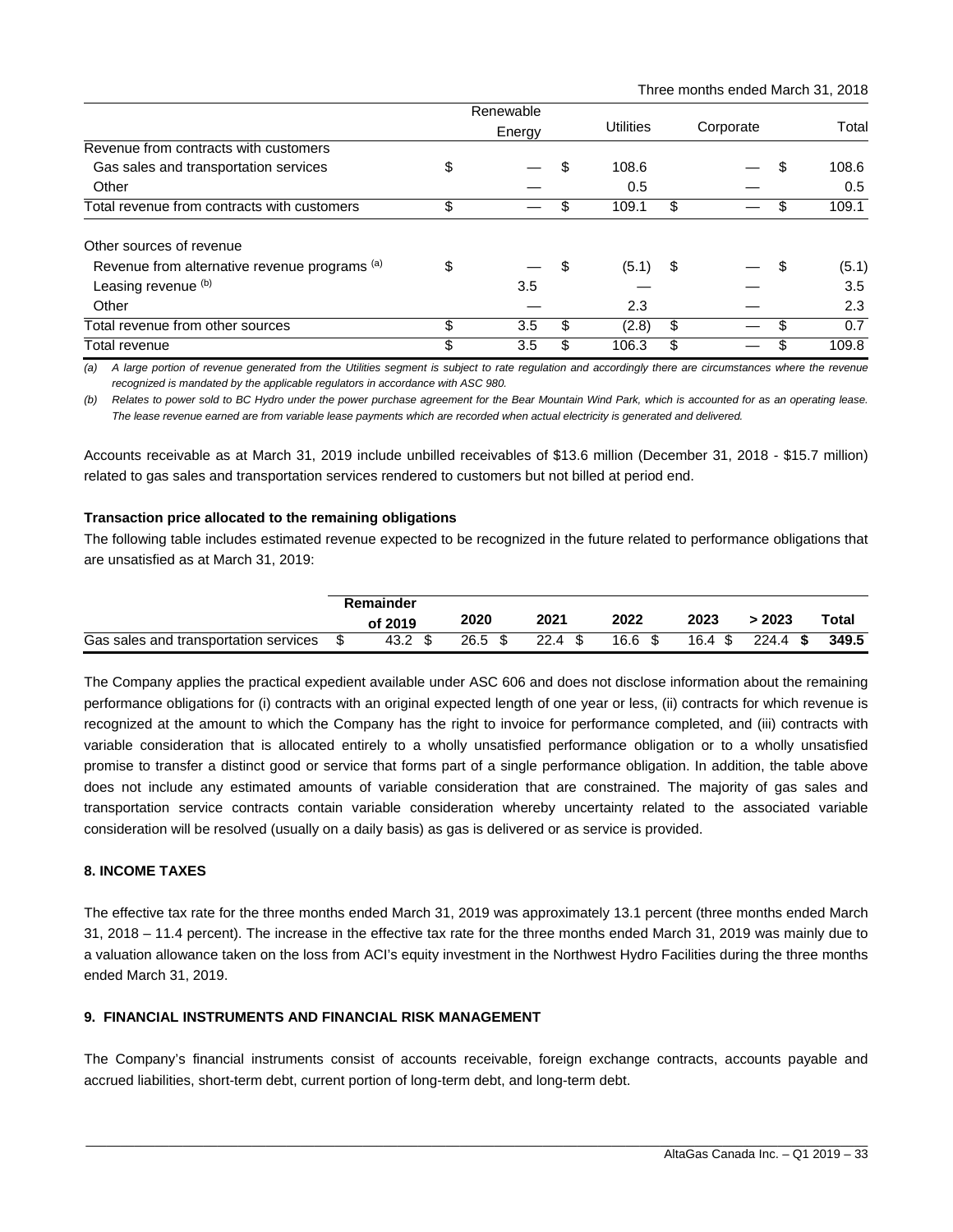Three months ended March 31, 2018

| | Renewable Energy | Utilities | Corporate | Total |
|---|---|---|---|---|
| Revenue from contracts with customers | | | | |
| Gas sales and transportation services | $ — | $ 108.6 | — | $ 108.6 |
| Other | — | 0.5 | — | 0.5 |
| Total revenue from contracts with customers | $ — | $ 109.1 | $ — | $ 109.1 |
| Other sources of revenue | | | | |
| Revenue from alternative revenue programs [(a)] | $ — | $ (5.1) | $ — | $ (5.1) |
| Leasing revenue [(b)] | 3.5 | — | — | 3.5 |
| Other | — | 2.3 | — | 2.3 |
| Total revenue from other sources | $ 3.5 | $ (2.8) | $ — | $ 0.7 |
| Total revenue | $ 3.5 | $ 106.3 | $ — | $ 109.8 |

*(a) A large portion of revenue generated from the Utilities segment is subject to rate regulation and accordingly there are circumstances where the revenue recognized is mandated by the applicable regulators in accordance with ASC 980.*

*(b) Relates to power sold to BC Hydro under the power purchase agreement for the Bear Mountain Wind Park, which is accounted for as an operating lease. The lease revenue earned are from variable lease payments which are recorded when actual electricity is generated and delivered.*

Accounts receivable as at March 31, 2019 include unbilled receivables of $13.6 million (December 31, 2018 - $15.7 million) related to gas sales and transportation services rendered to customers but not billed at period end.

**Transaction price allocated to the remaining obligations**

The following table includes estimated revenue expected to be recognized in the future related to performance obligations that are unsatisfied as at March 31, 2019:

| | Remainder of 2019 | 2020 | 2021 | 2022 | 2023 | > 2023 | Total |
|---|---|---|---|---|---|---|---|
| Gas sales and transportation services | $ 43.2 | $ 26.5 | $ 22.4 | $ 16.6 | $ 16.4 | $ 224.4 | **$ 349.5** |

The Company applies the practical expedient available under ASC 606 and does not disclose information about the remaining performance obligations for (i) contracts with an original expected length of one year or less, (ii) contracts for which revenue is recognized at the amount to which the Company has the right to invoice for performance completed, and (iii) contracts with variable consideration that is allocated entirely to a wholly unsatisfied performance obligation or to a wholly unsatisfied promise to transfer a distinct good or service that forms part of a single performance obligation. In addition, the table above does not include any estimated amounts of variable consideration that are constrained. The majority of gas sales and transportation service contracts contain variable consideration whereby uncertainty related to the associated variable consideration will be resolved (usually on a daily basis) as gas is delivered or as service is provided.

**8. INCOME TAXES**

The effective tax rate for the three months ended March 31, 2019 was approximately 13.1 percent (three months ended March 31, 2018 – 11.4 percent). The increase in the effective tax rate for the three months ended March 31, 2019 was mainly due to a valuation allowance taken on the loss from ACI's equity investment in the Northwest Hydro Facilities during the three months ended March 31, 2019.

**9. FINANCIAL INSTRUMENTS AND FINANCIAL RISK MANAGEMENT**

The Company's financial instruments consist of accounts receivable, foreign exchange contracts, accounts payable and accrued liabilities, short-term debt, current portion of long-term debt, and long-term debt.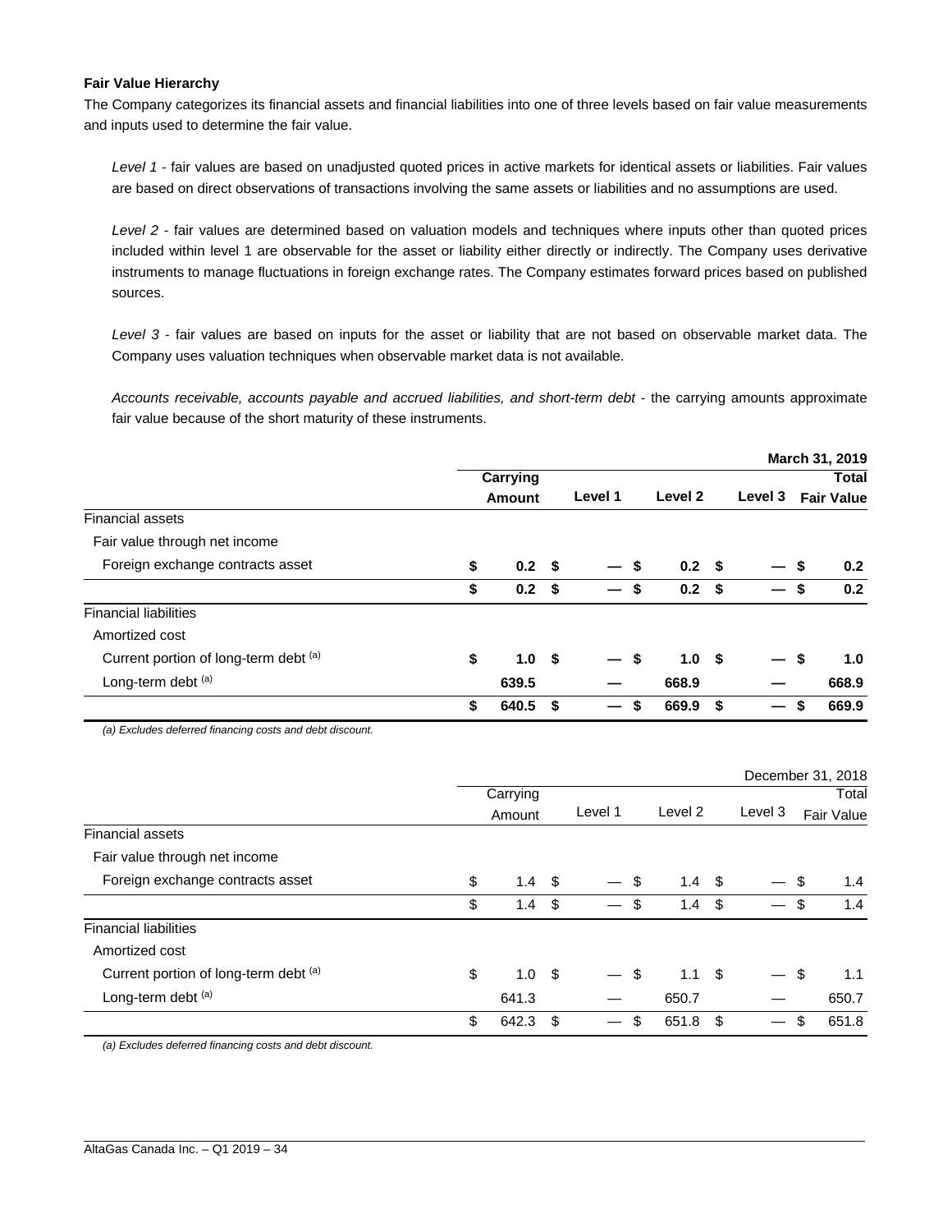**Fair Value Hierarchy**

The Company categorizes its financial assets and financial liabilities into one of three levels based on fair value measurements and inputs used to determine the fair value.

*Level 1* - fair values are based on unadjusted quoted prices in active markets for identical assets or liabilities. Fair values are based on direct observations of transactions involving the same assets or liabilities and no assumptions are used.

*Level 2* - fair values are determined based on valuation models and techniques where inputs other than quoted prices included within level 1 are observable for the asset or liability either directly or indirectly. The Company uses derivative instruments to manage fluctuations in foreign exchange rates. The Company estimates forward prices based on published sources.

*Level 3* - fair values are based on inputs for the asset or liability that are not based on observable market data. The Company uses valuation techniques when observable market data is not available.

*Accounts receivable, accounts payable and accrued liabilities, and short-term debt* - the carrying amounts approximate fair value because of the short maturity of these instruments.

| | | | | | **March 31, 2019** |
|---|---|---|---|---|---|
| | **Carrying Amount** | **Level 1** | **Level 2** | **Level 3** | **Total Fair Value** |
| Financial assets | | | | | |
| Fair value through net income | | | | | |
| Foreign exchange contracts asset | **$ 0.2** | **$ —** | **$ 0.2** | **$ —** | **$ 0.2** |
| | **$ 0.2** | **$ —** | **$ 0.2** | **$ —** | **$ 0.2** |
| Financial liabilities | | | | | |
| Amortized cost | | | | | |
| Current portion of long-term debt [(a)] | **$ 1.0** | **$ —** | **$ 1.0** | **$ —** | **$ 1.0** |
| Long-term debt [(a)] | **639.5** | **—** | **668.9** | **—** | **668.9** |
| | **$ 640.5** | **$ —** | **$ 669.9** | **$ —** | **$ 669.9** |

*(a) Excludes deferred financing costs and debt discount.*

| | | | | | December 31, 2018 |
|---|---|---|---|---|---|
| | Carrying Amount | Level 1 | Level 2 | Level 3 | Total Fair Value |
| Financial assets | | | | | |
| Fair value through net income | | | | | |
| Foreign exchange contracts asset | $ 1.4 | $ — | $ 1.4 | $ — | $ 1.4 |
| | $ 1.4 | $ — | $ 1.4 | $ — | $ 1.4 |
| Financial liabilities | | | | | |
| Amortized cost | | | | | |
| Current portion of long-term debt [(a)] | $ 1.0 | $ — | $ 1.1 | $ — | $ 1.1 |
| Long-term debt [(a)] | 641.3 | — | 650.7 | — | 650.7 |
| | $ 642.3 | $ — | $ 651.8 | $ — | $ 651.8 |

*(a) Excludes deferred financing costs and debt discount.*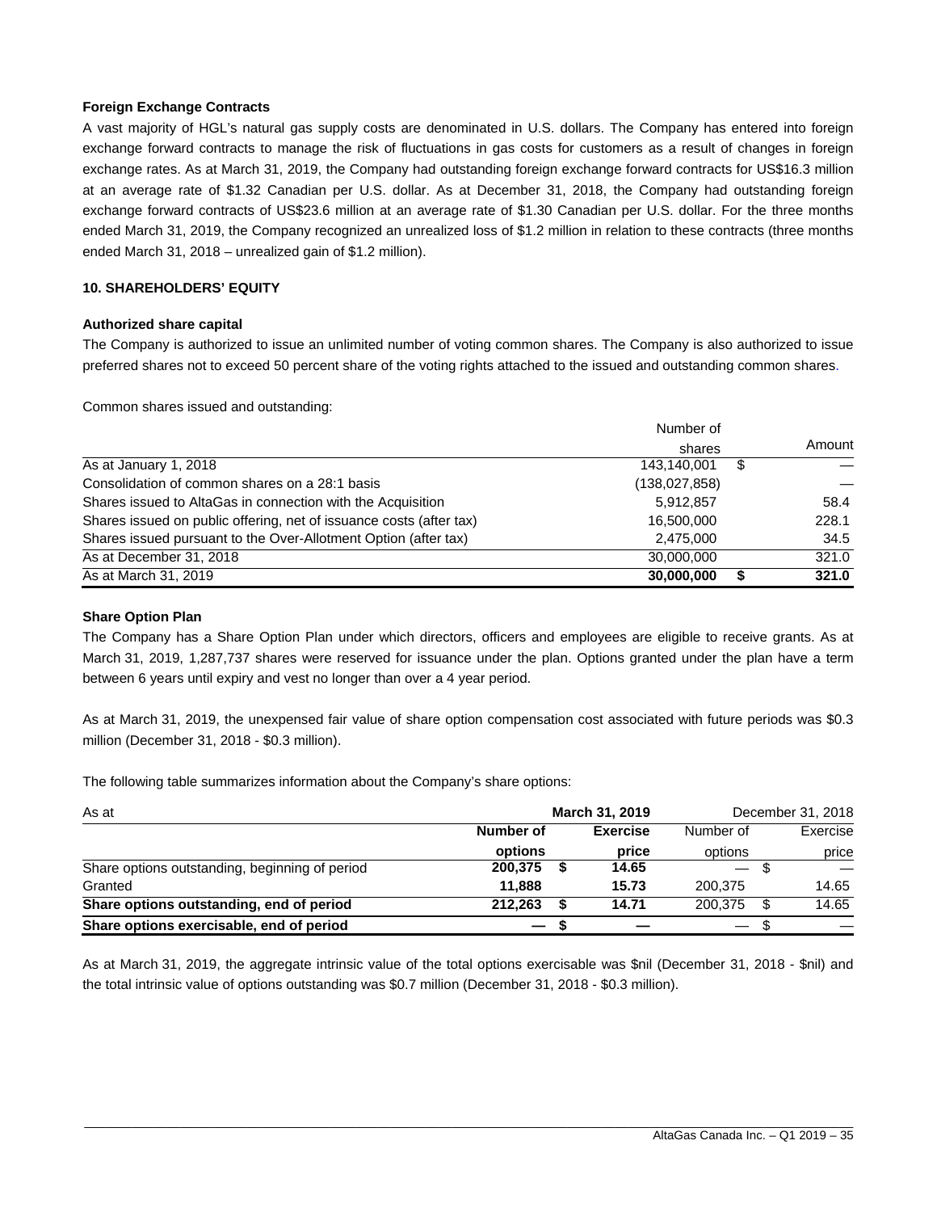### Foreign Exchange Contracts

A vast majority of HGL's natural gas supply costs are denominated in U.S. dollars. The Company has entered into foreign exchange forward contracts to manage the risk of fluctuations in gas costs for customers as a result of changes in foreign exchange rates. As at March 31, 2019, the Company had outstanding foreign exchange forward contracts for US$16.3 million at an average rate of $1.32 Canadian per U.S. dollar. As at December 31, 2018, the Company had outstanding foreign exchange forward contracts of US$23.6 million at an average rate of $1.30 Canadian per U.S. dollar. For the three months ended March 31, 2019, the Company recognized an unrealized loss of $1.2 million in relation to these contracts (three months ended March 31, 2018 – unrealized gain of $1.2 million).

## 10. SHAREHOLDERS' EQUITY

### Authorized share capital

The Company is authorized to issue an unlimited number of voting common shares. The Company is also authorized to issue preferred shares not to exceed 50 percent share of the voting rights attached to the issued and outstanding common shares.

Common shares issued and outstanding:

| | Number of shares | | Amount |
|---|---|---|---|
| As at January 1, 2018 | 143,140,001 | $ | — |
| Consolidation of common shares on a 28:1 basis | (138,027,858) | | — |
| Shares issued to AltaGas in connection with the Acquisition | 5,912,857 | | 58.4 |
| Shares issued on public offering, net of issuance costs (after tax) | 16,500,000 | | 228.1 |
| Shares issued pursuant to the Over-Allotment Option (after tax) | 2,475,000 | | 34.5 |
| As at December 31, 2018 | 30,000,000 | | 321.0 |
| **As at March 31, 2019** | **30,000,000** | **$** | **321.0** |

### Share Option Plan

The Company has a Share Option Plan under which directors, officers and employees are eligible to receive grants. As at March 31, 2019, 1,287,737 shares were reserved for issuance under the plan. Options granted under the plan have a term between 6 years until expiry and vest no longer than over a 4 year period.

As at March 31, 2019, the unexpensed fair value of share option compensation cost associated with future periods was $0.3 million (December 31, 2018 - $0.3 million).

The following table summarizes information about the Company's share options:

| As at | **March 31, 2019** | | | December 31, 2018 | | |
|---|---|---|---|---|---|---|
| | **Number of options** | | **Exercise price** | Number of options | | Exercise price |
| Share options outstanding, beginning of period | **200,375** | **$** | **14.65** | — | $ | — |
| Granted | **11,888** | | **15.73** | 200,375 | | 14.65 |
| **Share options outstanding, end of period** | **212,263** | **$** | **14.71** | 200,375 | $ | 14.65 |
| **Share options exercisable, end of period** | **—** | **$** | **—** | — | $ | — |

As at March 31, 2019, the aggregate intrinsic value of the total options exercisable was $nil (December 31, 2018 - $nil) and the total intrinsic value of options outstanding was $0.7 million (December 31, 2018 - $0.3 million).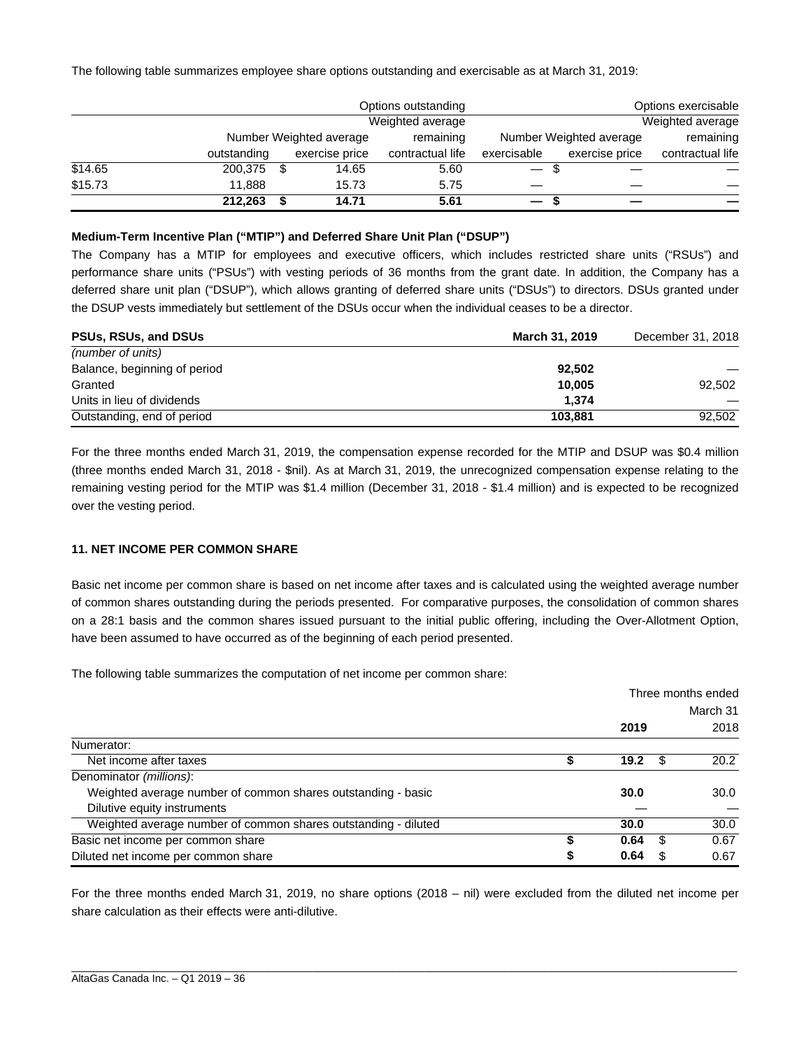The following table summarizes employee share options outstanding and exercisable as at March 31, 2019:

| | Options outstanding | | | Options exercisable | | |
|---|---|---|---|---|---|---|
| | Number outstanding | Weighted average exercise price | Weighted average remaining contractual life | Number exercisable | Weighted average exercise price | Weighted average remaining contractual life |
| $14.65 | 200,375 | $ 14.65 | 5.60 | — | $ — | — |
| $15.73 | 11,888 | 15.73 | 5.75 | — | — | — |
| | **212,263** | **$ 14.71** | **5.61** | **—** | **$ —** | **—** |

**Medium-Term Incentive Plan ("MTIP") and Deferred Share Unit Plan ("DSUP")**

The Company has a MTIP for employees and executive officers, which includes restricted share units ("RSUs") and performance share units ("PSUs") with vesting periods of 36 months from the grant date. In addition, the Company has a deferred share unit plan ("DSUP"), which allows granting of deferred share units ("DSUs") to directors. DSUs granted under the DSUP vests immediately but settlement of the DSUs occur when the individual ceases to be a director.

| **PSUs, RSUs, and DSUs** | **March 31, 2019** | December 31, 2018 |
|---|---|---|
| *(number of units)* | | |
| Balance, beginning of period | **92,502** | — |
| Granted | **10,005** | 92,502 |
| Units in lieu of dividends | **1,374** | — |
| Outstanding, end of period | **103,881** | 92,502 |

For the three months ended March 31, 2019, the compensation expense recorded for the MTIP and DSUP was $0.4 million (three months ended March 31, 2018 - $nil). As at March 31, 2019, the unrecognized compensation expense relating to the remaining vesting period for the MTIP was $1.4 million (December 31, 2018 - $1.4 million) and is expected to be recognized over the vesting period.

## 11. NET INCOME PER COMMON SHARE

Basic net income per common share is based on net income after taxes and is calculated using the weighted average number of common shares outstanding during the periods presented. For comparative purposes, the consolidation of common shares on a 28:1 basis and the common shares issued pursuant to the initial public offering, including the Over-Allotment Option, have been assumed to have occurred as of the beginning of each period presented.

The following table summarizes the computation of net income per common share:

| | Three months ended March 31 | |
|---|---|---|
| | **2019** | 2018 |
| Numerator: | | |
| Net income after taxes | **$ 19.2** | $ 20.2 |
| Denominator *(millions)*: | | |
| Weighted average number of common shares outstanding - basic | **30.0** | 30.0 |
| Dilutive equity instruments | **—** | — |
| Weighted average number of common shares outstanding - diluted | **30.0** | 30.0 |
| Basic net income per common share | **$ 0.64** | $ 0.67 |
| Diluted net income per common share | **$ 0.64** | $ 0.67 |

For the three months ended March 31, 2019, no share options (2018 – nil) were excluded from the diluted net income per share calculation as their effects were anti-dilutive.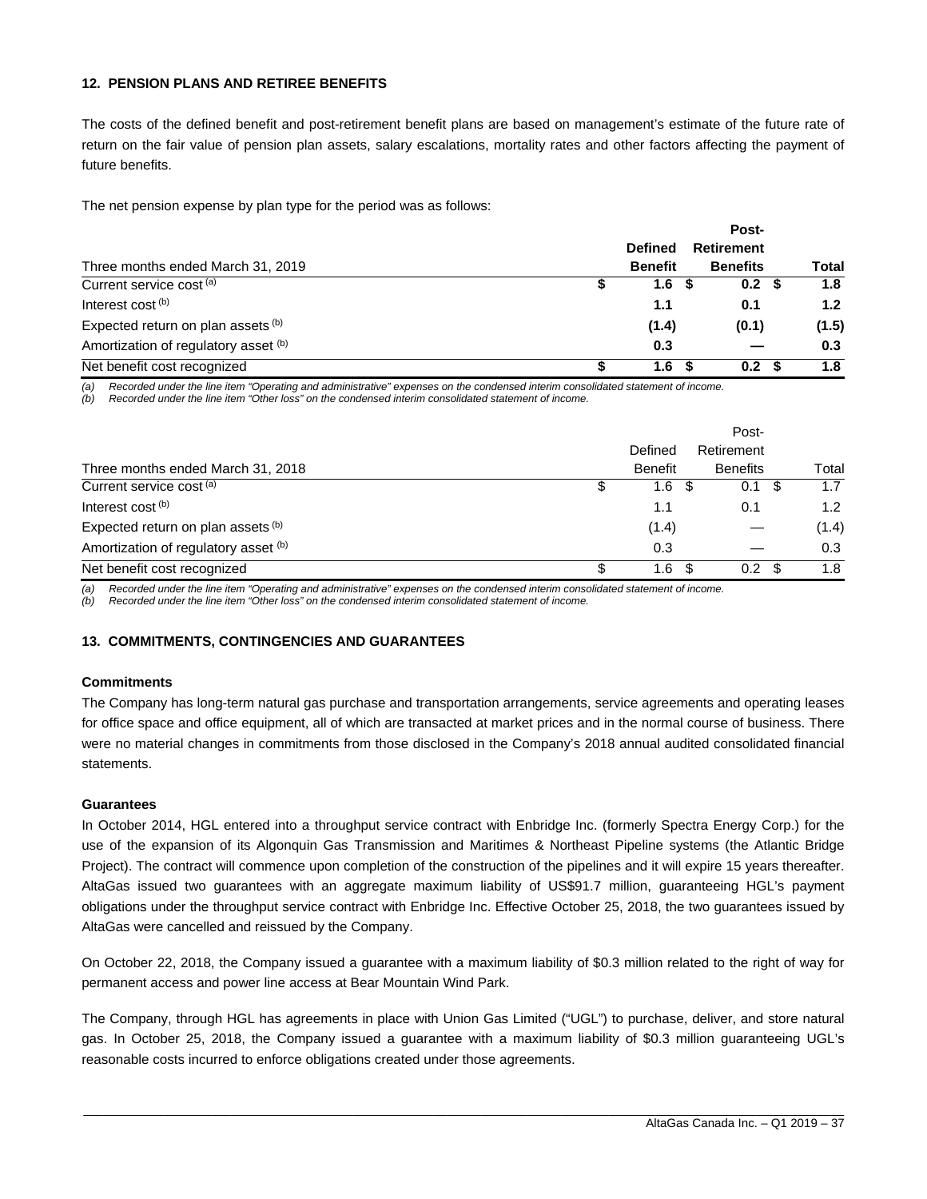## 12. PENSION PLANS AND RETIREE BENEFITS

The costs of the defined benefit and post-retirement benefit plans are based on management's estimate of the future rate of return on the fair value of pension plan assets, salary escalations, mortality rates and other factors affecting the payment of future benefits.

The net pension expense by plan type for the period was as follows:

| Three months ended March 31, 2019 | Defined Benefit | Post-Retirement Benefits | Total |
|---|---|---|---|
| Current service cost [(a)] | **$ 1.6** | **$ 0.2** | **$ 1.8** |
| Interest cost [(b)] | **1.1** | **0.1** | **1.2** |
| Expected return on plan assets [(b)] | **(1.4)** | **(0.1)** | **(1.5)** |
| Amortization of regulatory asset [(b)] | **0.3** | **—** | **0.3** |
| Net benefit cost recognized | **$ 1.6** | **$ 0.2** | **$ 1.8** |

*(a) Recorded under the line item "Operating and administrative" expenses on the condensed interim consolidated statement of income.*
*(b) Recorded under the line item "Other loss" on the condensed interim consolidated statement of income.*

| Three months ended March 31, 2018 | Defined Benefit | Post-Retirement Benefits | Total |
|---|---|---|---|
| Current service cost [(a)] | $ 1.6 | $ 0.1 | $ 1.7 |
| Interest cost [(b)] | 1.1 | 0.1 | 1.2 |
| Expected return on plan assets [(b)] | (1.4) | — | (1.4) |
| Amortization of regulatory asset [(b)] | 0.3 | — | 0.3 |
| Net benefit cost recognized | $ 1.6 | $ 0.2 | $ 1.8 |

*(a) Recorded under the line item "Operating and administrative" expenses on the condensed interim consolidated statement of income.*
*(b) Recorded under the line item "Other loss" on the condensed interim consolidated statement of income.*

## 13. COMMITMENTS, CONTINGENCIES AND GUARANTEES

**Commitments**

The Company has long-term natural gas purchase and transportation arrangements, service agreements and operating leases for office space and office equipment, all of which are transacted at market prices and in the normal course of business. There were no material changes in commitments from those disclosed in the Company's 2018 annual audited consolidated financial statements.

**Guarantees**

In October 2014, HGL entered into a throughput service contract with Enbridge Inc. (formerly Spectra Energy Corp.) for the use of the expansion of its Algonquin Gas Transmission and Maritimes & Northeast Pipeline systems (the Atlantic Bridge Project). The contract will commence upon completion of the construction of the pipelines and it will expire 15 years thereafter. AltaGas issued two guarantees with an aggregate maximum liability of US$91.7 million, guaranteeing HGL's payment obligations under the throughput service contract with Enbridge Inc. Effective October 25, 2018, the two guarantees issued by AltaGas were cancelled and reissued by the Company.

On October 22, 2018, the Company issued a guarantee with a maximum liability of $0.3 million related to the right of way for permanent access and power line access at Bear Mountain Wind Park.

The Company, through HGL has agreements in place with Union Gas Limited ("UGL") to purchase, deliver, and store natural gas. In October 25, 2018, the Company issued a guarantee with a maximum liability of $0.3 million guaranteeing UGL's reasonable costs incurred to enforce obligations created under those agreements.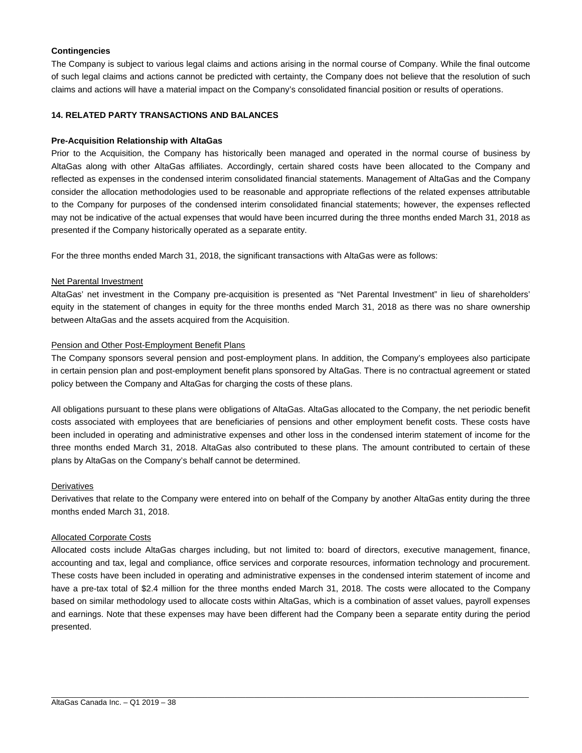**Contingencies**

The Company is subject to various legal claims and actions arising in the normal course of Company. While the final outcome of such legal claims and actions cannot be predicted with certainty, the Company does not believe that the resolution of such claims and actions will have a material impact on the Company's consolidated financial position or results of operations.

## 14. RELATED PARTY TRANSACTIONS AND BALANCES

**Pre-Acquisition Relationship with AltaGas**

Prior to the Acquisition, the Company has historically been managed and operated in the normal course of business by AltaGas along with other AltaGas affiliates. Accordingly, certain shared costs have been allocated to the Company and reflected as expenses in the condensed interim consolidated financial statements. Management of AltaGas and the Company consider the allocation methodologies used to be reasonable and appropriate reflections of the related expenses attributable to the Company for purposes of the condensed interim consolidated financial statements; however, the expenses reflected may not be indicative of the actual expenses that would have been incurred during the three months ended March 31, 2018 as presented if the Company historically operated as a separate entity.

For the three months ended March 31, 2018, the significant transactions with AltaGas were as follows:

Net Parental Investment

AltaGas' net investment in the Company pre-acquisition is presented as "Net Parental Investment" in lieu of shareholders' equity in the statement of changes in equity for the three months ended March 31, 2018 as there was no share ownership between AltaGas and the assets acquired from the Acquisition.

Pension and Other Post-Employment Benefit Plans

The Company sponsors several pension and post-employment plans. In addition, the Company's employees also participate in certain pension plan and post-employment benefit plans sponsored by AltaGas. There is no contractual agreement or stated policy between the Company and AltaGas for charging the costs of these plans.

All obligations pursuant to these plans were obligations of AltaGas. AltaGas allocated to the Company, the net periodic benefit costs associated with employees that are beneficiaries of pensions and other employment benefit costs. These costs have been included in operating and administrative expenses and other loss in the condensed interim statement of income for the three months ended March 31, 2018. AltaGas also contributed to these plans. The amount contributed to certain of these plans by AltaGas on the Company's behalf cannot be determined.

Derivatives

Derivatives that relate to the Company were entered into on behalf of the Company by another AltaGas entity during the three months ended March 31, 2018.

Allocated Corporate Costs

Allocated costs include AltaGas charges including, but not limited to: board of directors, executive management, finance, accounting and tax, legal and compliance, office services and corporate resources, information technology and procurement. These costs have been included in operating and administrative expenses in the condensed interim statement of income and have a pre-tax total of $2.4 million for the three months ended March 31, 2018. The costs were allocated to the Company based on similar methodology used to allocate costs within AltaGas, which is a combination of asset values, payroll expenses and earnings. Note that these expenses may have been different had the Company been a separate entity during the period presented.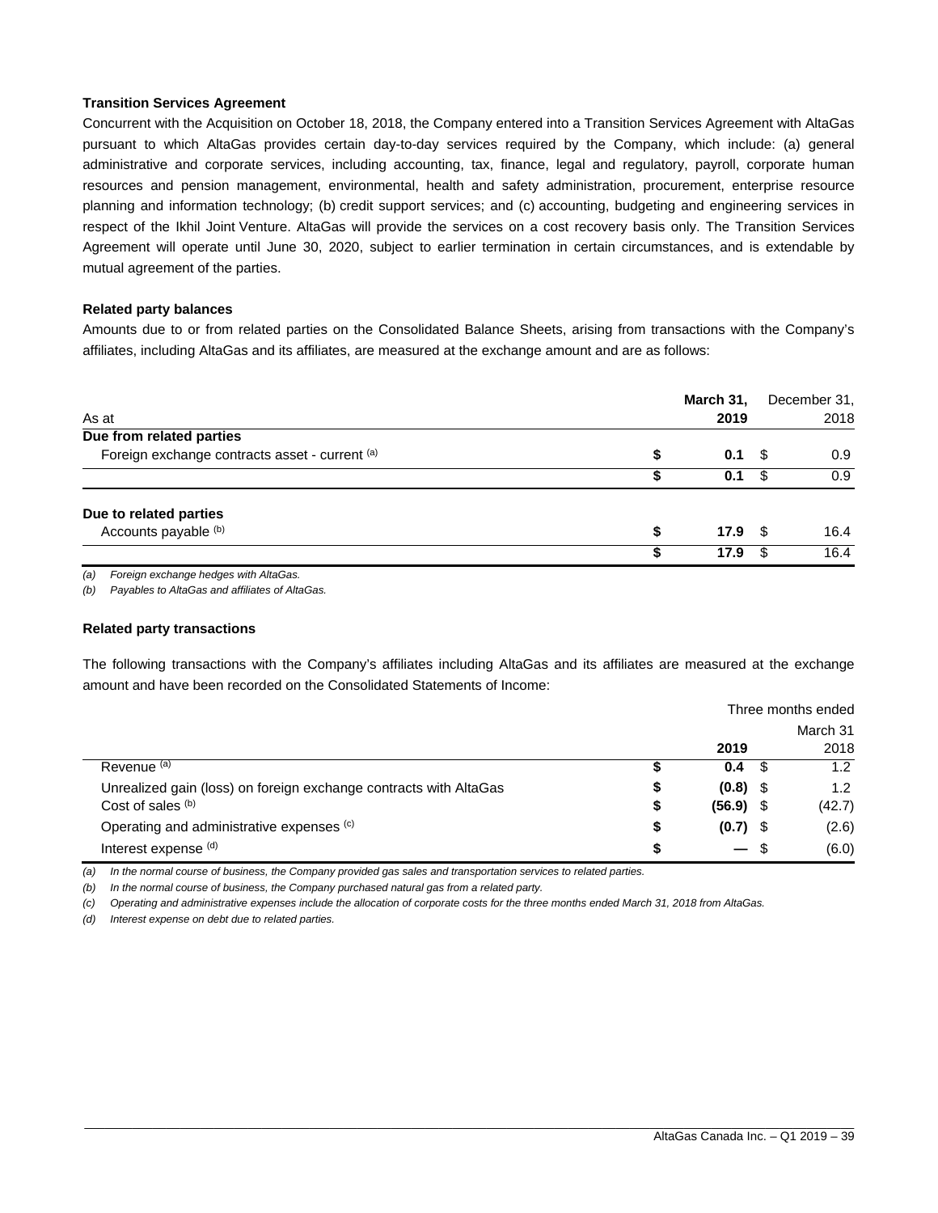**Transition Services Agreement**

Concurrent with the Acquisition on October 18, 2018, the Company entered into a Transition Services Agreement with AltaGas pursuant to which AltaGas provides certain day-to-day services required by the Company, which include: (a) general administrative and corporate services, including accounting, tax, finance, legal and regulatory, payroll, corporate human resources and pension management, environmental, health and safety administration, procurement, enterprise resource planning and information technology; (b) credit support services; and (c) accounting, budgeting and engineering services in respect of the Ikhil Joint Venture. AltaGas will provide the services on a cost recovery basis only. The Transition Services Agreement will operate until June 30, 2020, subject to earlier termination in certain circumstances, and is extendable by mutual agreement of the parties.

**Related party balances**

Amounts due to or from related parties on the Consolidated Balance Sheets, arising from transactions with the Company's affiliates, including AltaGas and its affiliates, are measured at the exchange amount and are as follows:

| As at | March 31, 2019 | December 31, 2018 |
|---|---|---|
| **Due from related parties** | | |
| Foreign exchange contracts asset - current [(a)] | $ **0.1** | $ 0.9 |
| | $ **0.1** | $ 0.9 |
| **Due to related parties** | | |
| Accounts payable [(b)] | $ **17.9** | $ 16.4 |
| | $ **17.9** | $ 16.4 |

*(a) Foreign exchange hedges with AltaGas.*

*(b) Payables to AltaGas and affiliates of AltaGas.*

**Related party transactions**

The following transactions with the Company's affiliates including AltaGas and its affiliates are measured at the exchange amount and have been recorded on the Consolidated Statements of Income:

| | Three months ended March 31 2019 | 2018 |
|---|---|---|
| Revenue [(a)] | $ **0.4** | $ 1.2 |
| Unrealized gain (loss) on foreign exchange contracts with AltaGas | $ **(0.8)** | $ 1.2 |
| Cost of sales [(b)] | $ **(56.9)** | $ (42.7) |
| Operating and administrative expenses [(c)] | $ **(0.7)** | $ (2.6) |
| Interest expense [(d)] | $ **—** | $ (6.0) |

*(a) In the normal course of business, the Company provided gas sales and transportation services to related parties.*

*(b) In the normal course of business, the Company purchased natural gas from a related party.*

*(c) Operating and administrative expenses include the allocation of corporate costs for the three months ended March 31, 2018 from AltaGas.*

*(d) Interest expense on debt due to related parties.*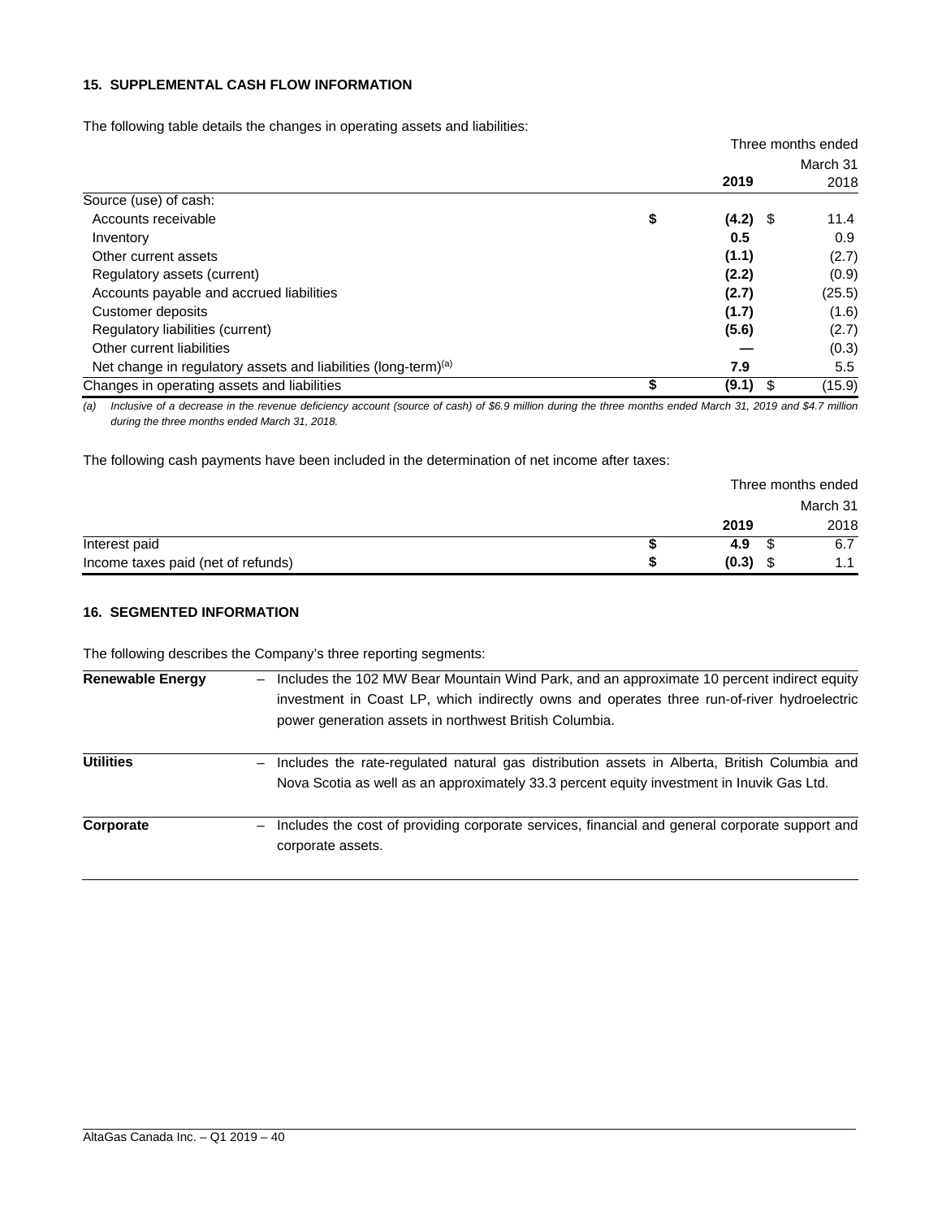## 15. SUPPLEMENTAL CASH FLOW INFORMATION

The following table details the changes in operating assets and liabilities:

| | Three months ended March 31 | |
|---|---|---|
| | **2019** | 2018 |
| Source (use) of cash: | | |
| Accounts receivable | **$ (4.2)** | $ 11.4 |
| Inventory | **0.5** | 0.9 |
| Other current assets | **(1.1)** | (2.7) |
| Regulatory assets (current) | **(2.2)** | (0.9) |
| Accounts payable and accrued liabilities | **(2.7)** | (25.5) |
| Customer deposits | **(1.7)** | (1.6) |
| Regulatory liabilities (current) | **(5.6)** | (2.7) |
| Other current liabilities | **—** | (0.3) |
| Net change in regulatory assets and liabilities (long-term)[(a)] | **7.9** | 5.5 |
| Changes in operating assets and liabilities | **$ (9.1)** | $ (15.9) |

*(a) Inclusive of a decrease in the revenue deficiency account (source of cash) of $6.9 million during the three months ended March 31, 2019 and $4.7 million during the three months ended March 31, 2018.*

The following cash payments have been included in the determination of net income after taxes:

| | Three months ended March 31 | |
|---|---|---|
| | **2019** | 2018 |
| Interest paid | **$ 4.9** | $ 6.7 |
| Income taxes paid (net of refunds) | **$ (0.3)** | $ 1.1 |

## 16. SEGMENTED INFORMATION

The following describes the Company's three reporting segments:

| | |
|---|---|
| **Renewable Energy** | – Includes the 102 MW Bear Mountain Wind Park, and an approximate 10 percent indirect equity investment in Coast LP, which indirectly owns and operates three run-of-river hydroelectric power generation assets in northwest British Columbia. |
| **Utilities** | – Includes the rate-regulated natural gas distribution assets in Alberta, British Columbia and Nova Scotia as well as an approximately 33.3 percent equity investment in Inuvik Gas Ltd. |
| **Corporate** | – Includes the cost of providing corporate services, financial and general corporate support and corporate assets. |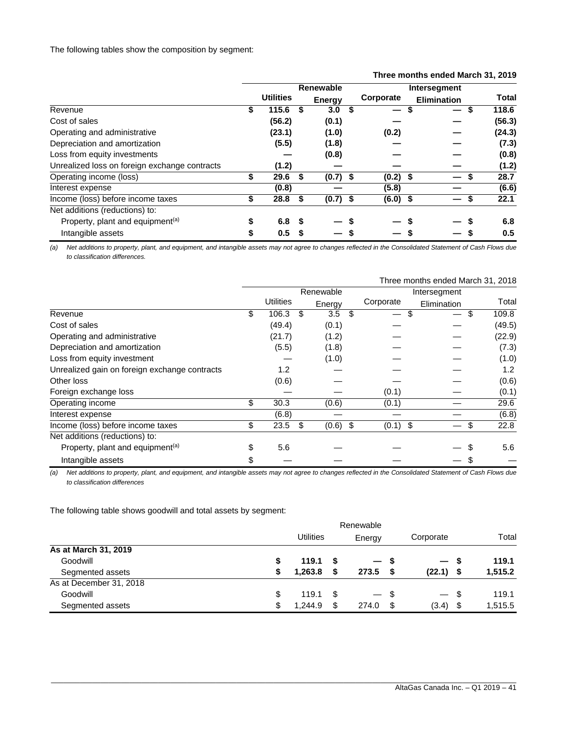The following tables show the composition by segment:

| | Three months ended March 31, 2019 | | | | |
|---|---|---|---|---|---|
| | **Utilities** | **Renewable Energy** | **Corporate** | **Intersegment Elimination** | **Total** |
| Revenue | **$ 115.6** | **$ 3.0** | **$ —** | **$ —** | **$ 118.6** |
| Cost of sales | **(56.2)** | **(0.1)** | **—** | **—** | **(56.3)** |
| Operating and administrative | **(23.1)** | **(1.0)** | **(0.2)** | **—** | **(24.3)** |
| Depreciation and amortization | **(5.5)** | **(1.8)** | **—** | **—** | **(7.3)** |
| Loss from equity investments | **—** | **(0.8)** | **—** | **—** | **(0.8)** |
| Unrealized loss on foreign exchange contracts | **(1.2)** | **—** | **—** | **—** | **(1.2)** |
| Operating income (loss) | **$ 29.6** | **$ (0.7)** | **$ (0.2)** | **$ —** | **$ 28.7** |
| Interest expense | **(0.8)** | **—** | **(5.8)** | **—** | **(6.6)** |
| Income (loss) before income taxes | **$ 28.8** | **$ (0.7)** | **$ (6.0)** | **$ —** | **$ 22.1** |
| Net additions (reductions) to: | | | | | |
| Property, plant and equipment[(a)] | **$ 6.8** | **$ —** | **$ —** | **$ —** | **$ 6.8** |
| Intangible assets | **$ 0.5** | **$ —** | **$ —** | **$ —** | **$ 0.5** |

*(a) Net additions to property, plant, and equipment, and intangible assets may not agree to changes reflected in the Consolidated Statement of Cash Flows due to classification differences.*

| | Three months ended March 31, 2018 | | | | |
|---|---|---|---|---|---|
| | Utilities | Renewable Energy | Corporate | Intersegment Elimination | Total |
| Revenue | $ 106.3 | $ 3.5 | $ — | $ — | $ 109.8 |
| Cost of sales | (49.4) | (0.1) | — | — | (49.5) |
| Operating and administrative | (21.7) | (1.2) | — | — | (22.9) |
| Depreciation and amortization | (5.5) | (1.8) | — | — | (7.3) |
| Loss from equity investment | — | (1.0) | — | — | (1.0) |
| Unrealized gain on foreign exchange contracts | 1.2 | — | — | — | 1.2 |
| Other loss | (0.6) | — | — | — | (0.6) |
| Foreign exchange loss | — | — | (0.1) | — | (0.1) |
| Operating income | $ 30.3 | (0.6) | (0.1) | — | 29.6 |
| Interest expense | (6.8) | — | — | — | (6.8) |
| Income (loss) before income taxes | $ 23.5 | $ (0.6) | $ (0.1) | $ — | $ 22.8 |
| Net additions (reductions) to: | | | | | |
| Property, plant and equipment[(a)] | $ 5.6 | — | — | — | $ 5.6 |
| Intangible assets | $ — | — | — | — | $ — |

*(a) Net additions to property, plant, and equipment, and intangible assets may not agree to changes reflected in the Consolidated Statement of Cash Flows due to classification differences*

The following table shows goodwill and total assets by segment:

| | Utilities | Renewable Energy | Corporate | Total |
|---|---|---|---|---|
| **As at March 31, 2019** | | | | |
| Goodwill | **$ 119.1** | **$ —** | **$ —** | **$ 119.1** |
| Segmented assets | **$ 1,263.8** | **$ 273.5** | **$ (22.1)** | **$ 1,515.2** |
| As at December 31, 2018 | | | | |
| Goodwill | $ 119.1 | $ — | $ — | $ 119.1 |
| Segmented assets | $ 1,244.9 | $ 274.0 | $ (3.4) | $ 1,515.5 |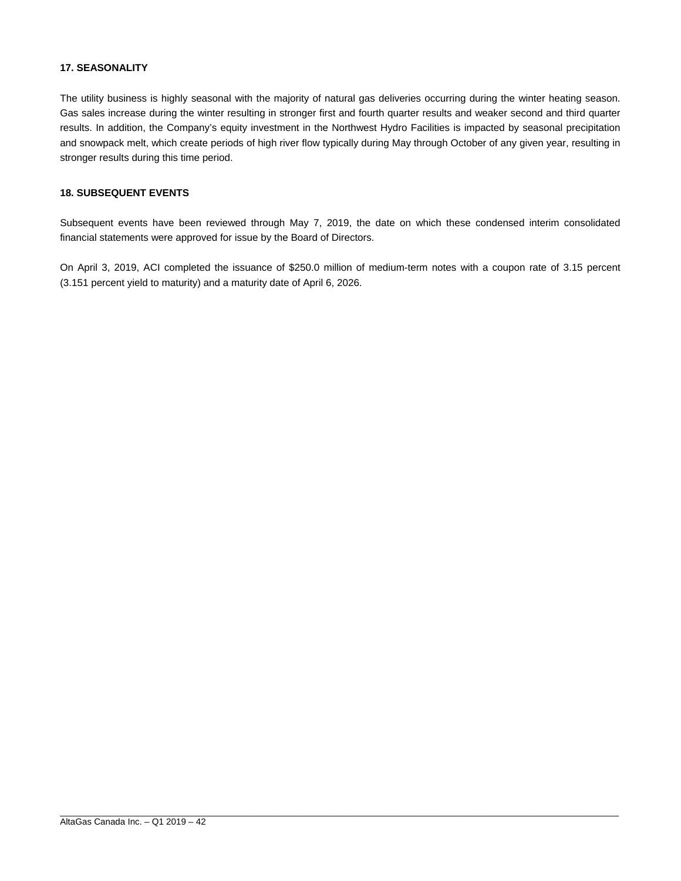### 17. SEASONALITY

The utility business is highly seasonal with the majority of natural gas deliveries occurring during the winter heating season. Gas sales increase during the winter resulting in stronger first and fourth quarter results and weaker second and third quarter results. In addition, the Company's equity investment in the Northwest Hydro Facilities is impacted by seasonal precipitation and snowpack melt, which create periods of high river flow typically during May through October of any given year, resulting in stronger results during this time period.

### 18. SUBSEQUENT EVENTS

Subsequent events have been reviewed through May 7, 2019, the date on which these condensed interim consolidated financial statements were approved for issue by the Board of Directors.

On April 3, 2019, ACI completed the issuance of $250.0 million of medium-term notes with a coupon rate of 3.15 percent (3.151 percent yield to maturity) and a maturity date of April 6, 2026.